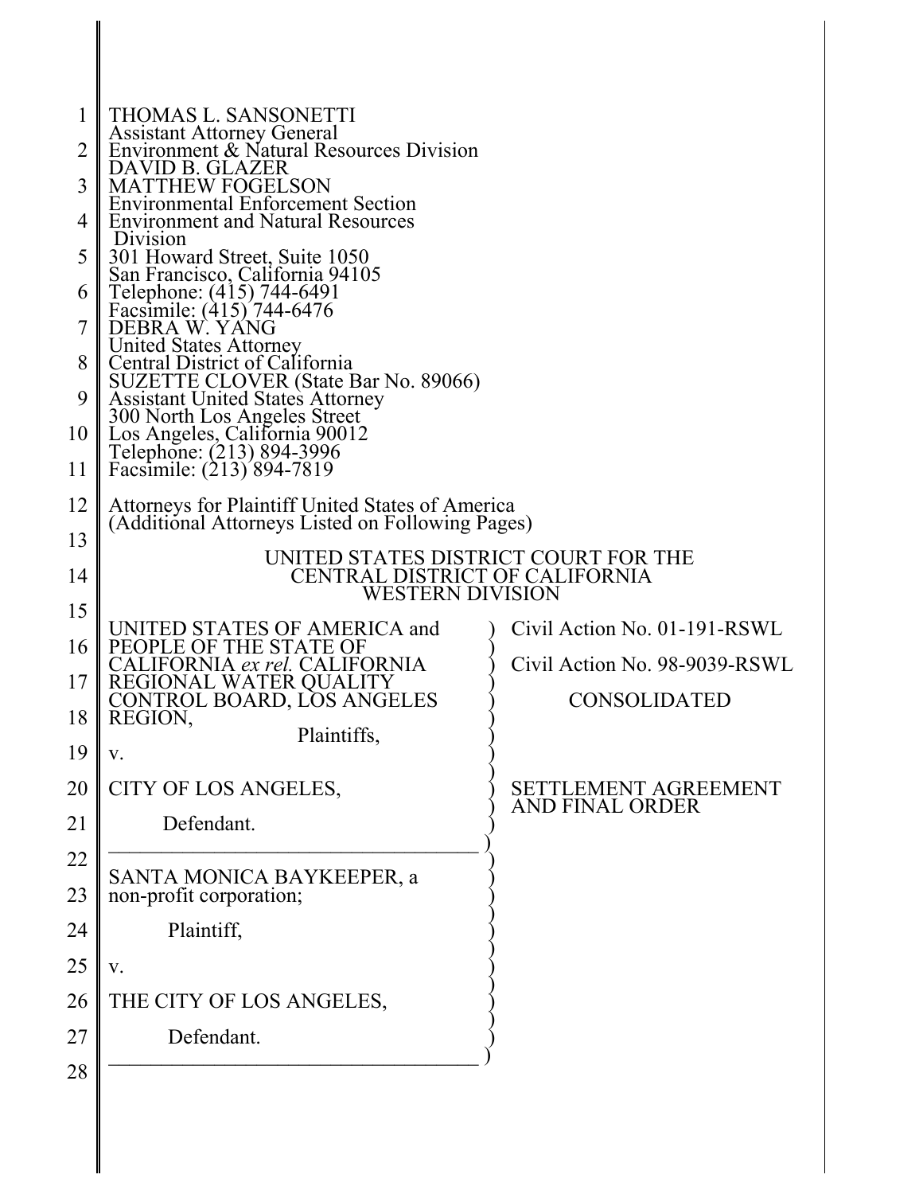THOMAS L. SANSONETTI
Assistant Attorney General
Environment & Natural Resources Division
DAVID B. GLAZER
MATTHEW FOGELSON
Environmental Enforcement Section
Environment and Natural Resources Division
301 Howard Street, Suite 1050
San Francisco, California 94105
Telephone: (415) 744-6491
Facsimile: (415) 744-6476
DEBRA W. YANG
United States Attorney
Central District of California
SUZETTE CLOVER (State Bar No. 89066)
Assistant United States Attorney
300 North Los Angeles Street
Los Angeles, California 90012
Telephone: (213) 894-3996
Facsimile: (213) 894-7819

Attorneys for Plaintiff United States of America
(Additional Attorneys Listed on Following Pages)

UNITED STATES DISTRICT COURT FOR THE
CENTRAL DISTRICT OF CALIFORNIA
WESTERN DIVISION

UNITED STATES OF AMERICA and PEOPLE OF THE STATE OF CALIFORNIA *ex rel.* CALIFORNIA REGIONAL WATER QUALITY CONTROL BOARD, LOS ANGELES REGION,

Plaintiffs,

v.

CITY OF LOS ANGELES,

Defendant.

---

SANTA MONICA BAYKEEPER, a non-profit corporation;

Plaintiff,

v.

THE CITY OF LOS ANGELES,

Defendant.

---

Civil Action No. 01-191-RSWL

Civil Action No. 98-9039-RSWL

CONSOLIDATED

SETTLEMENT AGREEMENT AND FINAL ORDER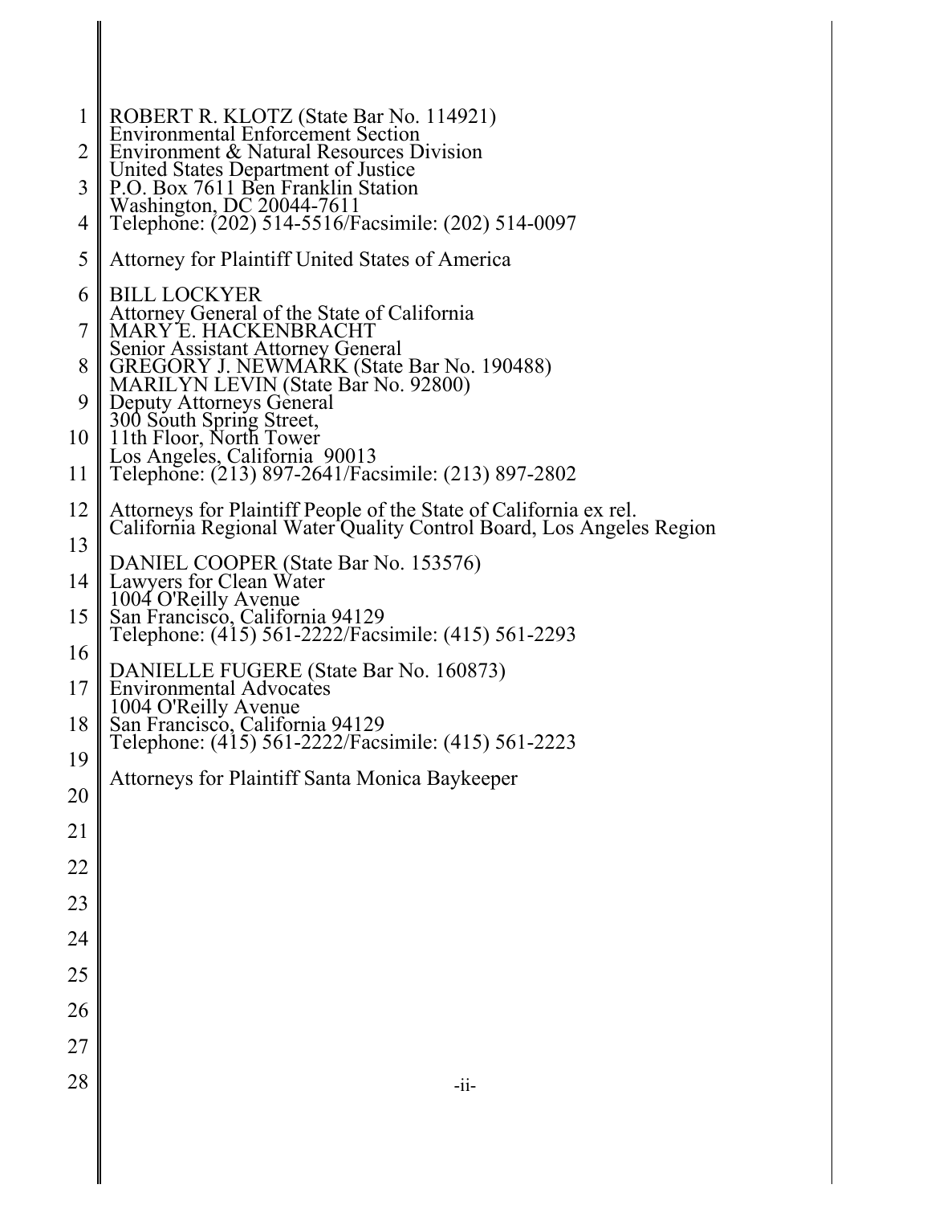ROBERT R. KLOTZ (State Bar No. 114921)
Environmental Enforcement Section
Environment & Natural Resources Division
United States Department of Justice
P.O. Box 7611 Ben Franklin Station
Washington, DC 20044-7611
Telephone: (202) 514-5516/Facsimile: (202) 514-0097

Attorney for Plaintiff United States of America

BILL LOCKYER
Attorney General of the State of California
MARY E. HACKENBRACHT
Senior Assistant Attorney General
GREGORY J. NEWMARK (State Bar No. 190488)
MARILYN LEVIN (State Bar No. 92800)
Deputy Attorneys General
300 South Spring Street,
11th Floor, North Tower
Los Angeles, California 90013
Telephone: (213) 897-2641/Facsimile: (213) 897-2802

Attorneys for Plaintiff People of the State of California ex rel.
California Regional Water Quality Control Board, Los Angeles Region

DANIEL COOPER (State Bar No. 153576)
Lawyers for Clean Water
1004 O'Reilly Avenue
San Francisco, California 94129
Telephone: (415) 561-2222/Facsimile: (415) 561-2293

DANIELLE FUGERE (State Bar No. 160873)
Environmental Advocates
1004 O'Reilly Avenue
San Francisco, California 94129
Telephone: (415) 561-2222/Facsimile: (415) 561-2223

Attorneys for Plaintiff Santa Monica Baykeeper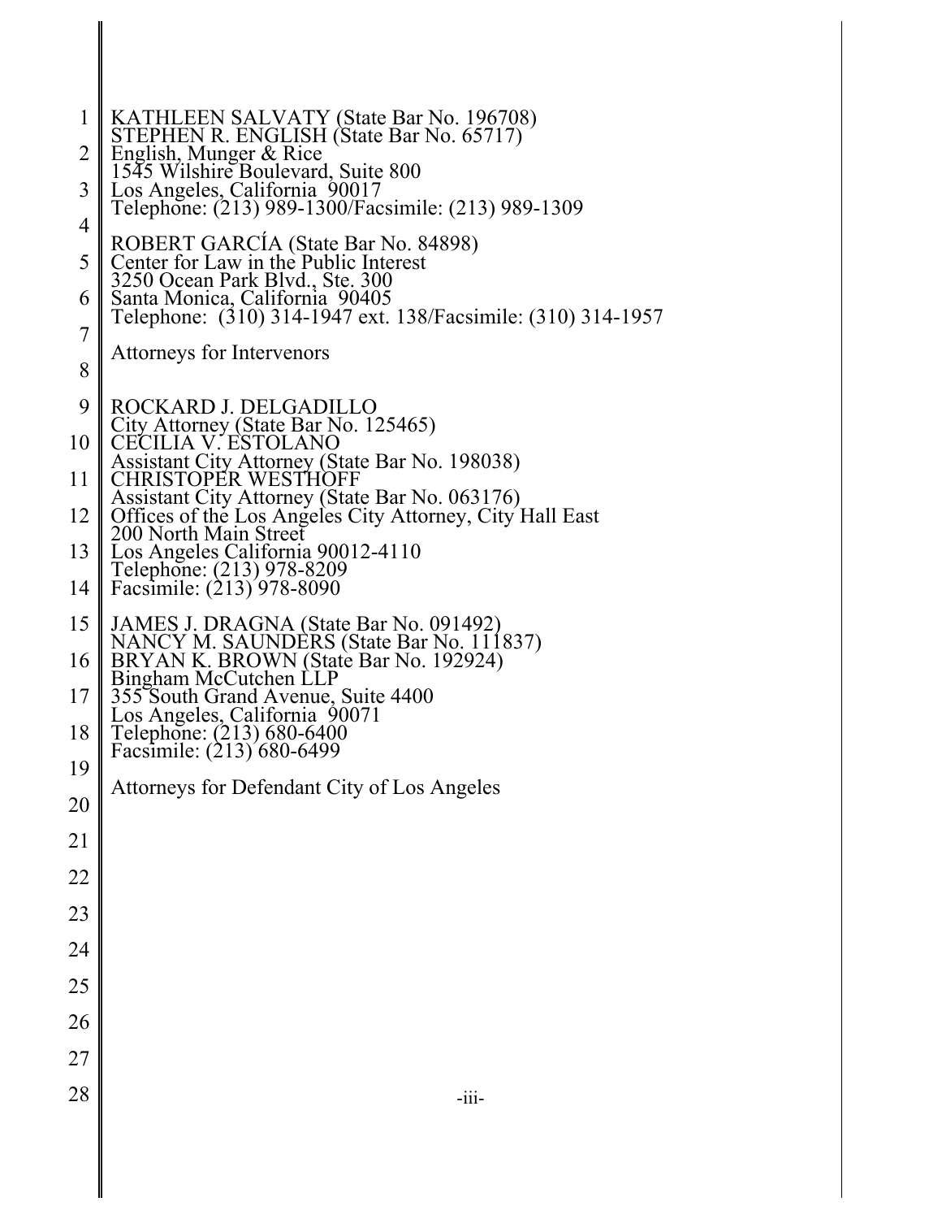KATHLEEN SALVATY (State Bar No. 196708)
STEPHEN R. ENGLISH (State Bar No. 65717)
English, Munger & Rice
1545 Wilshire Boulevard, Suite 800
Los Angeles, California 90017
Telephone: (213) 989-1300/Facsimile: (213) 989-1309

ROBERT GARCÍA (State Bar No. 84898)
Center for Law in the Public Interest
3250 Ocean Park Blvd., Ste. 300
Santa Monica, California 90405
Telephone: (310) 314-1947 ext. 138/Facsimile: (310) 314-1957

Attorneys for Intervenors

ROCKARD J. DELGADILLO
City Attorney (State Bar No. 125465)
CECILIA V. ESTOLANO
Assistant City Attorney (State Bar No. 198038)
CHRISTOPER WESTHOFF
Assistant City Attorney (State Bar No. 063176)
Offices of the Los Angeles City Attorney, City Hall East
200 North Main Street
Los Angeles California 90012-4110
Telephone: (213) 978-8209
Facsimile: (213) 978-8090

JAMES J. DRAGNA (State Bar No. 091492)
NANCY M. SAUNDERS (State Bar No. 111837)
BRYAN K. BROWN (State Bar No. 192924)
Bingham McCutchen LLP
355 South Grand Avenue, Suite 4400
Los Angeles, California 90071
Telephone: (213) 680-6400
Facsimile: (213) 680-6499

Attorneys for Defendant City of Los Angeles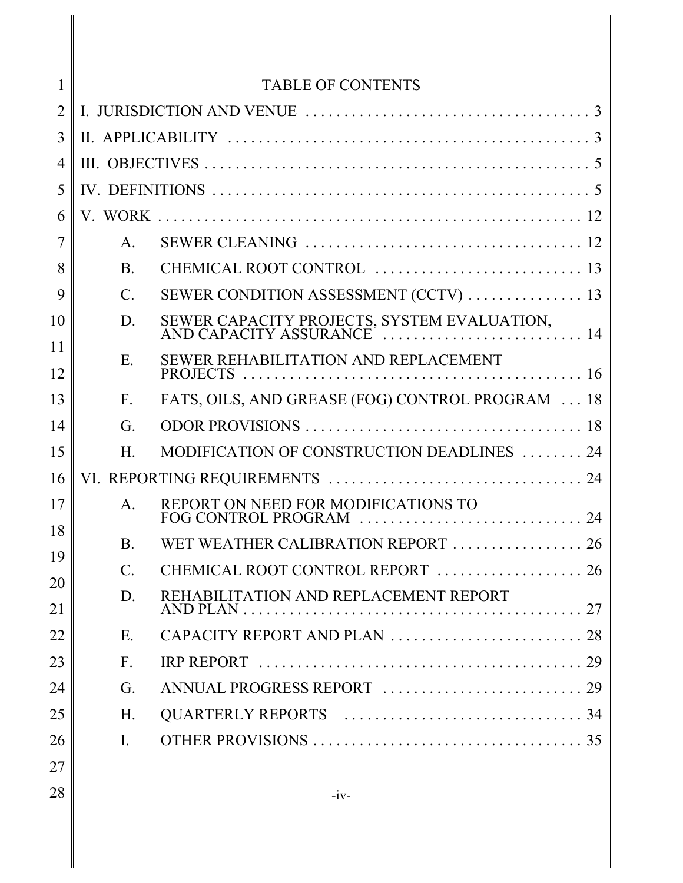# TABLE OF CONTENTS

I. JURISDICTION AND VENUE . . . . . . . . . . . . . . . . . . . . . . . . . . . . . . . . . . . . 3

II. APPLICABILITY . . . . . . . . . . . . . . . . . . . . . . . . . . . . . . . . . . . . . . . . . . . . . . 3

III. OBJECTIVES . . . . . . . . . . . . . . . . . . . . . . . . . . . . . . . . . . . . . . . . . . . . . . . . 5

IV. DEFINITIONS . . . . . . . . . . . . . . . . . . . . . . . . . . . . . . . . . . . . . . . . . . . . . . . 5

V. WORK . . . . . . . . . . . . . . . . . . . . . . . . . . . . . . . . . . . . . . . . . . . . . . . . . . . . . 12

- A. SEWER CLEANING . . . . . . . . . . . . . . . . . . . . . . . . . . . . . . . . . . . . 12
- B. CHEMICAL ROOT CONTROL . . . . . . . . . . . . . . . . . . . . . . . . . . . 13
- C. SEWER CONDITION ASSESSMENT (CCTV) . . . . . . . . . . . . . . . 13
- D. SEWER CAPACITY PROJECTS, SYSTEM EVALUATION, AND CAPACITY ASSURANCE . . . . . . . . . . . . . . . . . . . . . . . . . . 14
- E. SEWER REHABILITATION AND REPLACEMENT PROJECTS . . . . . . . . . . . . . . . . . . . . . . . . . . . . . . . . . . . . . . . . . . . 16
- F. FATS, OILS, AND GREASE (FOG) CONTROL PROGRAM . . . 18
- G. ODOR PROVISIONS . . . . . . . . . . . . . . . . . . . . . . . . . . . . . . . . . . . 18
- H. MODIFICATION OF CONSTRUCTION DEADLINES . . . . . . . . 24

VI. REPORTING REQUIREMENTS . . . . . . . . . . . . . . . . . . . . . . . . . . . . . . . . . 24

- A. REPORT ON NEED FOR MODIFICATIONS TO FOG CONTROL PROGRAM . . . . . . . . . . . . . . . . . . . . . . . . . . . . . 24
- B. WET WEATHER CALIBRATION REPORT . . . . . . . . . . . . . . . . . 26
- C. CHEMICAL ROOT CONTROL REPORT . . . . . . . . . . . . . . . . . . . 26
- D. REHABILITATION AND REPLACEMENT REPORT AND PLAN . . . . . . . . . . . . . . . . . . . . . . . . . . . . . . . . . . . . . . . . . . . . 27
- E. CAPACITY REPORT AND PLAN . . . . . . . . . . . . . . . . . . . . . . . . . 28
- F. IRP REPORT . . . . . . . . . . . . . . . . . . . . . . . . . . . . . . . . . . . . . . . . . 29
- G. ANNUAL PROGRESS REPORT . . . . . . . . . . . . . . . . . . . . . . . . . . 29
- H. QUARTERLY REPORTS . . . . . . . . . . . . . . . . . . . . . . . . . . . . . . . 34
- I. OTHER PROVISIONS . . . . . . . . . . . . . . . . . . . . . . . . . . . . . . . . . . . 35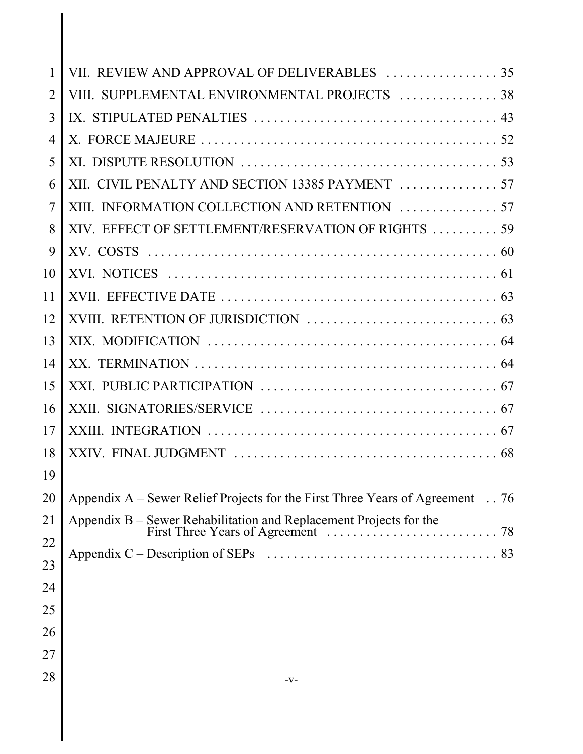VII. REVIEW AND APPROVAL OF DELIVERABLES . . . . . . . . . . . . . . . . . 35

VIII. SUPPLEMENTAL ENVIRONMENTAL PROJECTS . . . . . . . . . . . . . . . 38

IX. STIPULATED PENALTIES . . . . . . . . . . . . . . . . . . . . . . . . . . . . . . . . . . . . 43

X. FORCE MAJEURE . . . . . . . . . . . . . . . . . . . . . . . . . . . . . . . . . . . . . . . . . . 52

XI. DISPUTE RESOLUTION . . . . . . . . . . . . . . . . . . . . . . . . . . . . . . . . . . . . . 53

XII. CIVIL PENALTY AND SECTION 13385 PAYMENT . . . . . . . . . . . . . . . 57

XIII. INFORMATION COLLECTION AND RETENTION . . . . . . . . . . . . . . . 57

XIV. EFFECT OF SETTLEMENT/RESERVATION OF RIGHTS . . . . . . . . . . 59

XV. COSTS . . . . . . . . . . . . . . . . . . . . . . . . . . . . . . . . . . . . . . . . . . . . . . . . . . 60

XVI. NOTICES . . . . . . . . . . . . . . . . . . . . . . . . . . . . . . . . . . . . . . . . . . . . . . . 61

XVII. EFFECTIVE DATE . . . . . . . . . . . . . . . . . . . . . . . . . . . . . . . . . . . . . . . . 63

XVIII. RETENTION OF JURISDICTION . . . . . . . . . . . . . . . . . . . . . . . . . . . . 63

XIX. MODIFICATION . . . . . . . . . . . . . . . . . . . . . . . . . . . . . . . . . . . . . . . . . . 64

XX. TERMINATION . . . . . . . . . . . . . . . . . . . . . . . . . . . . . . . . . . . . . . . . . . . . 64

XXI. PUBLIC PARTICIPATION . . . . . . . . . . . . . . . . . . . . . . . . . . . . . . . . . . . 67

XXII. SIGNATORIES/SERVICE . . . . . . . . . . . . . . . . . . . . . . . . . . . . . . . . . . . 67

XXIII. INTEGRATION . . . . . . . . . . . . . . . . . . . . . . . . . . . . . . . . . . . . . . . . . . . 67

XXIV. FINAL JUDGMENT . . . . . . . . . . . . . . . . . . . . . . . . . . . . . . . . . . . . . . . 68

Appendix A – Sewer Relief Projects for the First Three Years of Agreement . . 76

Appendix B – Sewer Rehabilitation and Replacement Projects for the First Three Years of Agreement . . . . . . . . . . . . . . . . . . . . . . . . . . 78

Appendix C – Description of SEPs . . . . . . . . . . . . . . . . . . . . . . . . . . . . . . . . . . 83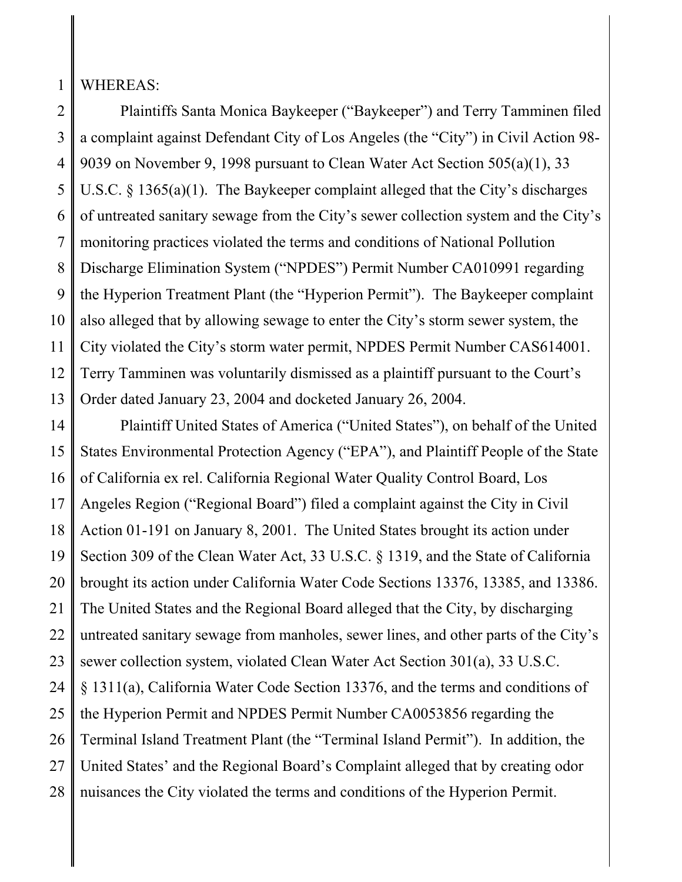WHEREAS:

Plaintiffs Santa Monica Baykeeper ("Baykeeper") and Terry Tamminen filed a complaint against Defendant City of Los Angeles (the "City") in Civil Action 98-9039 on November 9, 1998 pursuant to Clean Water Act Section 505(a)(1), 33 U.S.C. § 1365(a)(1). The Baykeeper complaint alleged that the City's discharges of untreated sanitary sewage from the City's sewer collection system and the City's monitoring practices violated the terms and conditions of National Pollution Discharge Elimination System ("NPDES") Permit Number CA010991 regarding the Hyperion Treatment Plant (the "Hyperion Permit"). The Baykeeper complaint also alleged that by allowing sewage to enter the City's storm sewer system, the City violated the City's storm water permit, NPDES Permit Number CAS614001. Terry Tamminen was voluntarily dismissed as a plaintiff pursuant to the Court's Order dated January 23, 2004 and docketed January 26, 2004.

Plaintiff United States of America ("United States"), on behalf of the United States Environmental Protection Agency ("EPA"), and Plaintiff People of the State of California ex rel. California Regional Water Quality Control Board, Los Angeles Region ("Regional Board") filed a complaint against the City in Civil Action 01-191 on January 8, 2001. The United States brought its action under Section 309 of the Clean Water Act, 33 U.S.C. § 1319, and the State of California brought its action under California Water Code Sections 13376, 13385, and 13386. The United States and the Regional Board alleged that the City, by discharging untreated sanitary sewage from manholes, sewer lines, and other parts of the City's sewer collection system, violated Clean Water Act Section 301(a), 33 U.S.C. § 1311(a), California Water Code Section 13376, and the terms and conditions of the Hyperion Permit and NPDES Permit Number CA0053856 regarding the Terminal Island Treatment Plant (the "Terminal Island Permit"). In addition, the United States' and the Regional Board's Complaint alleged that by creating odor nuisances the City violated the terms and conditions of the Hyperion Permit.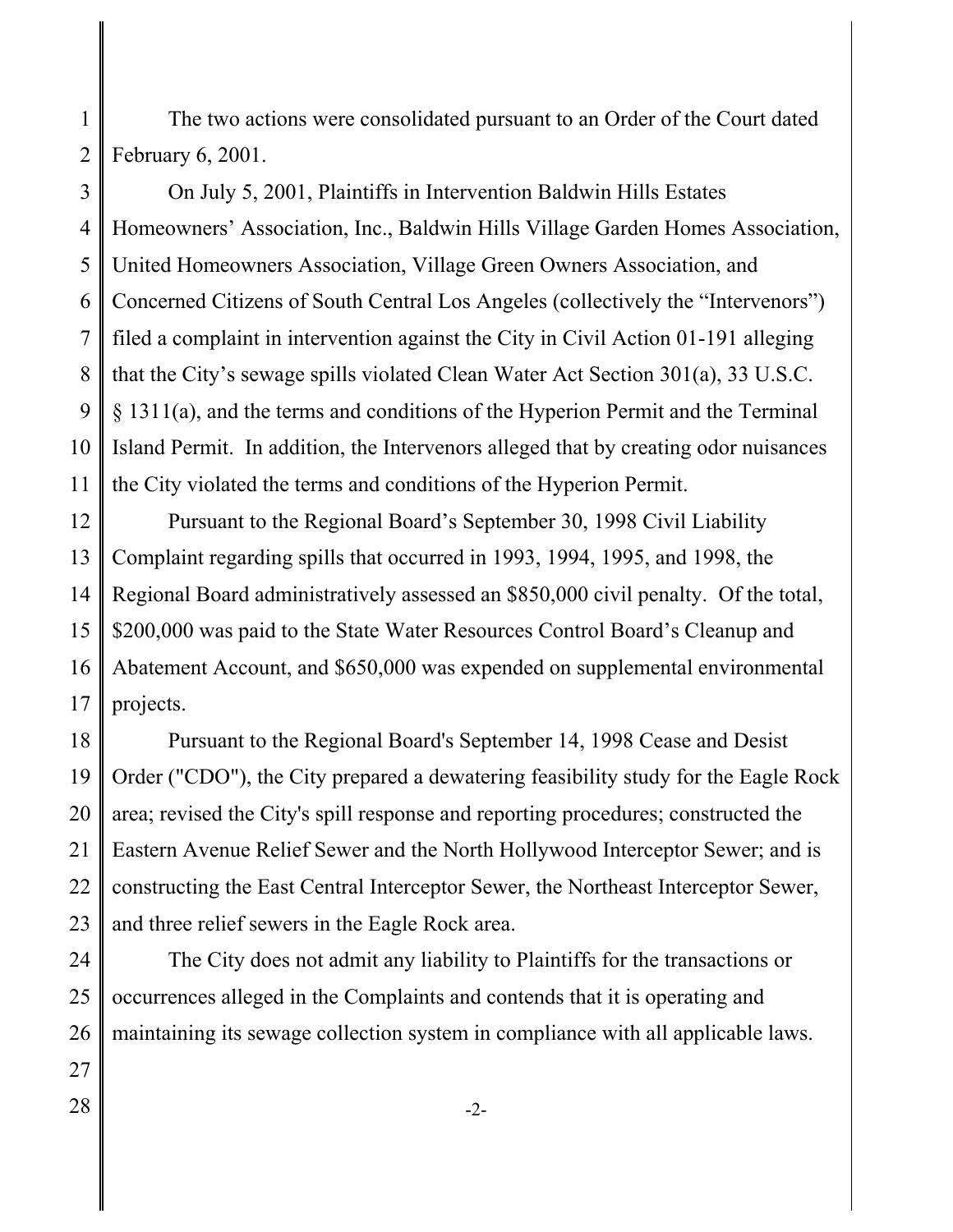The two actions were consolidated pursuant to an Order of the Court dated February 6, 2001.

On July 5, 2001, Plaintiffs in Intervention Baldwin Hills Estates Homeowners' Association, Inc., Baldwin Hills Village Garden Homes Association, United Homeowners Association, Village Green Owners Association, and Concerned Citizens of South Central Los Angeles (collectively the "Intervenors") filed a complaint in intervention against the City in Civil Action 01-191 alleging that the City's sewage spills violated Clean Water Act Section 301(a), 33 U.S.C. § 1311(a), and the terms and conditions of the Hyperion Permit and the Terminal Island Permit. In addition, the Intervenors alleged that by creating odor nuisances the City violated the terms and conditions of the Hyperion Permit.

Pursuant to the Regional Board's September 30, 1998 Civil Liability Complaint regarding spills that occurred in 1993, 1994, 1995, and 1998, the Regional Board administratively assessed an $850,000 civil penalty. Of the total, $200,000 was paid to the State Water Resources Control Board's Cleanup and Abatement Account, and $650,000 was expended on supplemental environmental projects.

Pursuant to the Regional Board's September 14, 1998 Cease and Desist Order ("CDO"), the City prepared a dewatering feasibility study for the Eagle Rock area; revised the City's spill response and reporting procedures; constructed the Eastern Avenue Relief Sewer and the North Hollywood Interceptor Sewer; and is constructing the East Central Interceptor Sewer, the Northeast Interceptor Sewer, and three relief sewers in the Eagle Rock area.

The City does not admit any liability to Plaintiffs for the transactions or occurrences alleged in the Complaints and contends that it is operating and maintaining its sewage collection system in compliance with all applicable laws.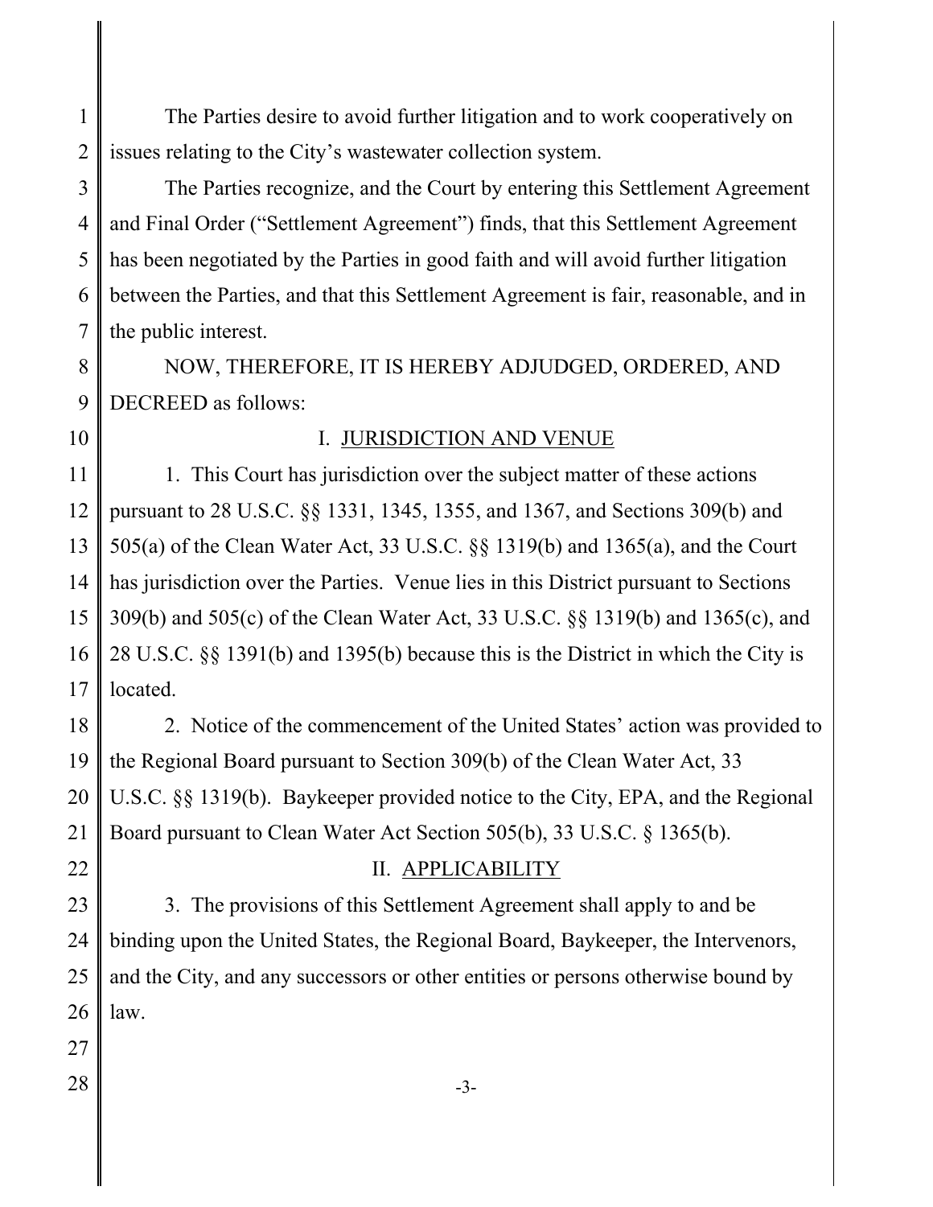The Parties desire to avoid further litigation and to work cooperatively on issues relating to the City's wastewater collection system.

The Parties recognize, and the Court by entering this Settlement Agreement and Final Order ("Settlement Agreement") finds, that this Settlement Agreement has been negotiated by the Parties in good faith and will avoid further litigation between the Parties, and that this Settlement Agreement is fair, reasonable, and in the public interest.

NOW, THEREFORE, IT IS HEREBY ADJUDGED, ORDERED, AND DECREED as follows:

## I. JURISDICTION AND VENUE

1. This Court has jurisdiction over the subject matter of these actions pursuant to 28 U.S.C. §§ 1331, 1345, 1355, and 1367, and Sections 309(b) and 505(a) of the Clean Water Act, 33 U.S.C. §§ 1319(b) and 1365(a), and the Court has jurisdiction over the Parties. Venue lies in this District pursuant to Sections 309(b) and 505(c) of the Clean Water Act, 33 U.S.C. §§ 1319(b) and 1365(c), and 28 U.S.C. §§ 1391(b) and 1395(b) because this is the District in which the City is located.

2. Notice of the commencement of the United States' action was provided to the Regional Board pursuant to Section 309(b) of the Clean Water Act, 33 U.S.C. §§ 1319(b). Baykeeper provided notice to the City, EPA, and the Regional Board pursuant to Clean Water Act Section 505(b), 33 U.S.C. § 1365(b).

## II. APPLICABILITY

3. The provisions of this Settlement Agreement shall apply to and be binding upon the United States, the Regional Board, Baykeeper, the Intervenors, and the City, and any successors or other entities or persons otherwise bound by law.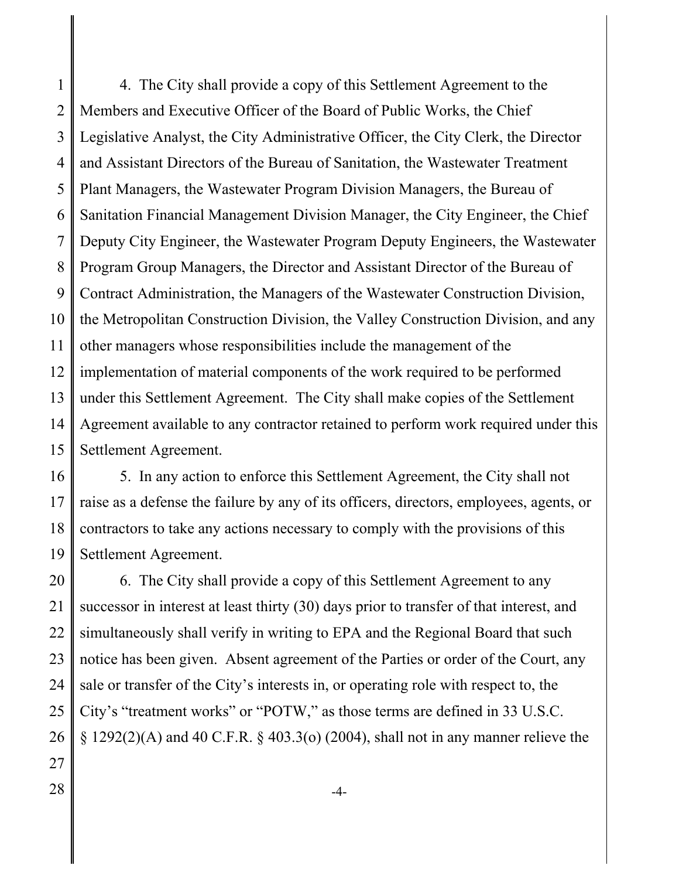4. The City shall provide a copy of this Settlement Agreement to the Members and Executive Officer of the Board of Public Works, the Chief Legislative Analyst, the City Administrative Officer, the City Clerk, the Director and Assistant Directors of the Bureau of Sanitation, the Wastewater Treatment Plant Managers, the Wastewater Program Division Managers, the Bureau of Sanitation Financial Management Division Manager, the City Engineer, the Chief Deputy City Engineer, the Wastewater Program Deputy Engineers, the Wastewater Program Group Managers, the Director and Assistant Director of the Bureau of Contract Administration, the Managers of the Wastewater Construction Division, the Metropolitan Construction Division, the Valley Construction Division, and any other managers whose responsibilities include the management of the implementation of material components of the work required to be performed under this Settlement Agreement. The City shall make copies of the Settlement Agreement available to any contractor retained to perform work required under this Settlement Agreement.

5. In any action to enforce this Settlement Agreement, the City shall not raise as a defense the failure by any of its officers, directors, employees, agents, or contractors to take any actions necessary to comply with the provisions of this Settlement Agreement.

6. The City shall provide a copy of this Settlement Agreement to any successor in interest at least thirty (30) days prior to transfer of that interest, and simultaneously shall verify in writing to EPA and the Regional Board that such notice has been given. Absent agreement of the Parties or order of the Court, any sale or transfer of the City's interests in, or operating role with respect to, the City's "treatment works" or "POTW," as those terms are defined in 33 U.S.C. § 1292(2)(A) and 40 C.F.R. § 403.3(o) (2004), shall not in any manner relieve the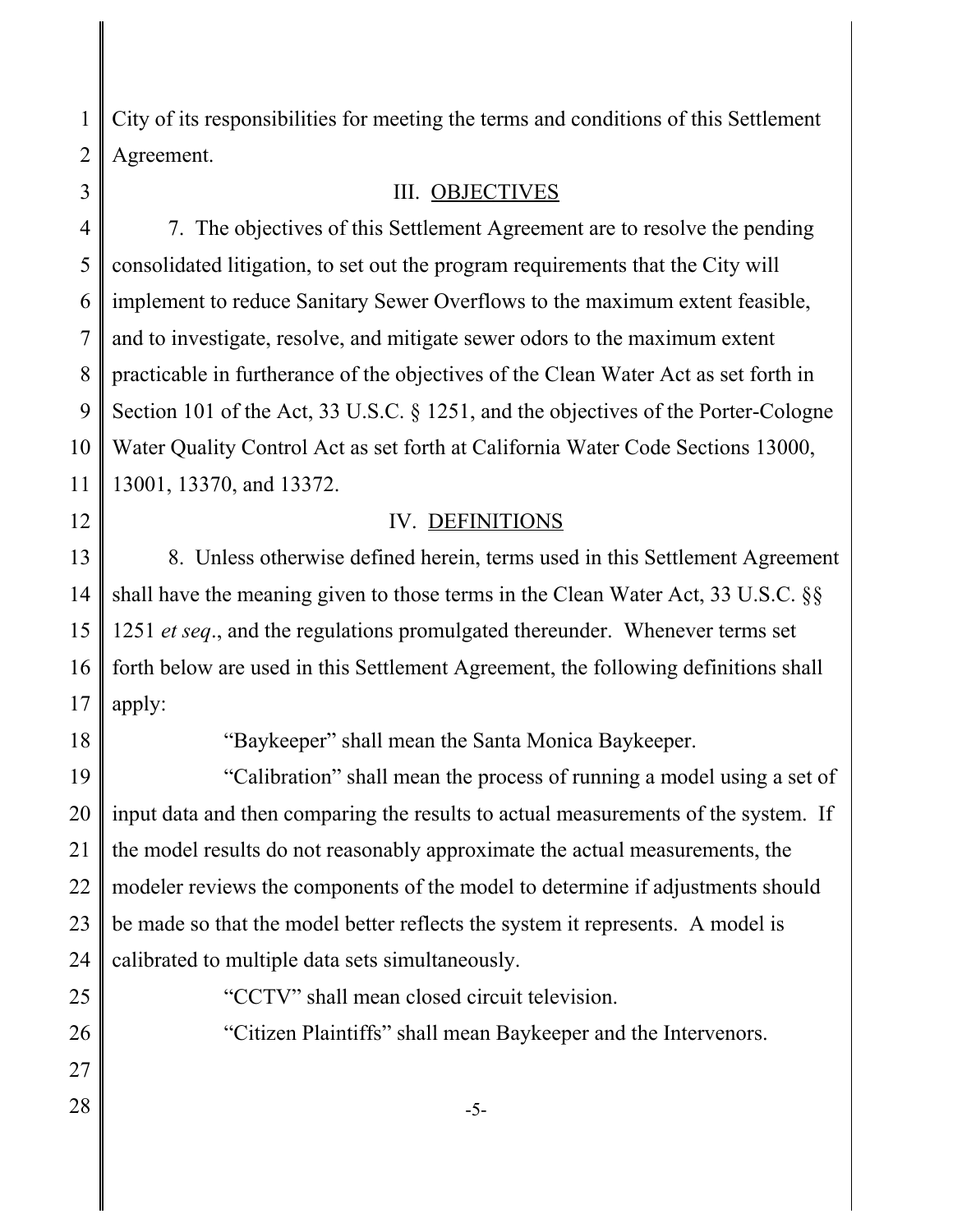City of its responsibilities for meeting the terms and conditions of this Settlement Agreement.

## III. OBJECTIVES

7. The objectives of this Settlement Agreement are to resolve the pending consolidated litigation, to set out the program requirements that the City will implement to reduce Sanitary Sewer Overflows to the maximum extent feasible, and to investigate, resolve, and mitigate sewer odors to the maximum extent practicable in furtherance of the objectives of the Clean Water Act as set forth in Section 101 of the Act, 33 U.S.C. § 1251, and the objectives of the Porter-Cologne Water Quality Control Act as set forth at California Water Code Sections 13000, 13001, 13370, and 13372.

## IV. DEFINITIONS

8. Unless otherwise defined herein, terms used in this Settlement Agreement shall have the meaning given to those terms in the Clean Water Act, 33 U.S.C. §§ 1251 *et seq*., and the regulations promulgated thereunder. Whenever terms set forth below are used in this Settlement Agreement, the following definitions shall apply:

"Baykeeper" shall mean the Santa Monica Baykeeper.

"Calibration" shall mean the process of running a model using a set of input data and then comparing the results to actual measurements of the system. If the model results do not reasonably approximate the actual measurements, the modeler reviews the components of the model to determine if adjustments should be made so that the model better reflects the system it represents. A model is calibrated to multiple data sets simultaneously.

"CCTV" shall mean closed circuit television.

"Citizen Plaintiffs" shall mean Baykeeper and the Intervenors.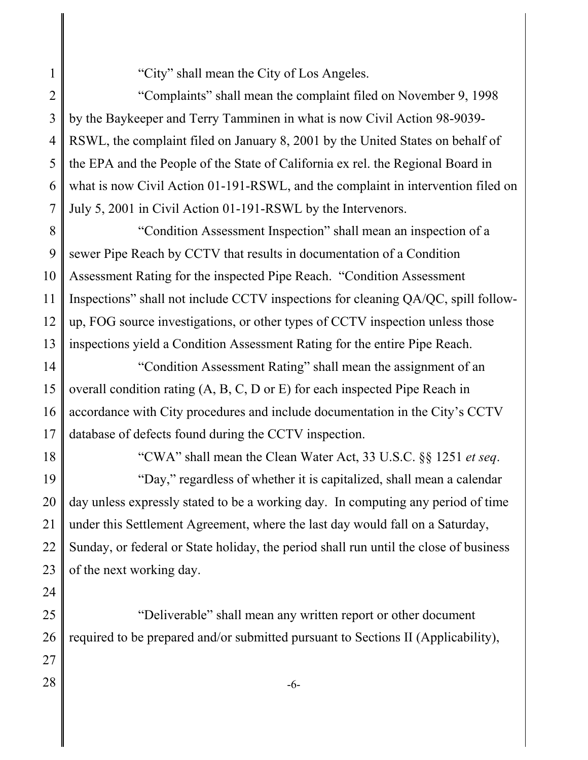"City" shall mean the City of Los Angeles.

"Complaints" shall mean the complaint filed on November 9, 1998 by the Baykeeper and Terry Tamminen in what is now Civil Action 98-9039-RSWL, the complaint filed on January 8, 2001 by the United States on behalf of the EPA and the People of the State of California ex rel. the Regional Board in what is now Civil Action 01-191-RSWL, and the complaint in intervention filed on July 5, 2001 in Civil Action 01-191-RSWL by the Intervenors.

"Condition Assessment Inspection" shall mean an inspection of a sewer Pipe Reach by CCTV that results in documentation of a Condition Assessment Rating for the inspected Pipe Reach. "Condition Assessment Inspections" shall not include CCTV inspections for cleaning QA/QC, spill follow-up, FOG source investigations, or other types of CCTV inspection unless those inspections yield a Condition Assessment Rating for the entire Pipe Reach.

"Condition Assessment Rating" shall mean the assignment of an overall condition rating (A, B, C, D or E) for each inspected Pipe Reach in accordance with City procedures and include documentation in the City's CCTV database of defects found during the CCTV inspection.

"CWA" shall mean the Clean Water Act, 33 U.S.C. §§ 1251 *et seq*.

"Day," regardless of whether it is capitalized, shall mean a calendar day unless expressly stated to be a working day. In computing any period of time under this Settlement Agreement, where the last day would fall on a Saturday, Sunday, or federal or State holiday, the period shall run until the close of business of the next working day.

"Deliverable" shall mean any written report or other document required to be prepared and/or submitted pursuant to Sections II (Applicability),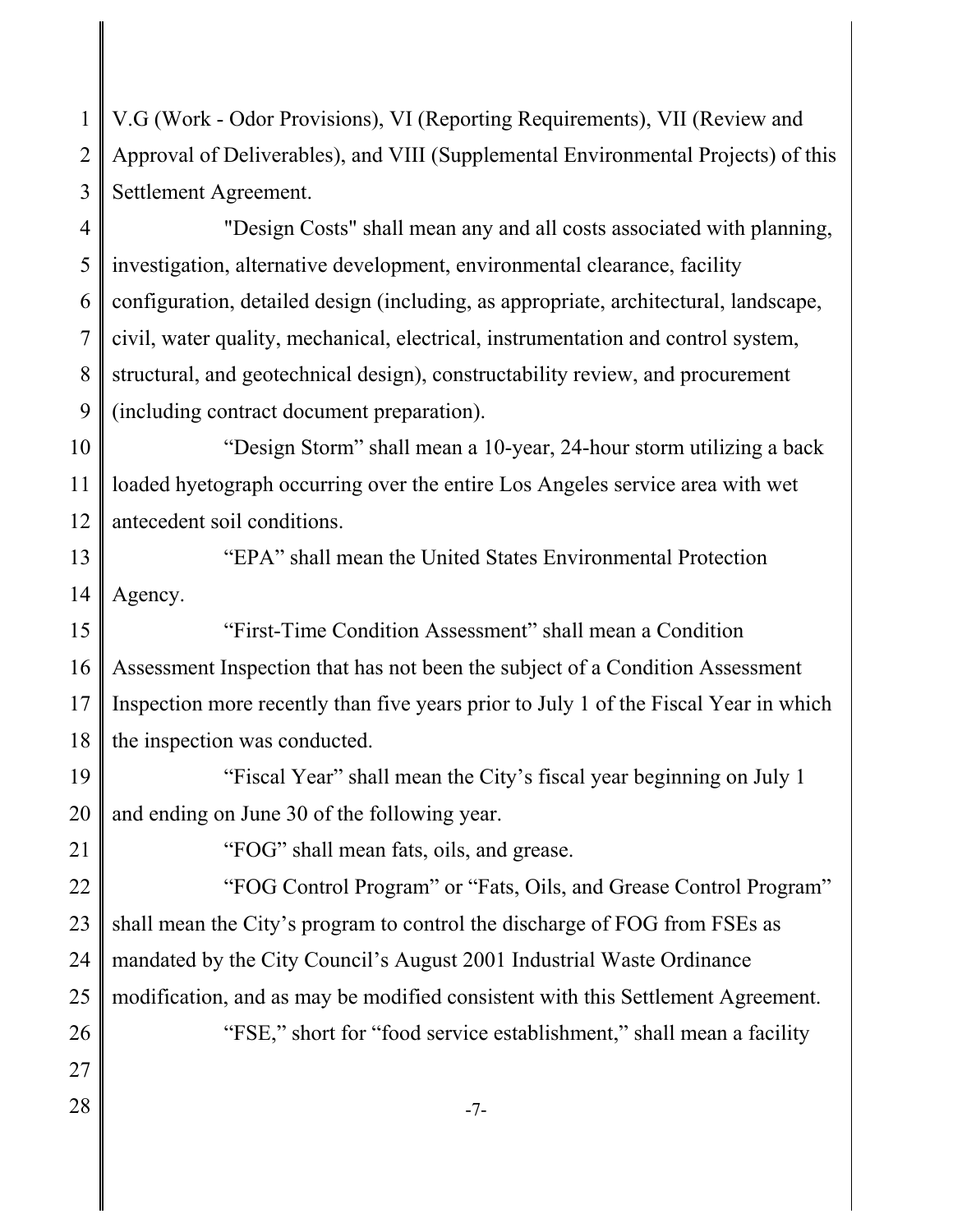V.G (Work - Odor Provisions), VI (Reporting Requirements), VII (Review and Approval of Deliverables), and VIII (Supplemental Environmental Projects) of this Settlement Agreement.

"Design Costs" shall mean any and all costs associated with planning, investigation, alternative development, environmental clearance, facility configuration, detailed design (including, as appropriate, architectural, landscape, civil, water quality, mechanical, electrical, instrumentation and control system, structural, and geotechnical design), constructability review, and procurement (including contract document preparation).

"Design Storm" shall mean a 10-year, 24-hour storm utilizing a back loaded hyetograph occurring over the entire Los Angeles service area with wet antecedent soil conditions.

"EPA" shall mean the United States Environmental Protection Agency.

"First-Time Condition Assessment" shall mean a Condition Assessment Inspection that has not been the subject of a Condition Assessment Inspection more recently than five years prior to July 1 of the Fiscal Year in which the inspection was conducted.

"Fiscal Year" shall mean the City's fiscal year beginning on July 1 and ending on June 30 of the following year.

"FOG" shall mean fats, oils, and grease.

"FOG Control Program" or "Fats, Oils, and Grease Control Program" shall mean the City's program to control the discharge of FOG from FSEs as mandated by the City Council's August 2001 Industrial Waste Ordinance modification, and as may be modified consistent with this Settlement Agreement.

"FSE," short for "food service establishment," shall mean a facility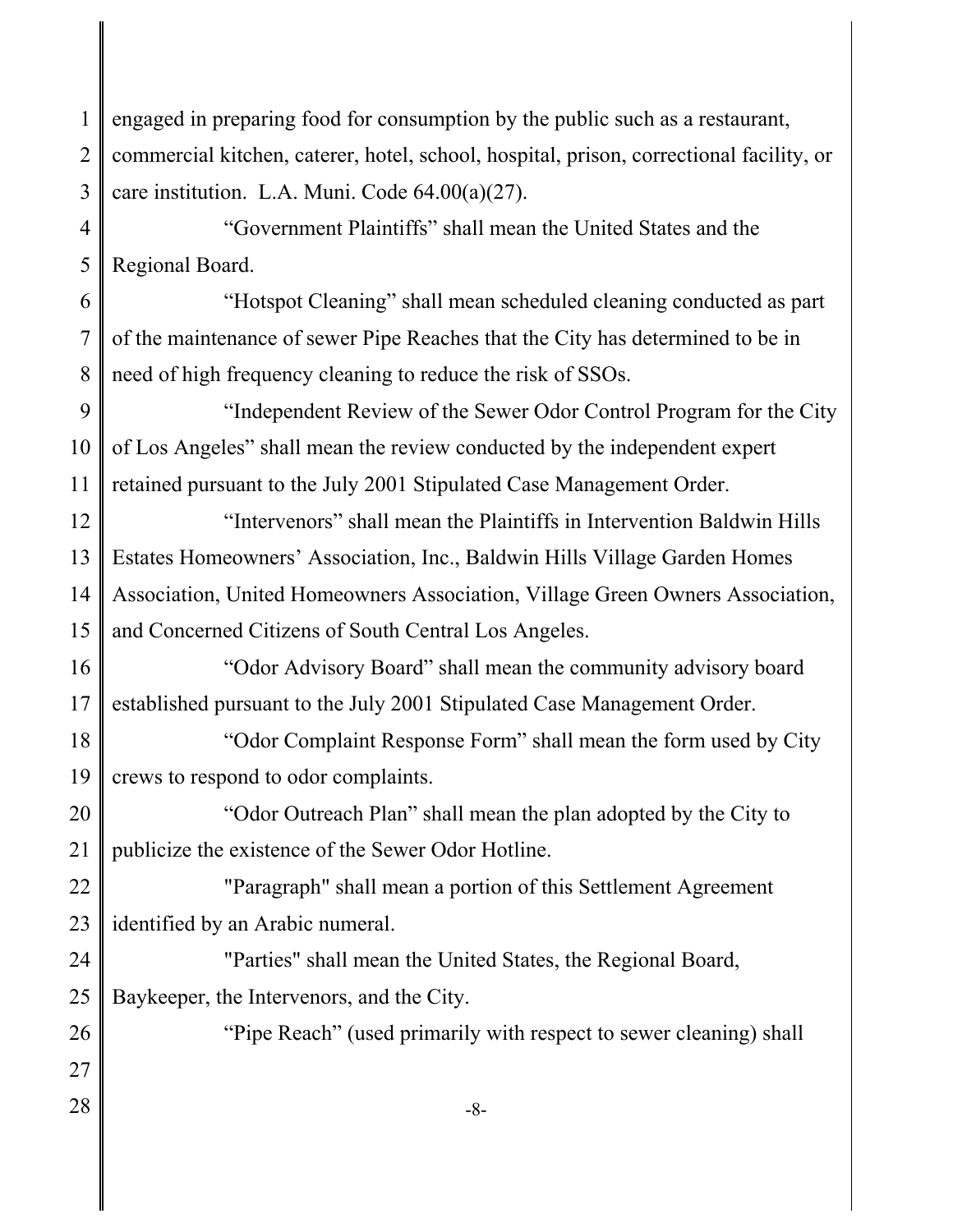engaged in preparing food for consumption by the public such as a restaurant, commercial kitchen, caterer, hotel, school, hospital, prison, correctional facility, or care institution. L.A. Muni. Code 64.00(a)(27).

"Government Plaintiffs" shall mean the United States and the Regional Board.

"Hotspot Cleaning" shall mean scheduled cleaning conducted as part of the maintenance of sewer Pipe Reaches that the City has determined to be in need of high frequency cleaning to reduce the risk of SSOs.

"Independent Review of the Sewer Odor Control Program for the City of Los Angeles" shall mean the review conducted by the independent expert retained pursuant to the July 2001 Stipulated Case Management Order.

"Intervenors" shall mean the Plaintiffs in Intervention Baldwin Hills Estates Homeowners' Association, Inc., Baldwin Hills Village Garden Homes Association, United Homeowners Association, Village Green Owners Association, and Concerned Citizens of South Central Los Angeles.

"Odor Advisory Board" shall mean the community advisory board established pursuant to the July 2001 Stipulated Case Management Order.

"Odor Complaint Response Form" shall mean the form used by City crews to respond to odor complaints.

"Odor Outreach Plan" shall mean the plan adopted by the City to publicize the existence of the Sewer Odor Hotline.

"Paragraph" shall mean a portion of this Settlement Agreement identified by an Arabic numeral.

"Parties" shall mean the United States, the Regional Board, Baykeeper, the Intervenors, and the City.

"Pipe Reach" (used primarily with respect to sewer cleaning) shall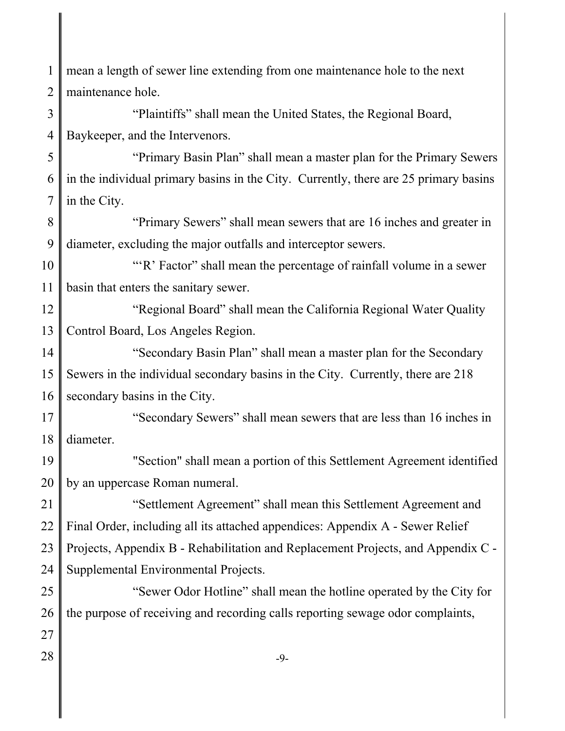mean a length of sewer line extending from one maintenance hole to the next maintenance hole.

"Plaintiffs" shall mean the United States, the Regional Board, Baykeeper, and the Intervenors.

"Primary Basin Plan" shall mean a master plan for the Primary Sewers in the individual primary basins in the City. Currently, there are 25 primary basins in the City.

"Primary Sewers" shall mean sewers that are 16 inches and greater in diameter, excluding the major outfalls and interceptor sewers.

"'R' Factor" shall mean the percentage of rainfall volume in a sewer basin that enters the sanitary sewer.

"Regional Board" shall mean the California Regional Water Quality Control Board, Los Angeles Region.

"Secondary Basin Plan" shall mean a master plan for the Secondary Sewers in the individual secondary basins in the City. Currently, there are 218 secondary basins in the City.

"Secondary Sewers" shall mean sewers that are less than 16 inches in diameter.

"Section" shall mean a portion of this Settlement Agreement identified by an uppercase Roman numeral.

"Settlement Agreement" shall mean this Settlement Agreement and Final Order, including all its attached appendices: Appendix A - Sewer Relief Projects, Appendix B - Rehabilitation and Replacement Projects, and Appendix C - Supplemental Environmental Projects.

"Sewer Odor Hotline" shall mean the hotline operated by the City for the purpose of receiving and recording calls reporting sewage odor complaints,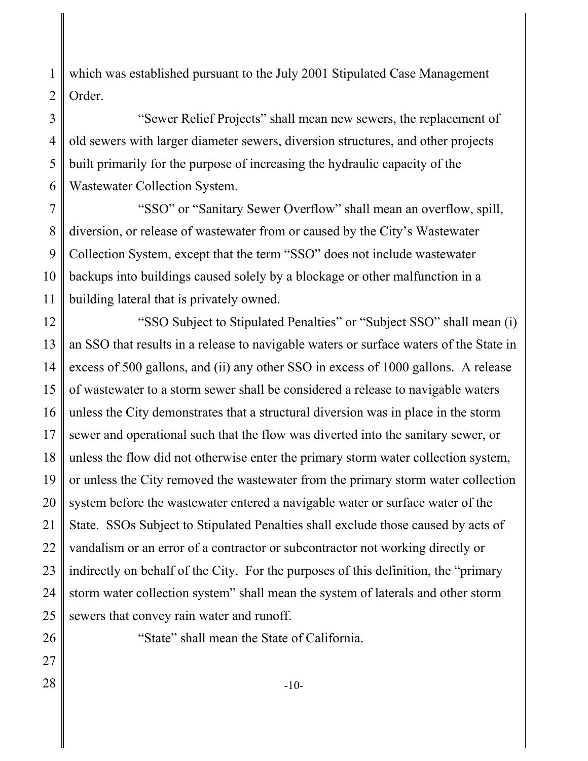which was established pursuant to the July 2001 Stipulated Case Management Order.

"Sewer Relief Projects" shall mean new sewers, the replacement of old sewers with larger diameter sewers, diversion structures, and other projects built primarily for the purpose of increasing the hydraulic capacity of the Wastewater Collection System.

"SSO" or "Sanitary Sewer Overflow" shall mean an overflow, spill, diversion, or release of wastewater from or caused by the City's Wastewater Collection System, except that the term "SSO" does not include wastewater backups into buildings caused solely by a blockage or other malfunction in a building lateral that is privately owned.

"SSO Subject to Stipulated Penalties" or "Subject SSO" shall mean (i) an SSO that results in a release to navigable waters or surface waters of the State in excess of 500 gallons, and (ii) any other SSO in excess of 1000 gallons. A release of wastewater to a storm sewer shall be considered a release to navigable waters unless the City demonstrates that a structural diversion was in place in the storm sewer and operational such that the flow was diverted into the sanitary sewer, or unless the flow did not otherwise enter the primary storm water collection system, or unless the City removed the wastewater from the primary storm water collection system before the wastewater entered a navigable water or surface water of the State. SSOs Subject to Stipulated Penalties shall exclude those caused by acts of vandalism or an error of a contractor or subcontractor not working directly or indirectly on behalf of the City. For the purposes of this definition, the "primary storm water collection system" shall mean the system of laterals and other storm sewers that convey rain water and runoff.

"State" shall mean the State of California.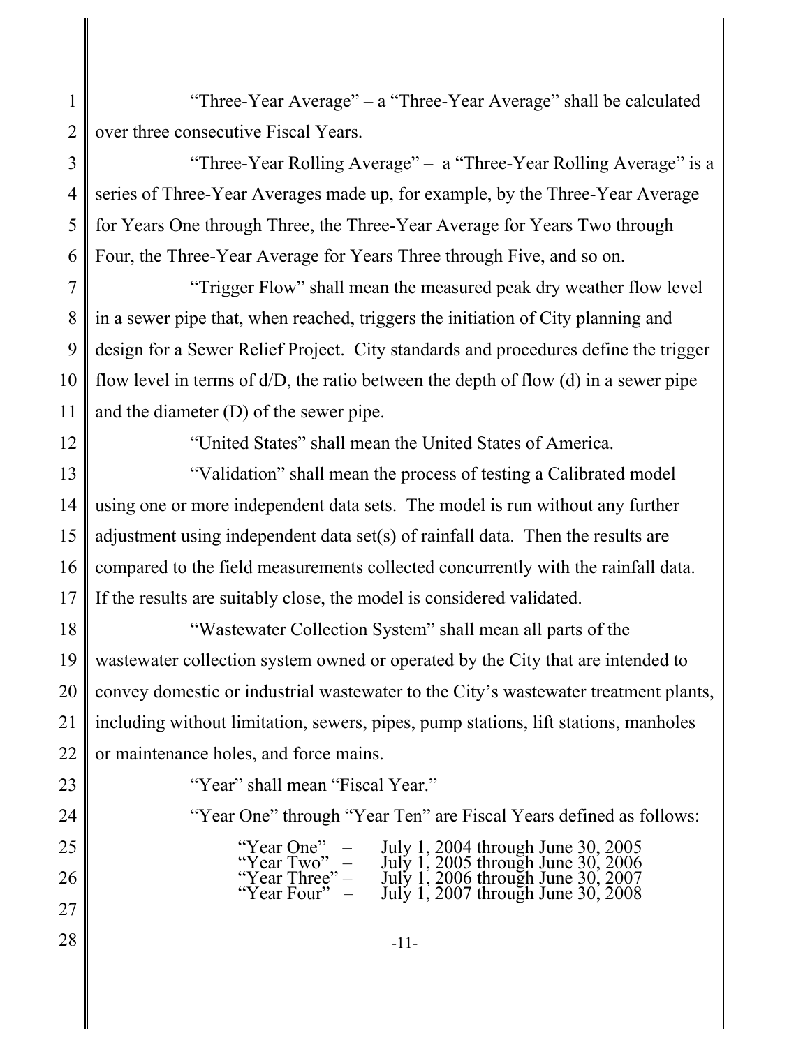"Three-Year Average" – a "Three-Year Average" shall be calculated over three consecutive Fiscal Years.

"Three-Year Rolling Average" – a "Three-Year Rolling Average" is a series of Three-Year Averages made up, for example, by the Three-Year Average for Years One through Three, the Three-Year Average for Years Two through Four, the Three-Year Average for Years Three through Five, and so on.

"Trigger Flow" shall mean the measured peak dry weather flow level in a sewer pipe that, when reached, triggers the initiation of City planning and design for a Sewer Relief Project. City standards and procedures define the trigger flow level in terms of d/D, the ratio between the depth of flow (d) in a sewer pipe and the diameter (D) of the sewer pipe.

"United States" shall mean the United States of America.

"Validation" shall mean the process of testing a Calibrated model using one or more independent data sets. The model is run without any further adjustment using independent data set(s) of rainfall data. Then the results are compared to the field measurements collected concurrently with the rainfall data. If the results are suitably close, the model is considered validated.

"Wastewater Collection System" shall mean all parts of the wastewater collection system owned or operated by the City that are intended to convey domestic or industrial wastewater to the City's wastewater treatment plants, including without limitation, sewers, pipes, pump stations, lift stations, manholes or maintenance holes, and force mains.

"Year" shall mean "Fiscal Year."

"Year One" through "Year Ten" are Fiscal Years defined as follows:

"Year One" – July 1, 2004 through June 30, 2005
"Year Two" – July 1, 2005 through June 30, 2006
"Year Three" – July 1, 2006 through June 30, 2007
"Year Four" – July 1, 2007 through June 30, 2008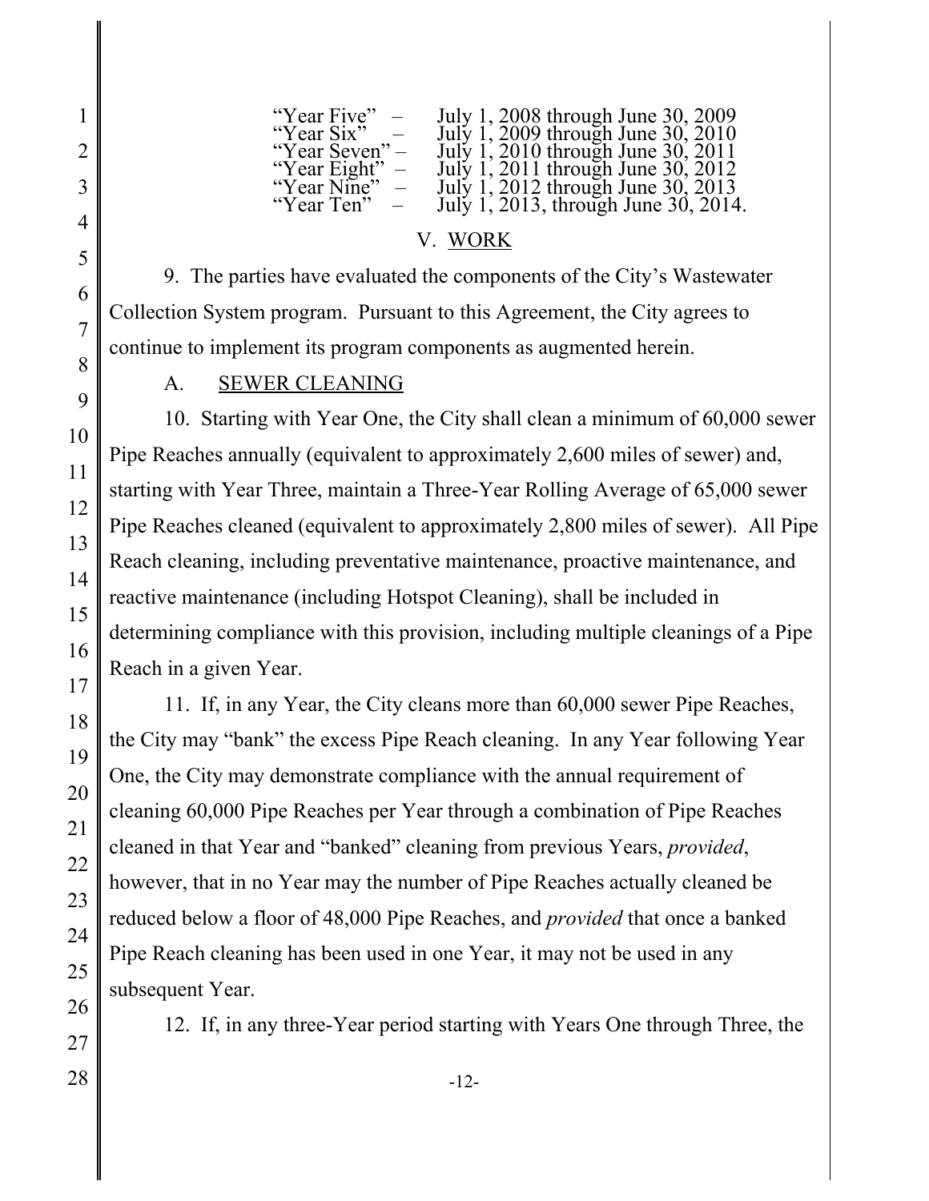"Year Five" – July 1, 2008 through June 30, 2009
"Year Six" – July 1, 2009 through June 30, 2010
"Year Seven" – July 1, 2010 through June 30, 2011
"Year Eight" – July 1, 2011 through June 30, 2012
"Year Nine" – July 1, 2012 through June 30, 2013
"Year Ten" – July 1, 2013, through June 30, 2014.

## V. WORK

9. The parties have evaluated the components of the City's Wastewater Collection System program. Pursuant to this Agreement, the City agrees to continue to implement its program components as augmented herein.

### A. SEWER CLEANING

10. Starting with Year One, the City shall clean a minimum of 60,000 sewer Pipe Reaches annually (equivalent to approximately 2,600 miles of sewer) and, starting with Year Three, maintain a Three-Year Rolling Average of 65,000 sewer Pipe Reaches cleaned (equivalent to approximately 2,800 miles of sewer). All Pipe Reach cleaning, including preventative maintenance, proactive maintenance, and reactive maintenance (including Hotspot Cleaning), shall be included in determining compliance with this provision, including multiple cleanings of a Pipe Reach in a given Year.

11. If, in any Year, the City cleans more than 60,000 sewer Pipe Reaches, the City may "bank" the excess Pipe Reach cleaning. In any Year following Year One, the City may demonstrate compliance with the annual requirement of cleaning 60,000 Pipe Reaches per Year through a combination of Pipe Reaches cleaned in that Year and "banked" cleaning from previous Years, *provided*, however, that in no Year may the number of Pipe Reaches actually cleaned be reduced below a floor of 48,000 Pipe Reaches, and *provided* that once a banked Pipe Reach cleaning has been used in one Year, it may not be used in any subsequent Year.

12. If, in any three-Year period starting with Years One through Three, the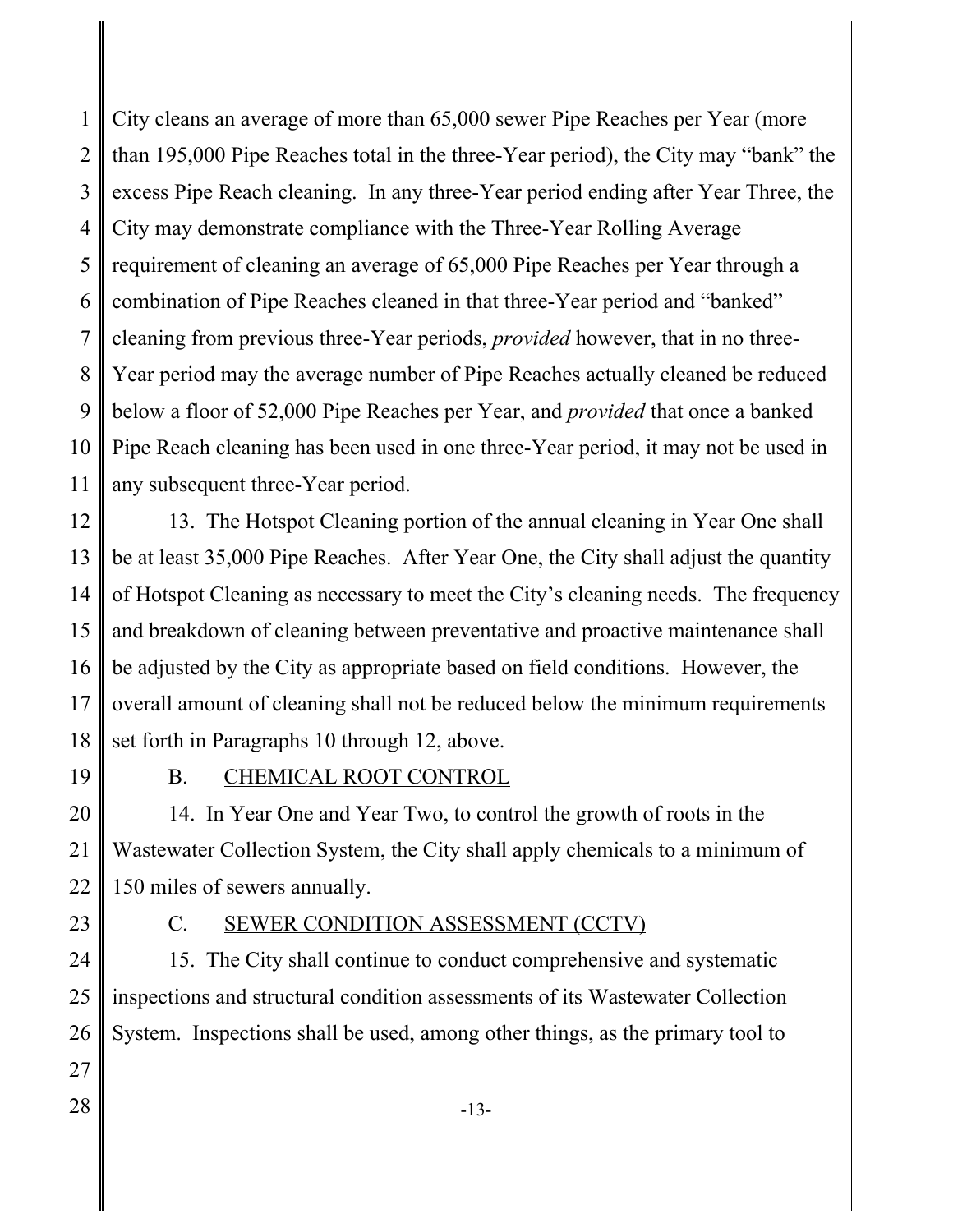City cleans an average of more than 65,000 sewer Pipe Reaches per Year (more than 195,000 Pipe Reaches total in the three-Year period), the City may "bank" the excess Pipe Reach cleaning. In any three-Year period ending after Year Three, the City may demonstrate compliance with the Three-Year Rolling Average requirement of cleaning an average of 65,000 Pipe Reaches per Year through a combination of Pipe Reaches cleaned in that three-Year period and "banked" cleaning from previous three-Year periods, *provided* however, that in no three-Year period may the average number of Pipe Reaches actually cleaned be reduced below a floor of 52,000 Pipe Reaches per Year, and *provided* that once a banked Pipe Reach cleaning has been used in one three-Year period, it may not be used in any subsequent three-Year period.

13. The Hotspot Cleaning portion of the annual cleaning in Year One shall be at least 35,000 Pipe Reaches. After Year One, the City shall adjust the quantity of Hotspot Cleaning as necessary to meet the City's cleaning needs. The frequency and breakdown of cleaning between preventative and proactive maintenance shall be adjusted by the City as appropriate based on field conditions. However, the overall amount of cleaning shall not be reduced below the minimum requirements set forth in Paragraphs 10 through 12, above.

B. CHEMICAL ROOT CONTROL

14. In Year One and Year Two, to control the growth of roots in the Wastewater Collection System, the City shall apply chemicals to a minimum of 150 miles of sewers annually.

C. SEWER CONDITION ASSESSMENT (CCTV)

15. The City shall continue to conduct comprehensive and systematic inspections and structural condition assessments of its Wastewater Collection System. Inspections shall be used, among other things, as the primary tool to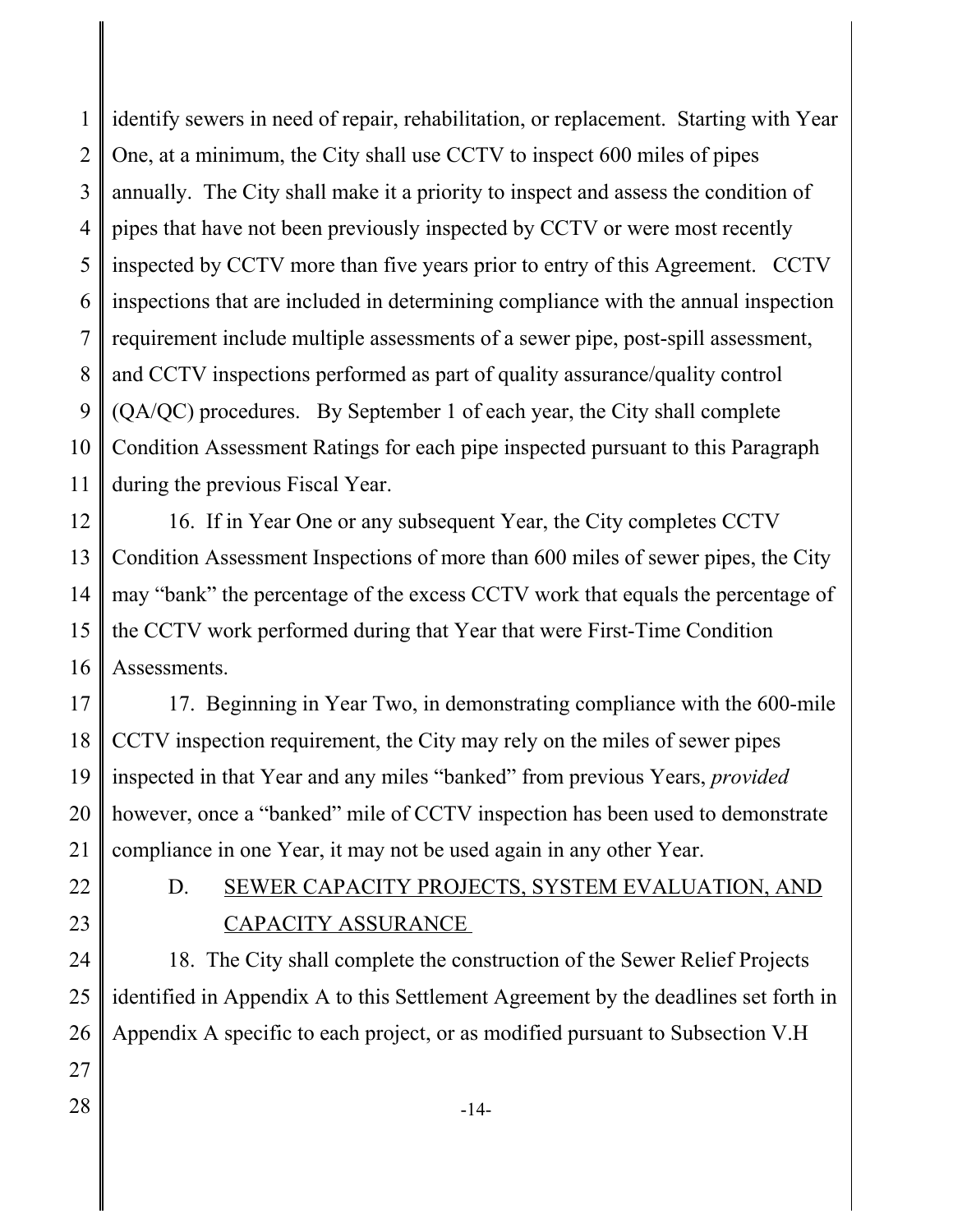identify sewers in need of repair, rehabilitation, or replacement. Starting with Year One, at a minimum, the City shall use CCTV to inspect 600 miles of pipes annually. The City shall make it a priority to inspect and assess the condition of pipes that have not been previously inspected by CCTV or were most recently inspected by CCTV more than five years prior to entry of this Agreement. CCTV inspections that are included in determining compliance with the annual inspection requirement include multiple assessments of a sewer pipe, post-spill assessment, and CCTV inspections performed as part of quality assurance/quality control (QA/QC) procedures. By September 1 of each year, the City shall complete Condition Assessment Ratings for each pipe inspected pursuant to this Paragraph during the previous Fiscal Year.

16. If in Year One or any subsequent Year, the City completes CCTV Condition Assessment Inspections of more than 600 miles of sewer pipes, the City may "bank" the percentage of the excess CCTV work that equals the percentage of the CCTV work performed during that Year that were First-Time Condition Assessments.

17. Beginning in Year Two, in demonstrating compliance with the 600-mile CCTV inspection requirement, the City may rely on the miles of sewer pipes inspected in that Year and any miles "banked" from previous Years, *provided* however, once a "banked" mile of CCTV inspection has been used to demonstrate compliance in one Year, it may not be used again in any other Year.

### D. SEWER CAPACITY PROJECTS, SYSTEM EVALUATION, AND CAPACITY ASSURANCE

18. The City shall complete the construction of the Sewer Relief Projects identified in Appendix A to this Settlement Agreement by the deadlines set forth in Appendix A specific to each project, or as modified pursuant to Subsection V.H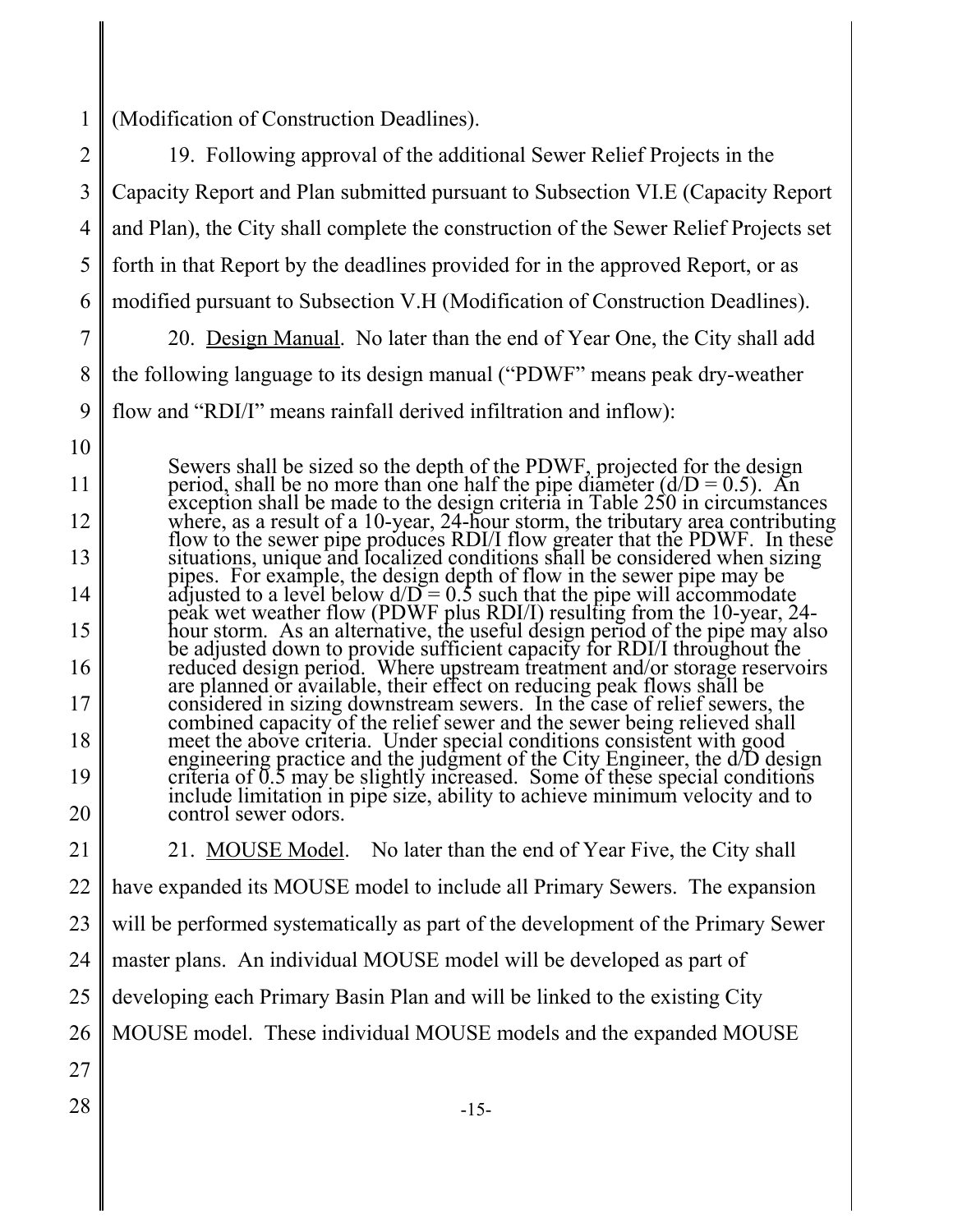(Modification of Construction Deadlines).

19. Following approval of the additional Sewer Relief Projects in the Capacity Report and Plan submitted pursuant to Subsection VI.E (Capacity Report and Plan), the City shall complete the construction of the Sewer Relief Projects set forth in that Report by the deadlines provided for in the approved Report, or as modified pursuant to Subsection V.H (Modification of Construction Deadlines).

20. Design Manual. No later than the end of Year One, the City shall add the following language to its design manual ("PDWF" means peak dry-weather flow and "RDI/I" means rainfall derived infiltration and inflow):

> Sewers shall be sized so the depth of the PDWF, projected for the design period, shall be no more than one half the pipe diameter ($d/D = 0.5$). An exception shall be made to the design criteria in Table 250 in circumstances where, as a result of a 10-year, 24-hour storm, the tributary area contributing flow to the sewer pipe produces RDI/I flow greater that the PDWF. In these situations, unique and localized conditions shall be considered when sizing pipes. For example, the design depth of flow in the sewer pipe may be adjusted to a level below $d/D = 0.5$ such that the pipe will accommodate peak wet weather flow (PDWF plus RDI/I) resulting from the 10-year, 24-hour storm. As an alternative, the useful design period of the pipe may also be adjusted down to provide sufficient capacity for RDI/I throughout the reduced design period. Where upstream treatment and/or storage reservoirs are planned or available, their effect on reducing peak flows shall be considered in sizing downstream sewers. In the case of relief sewers, the combined capacity of the relief sewer and the sewer being relieved shall meet the above criteria. Under special conditions consistent with good engineering practice and the judgment of the City Engineer, the d/D design criteria of 0.5 may be slightly increased. Some of these special conditions include limitation in pipe size, ability to achieve minimum velocity and to control sewer odors.

21. MOUSE Model. No later than the end of Year Five, the City shall have expanded its MOUSE model to include all Primary Sewers. The expansion will be performed systematically as part of the development of the Primary Sewer master plans. An individual MOUSE model will be developed as part of developing each Primary Basin Plan and will be linked to the existing City MOUSE model. These individual MOUSE models and the expanded MOUSE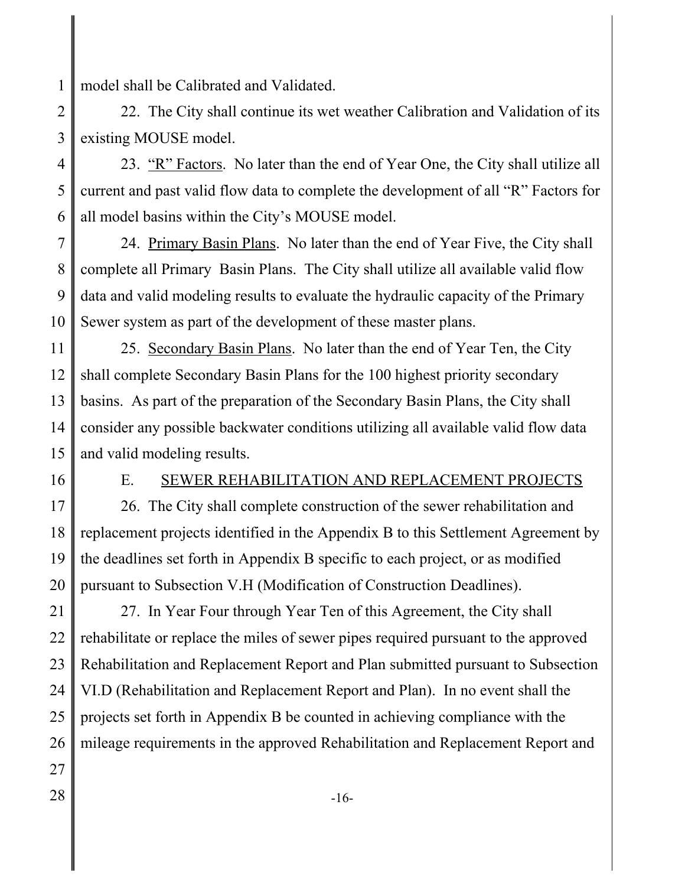model shall be Calibrated and Validated.

22. The City shall continue its wet weather Calibration and Validation of its existing MOUSE model.

23. "R" Factors. No later than the end of Year One, the City shall utilize all current and past valid flow data to complete the development of all "R" Factors for all model basins within the City's MOUSE model.

24. Primary Basin Plans. No later than the end of Year Five, the City shall complete all Primary Basin Plans. The City shall utilize all available valid flow data and valid modeling results to evaluate the hydraulic capacity of the Primary Sewer system as part of the development of these master plans.

25. Secondary Basin Plans. No later than the end of Year Ten, the City shall complete Secondary Basin Plans for the 100 highest priority secondary basins. As part of the preparation of the Secondary Basin Plans, the City shall consider any possible backwater conditions utilizing all available valid flow data and valid modeling results.

## E. SEWER REHABILITATION AND REPLACEMENT PROJECTS

26. The City shall complete construction of the sewer rehabilitation and replacement projects identified in the Appendix B to this Settlement Agreement by the deadlines set forth in Appendix B specific to each project, or as modified pursuant to Subsection V.H (Modification of Construction Deadlines).

27. In Year Four through Year Ten of this Agreement, the City shall rehabilitate or replace the miles of sewer pipes required pursuant to the approved Rehabilitation and Replacement Report and Plan submitted pursuant to Subsection VI.D (Rehabilitation and Replacement Report and Plan). In no event shall the projects set forth in Appendix B be counted in achieving compliance with the mileage requirements in the approved Rehabilitation and Replacement Report and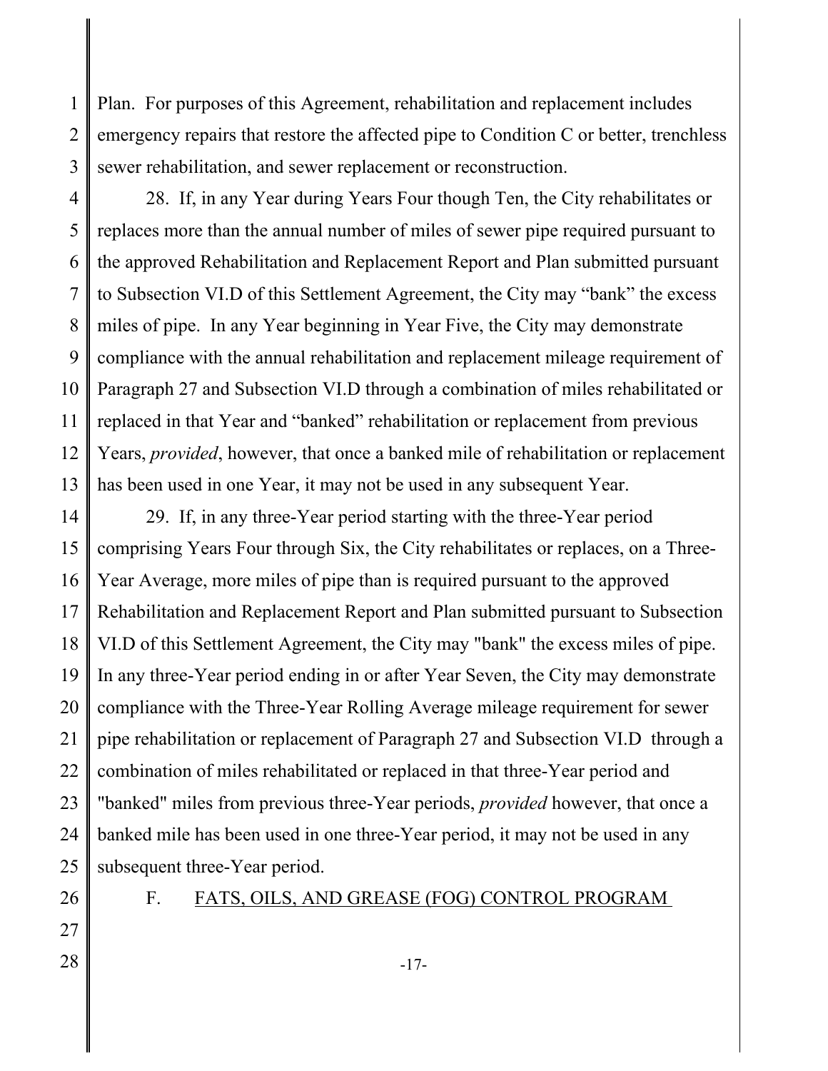Plan. For purposes of this Agreement, rehabilitation and replacement includes emergency repairs that restore the affected pipe to Condition C or better, trenchless sewer rehabilitation, and sewer replacement or reconstruction.

28. If, in any Year during Years Four though Ten, the City rehabilitates or replaces more than the annual number of miles of sewer pipe required pursuant to the approved Rehabilitation and Replacement Report and Plan submitted pursuant to Subsection VI.D of this Settlement Agreement, the City may "bank" the excess miles of pipe. In any Year beginning in Year Five, the City may demonstrate compliance with the annual rehabilitation and replacement mileage requirement of Paragraph 27 and Subsection VI.D through a combination of miles rehabilitated or replaced in that Year and "banked" rehabilitation or replacement from previous Years, *provided*, however, that once a banked mile of rehabilitation or replacement has been used in one Year, it may not be used in any subsequent Year.

29. If, in any three-Year period starting with the three-Year period comprising Years Four through Six, the City rehabilitates or replaces, on a Three-Year Average, more miles of pipe than is required pursuant to the approved Rehabilitation and Replacement Report and Plan submitted pursuant to Subsection VI.D of this Settlement Agreement, the City may "bank" the excess miles of pipe. In any three-Year period ending in or after Year Seven, the City may demonstrate compliance with the Three-Year Rolling Average mileage requirement for sewer pipe rehabilitation or replacement of Paragraph 27 and Subsection VI.D through a combination of miles rehabilitated or replaced in that three-Year period and "banked" miles from previous three-Year periods, *provided* however, that once a banked mile has been used in one three-Year period, it may not be used in any subsequent three-Year period.

### F. FATS, OILS, AND GREASE (FOG) CONTROL PROGRAM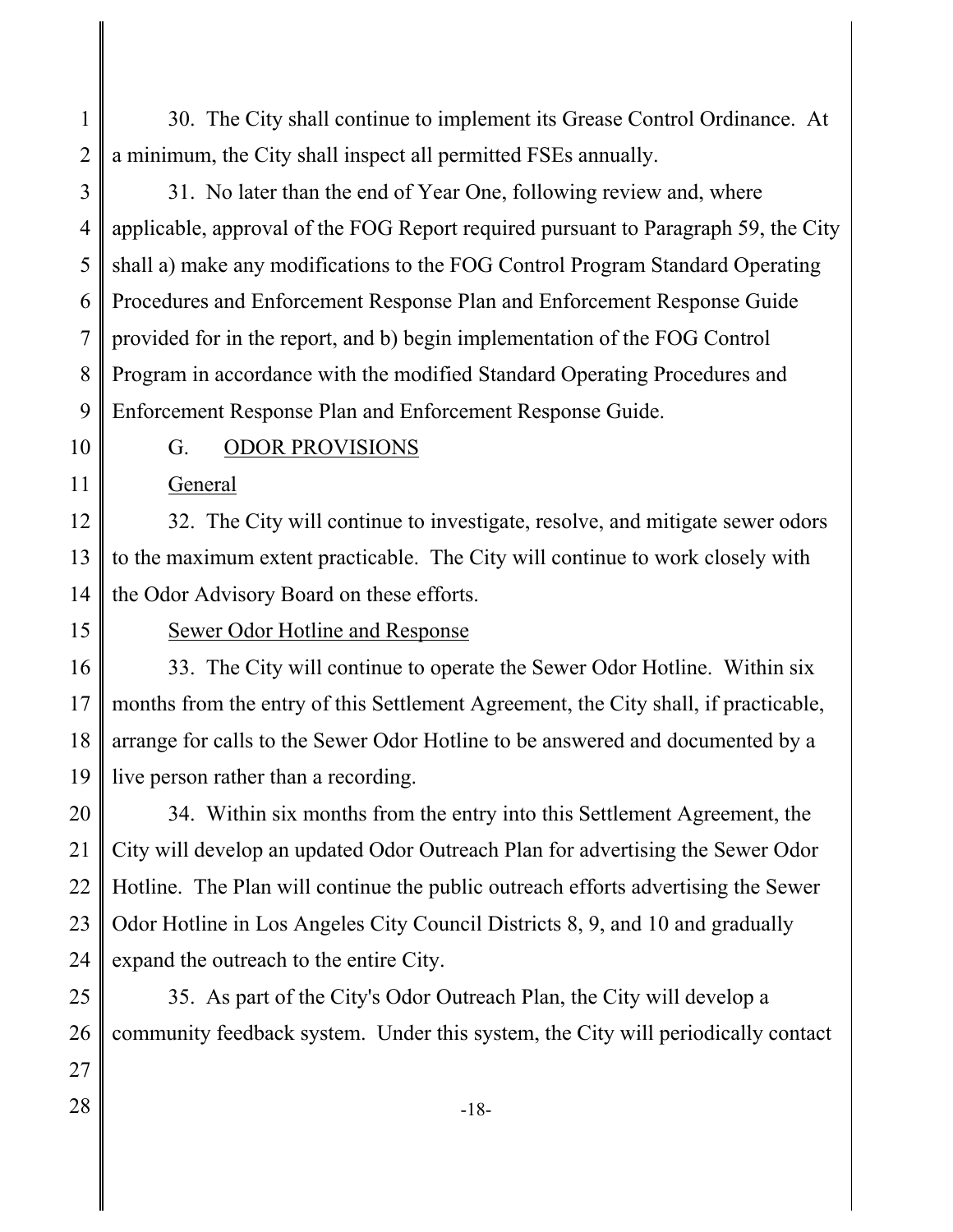30. The City shall continue to implement its Grease Control Ordinance. At a minimum, the City shall inspect all permitted FSEs annually.

31. No later than the end of Year One, following review and, where applicable, approval of the FOG Report required pursuant to Paragraph 59, the City shall a) make any modifications to the FOG Control Program Standard Operating Procedures and Enforcement Response Plan and Enforcement Response Guide provided for in the report, and b) begin implementation of the FOG Control Program in accordance with the modified Standard Operating Procedures and Enforcement Response Plan and Enforcement Response Guide.

## G. ODOR PROVISIONS

### General

32. The City will continue to investigate, resolve, and mitigate sewer odors to the maximum extent practicable. The City will continue to work closely with the Odor Advisory Board on these efforts.

### Sewer Odor Hotline and Response

33. The City will continue to operate the Sewer Odor Hotline. Within six months from the entry of this Settlement Agreement, the City shall, if practicable, arrange for calls to the Sewer Odor Hotline to be answered and documented by a live person rather than a recording.

34. Within six months from the entry into this Settlement Agreement, the City will develop an updated Odor Outreach Plan for advertising the Sewer Odor Hotline. The Plan will continue the public outreach efforts advertising the Sewer Odor Hotline in Los Angeles City Council Districts 8, 9, and 10 and gradually expand the outreach to the entire City.

35. As part of the City's Odor Outreach Plan, the City will develop a community feedback system. Under this system, the City will periodically contact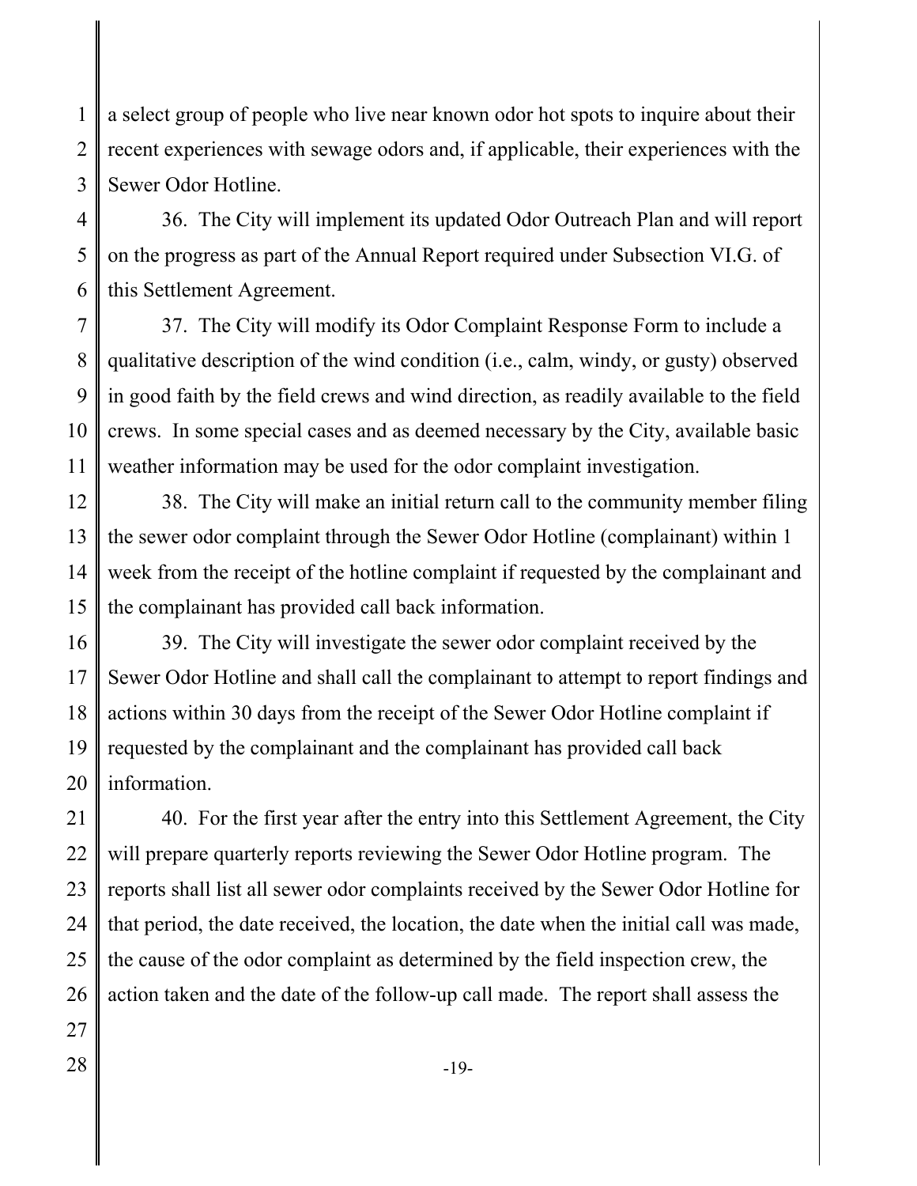a select group of people who live near known odor hot spots to inquire about their recent experiences with sewage odors and, if applicable, their experiences with the Sewer Odor Hotline.

36. The City will implement its updated Odor Outreach Plan and will report on the progress as part of the Annual Report required under Subsection VI.G. of this Settlement Agreement.

37. The City will modify its Odor Complaint Response Form to include a qualitative description of the wind condition (i.e., calm, windy, or gusty) observed in good faith by the field crews and wind direction, as readily available to the field crews. In some special cases and as deemed necessary by the City, available basic weather information may be used for the odor complaint investigation.

38. The City will make an initial return call to the community member filing the sewer odor complaint through the Sewer Odor Hotline (complainant) within 1 week from the receipt of the hotline complaint if requested by the complainant and the complainant has provided call back information.

39. The City will investigate the sewer odor complaint received by the Sewer Odor Hotline and shall call the complainant to attempt to report findings and actions within 30 days from the receipt of the Sewer Odor Hotline complaint if requested by the complainant and the complainant has provided call back information.

40. For the first year after the entry into this Settlement Agreement, the City will prepare quarterly reports reviewing the Sewer Odor Hotline program. The reports shall list all sewer odor complaints received by the Sewer Odor Hotline for that period, the date received, the location, the date when the initial call was made, the cause of the odor complaint as determined by the field inspection crew, the action taken and the date of the follow-up call made. The report shall assess the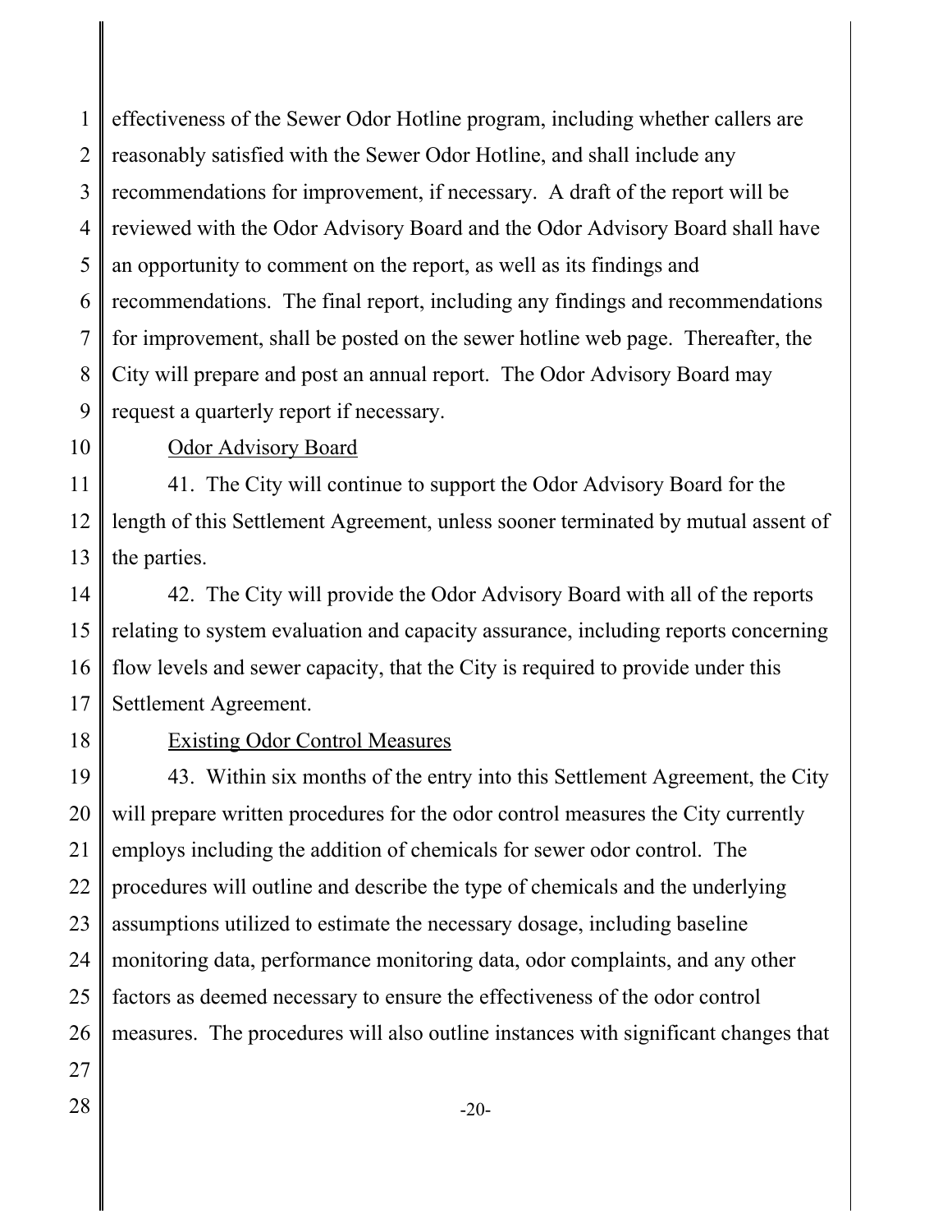effectiveness of the Sewer Odor Hotline program, including whether callers are reasonably satisfied with the Sewer Odor Hotline, and shall include any recommendations for improvement, if necessary. A draft of the report will be reviewed with the Odor Advisory Board and the Odor Advisory Board shall have an opportunity to comment on the report, as well as its findings and recommendations. The final report, including any findings and recommendations for improvement, shall be posted on the sewer hotline web page. Thereafter, the City will prepare and post an annual report. The Odor Advisory Board may request a quarterly report if necessary.

Odor Advisory Board

41. The City will continue to support the Odor Advisory Board for the length of this Settlement Agreement, unless sooner terminated by mutual assent of the parties.

42. The City will provide the Odor Advisory Board with all of the reports relating to system evaluation and capacity assurance, including reports concerning flow levels and sewer capacity, that the City is required to provide under this Settlement Agreement.

Existing Odor Control Measures

43. Within six months of the entry into this Settlement Agreement, the City will prepare written procedures for the odor control measures the City currently employs including the addition of chemicals for sewer odor control. The procedures will outline and describe the type of chemicals and the underlying assumptions utilized to estimate the necessary dosage, including baseline monitoring data, performance monitoring data, odor complaints, and any other factors as deemed necessary to ensure the effectiveness of the odor control measures. The procedures will also outline instances with significant changes that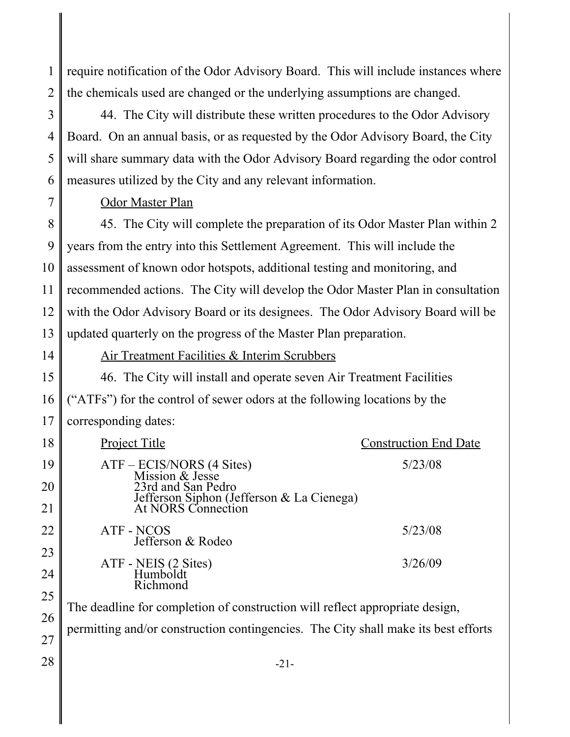require notification of the Odor Advisory Board. This will include instances where the chemicals used are changed or the underlying assumptions are changed.

44. The City will distribute these written procedures to the Odor Advisory Board. On an annual basis, or as requested by the Odor Advisory Board, the City will share summary data with the Odor Advisory Board regarding the odor control measures utilized by the City and any relevant information.

Odor Master Plan

45. The City will complete the preparation of its Odor Master Plan within 2 years from the entry into this Settlement Agreement. This will include the assessment of known odor hotspots, additional testing and monitoring, and recommended actions. The City will develop the Odor Master Plan in consultation with the Odor Advisory Board or its designees. The Odor Advisory Board will be updated quarterly on the progress of the Master Plan preparation.

Air Treatment Facilities & Interim Scrubbers

46. The City will install and operate seven Air Treatment Facilities ("ATFs") for the control of sewer odors at the following locations by the corresponding dates:

| Project Title | Construction End Date |
|---|---|
| ATF – ECIS/NORS (4 Sites)<br>Mission & Jesse<br>23rd and San Pedro<br>Jefferson Siphon (Jefferson & La Cienega)<br>At NORS Connection | 5/23/08 |
| ATF - NCOS<br>Jefferson & Rodeo | 5/23/08 |
| ATF - NEIS (2 Sites)<br>Humboldt<br>Richmond | 3/26/09 |

The deadline for completion of construction will reflect appropriate design, permitting and/or construction contingencies. The City shall make its best efforts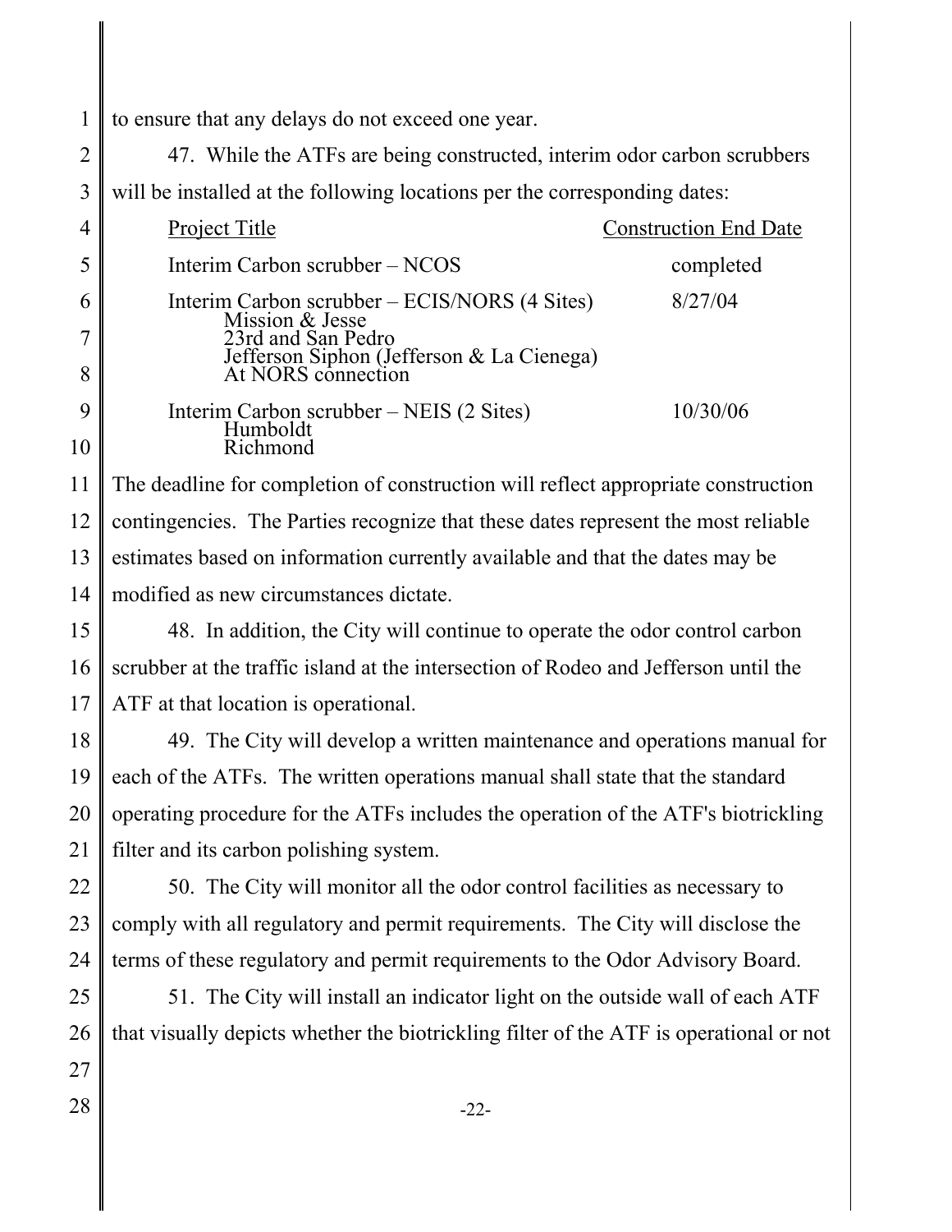to ensure that any delays do not exceed one year.

47. While the ATFs are being constructed, interim odor carbon scrubbers will be installed at the following locations per the corresponding dates:

| Project Title | Construction End Date |
|---|---|
| Interim Carbon scrubber – NCOS | completed |
| Interim Carbon scrubber – ECIS/NORS (4 Sites)<br>Mission & Jesse<br>23rd and San Pedro<br>Jefferson Siphon (Jefferson & La Cienega)<br>At NORS connection | 8/27/04 |
| Interim Carbon scrubber – NEIS (2 Sites)<br>Humboldt<br>Richmond | 10/30/06 |

The deadline for completion of construction will reflect appropriate construction contingencies. The Parties recognize that these dates represent the most reliable estimates based on information currently available and that the dates may be modified as new circumstances dictate.

48. In addition, the City will continue to operate the odor control carbon scrubber at the traffic island at the intersection of Rodeo and Jefferson until the ATF at that location is operational.

49. The City will develop a written maintenance and operations manual for each of the ATFs. The written operations manual shall state that the standard operating procedure for the ATFs includes the operation of the ATF's biotrickling filter and its carbon polishing system.

50. The City will monitor all the odor control facilities as necessary to comply with all regulatory and permit requirements. The City will disclose the terms of these regulatory and permit requirements to the Odor Advisory Board.

51. The City will install an indicator light on the outside wall of each ATF that visually depicts whether the biotrickling filter of the ATF is operational or not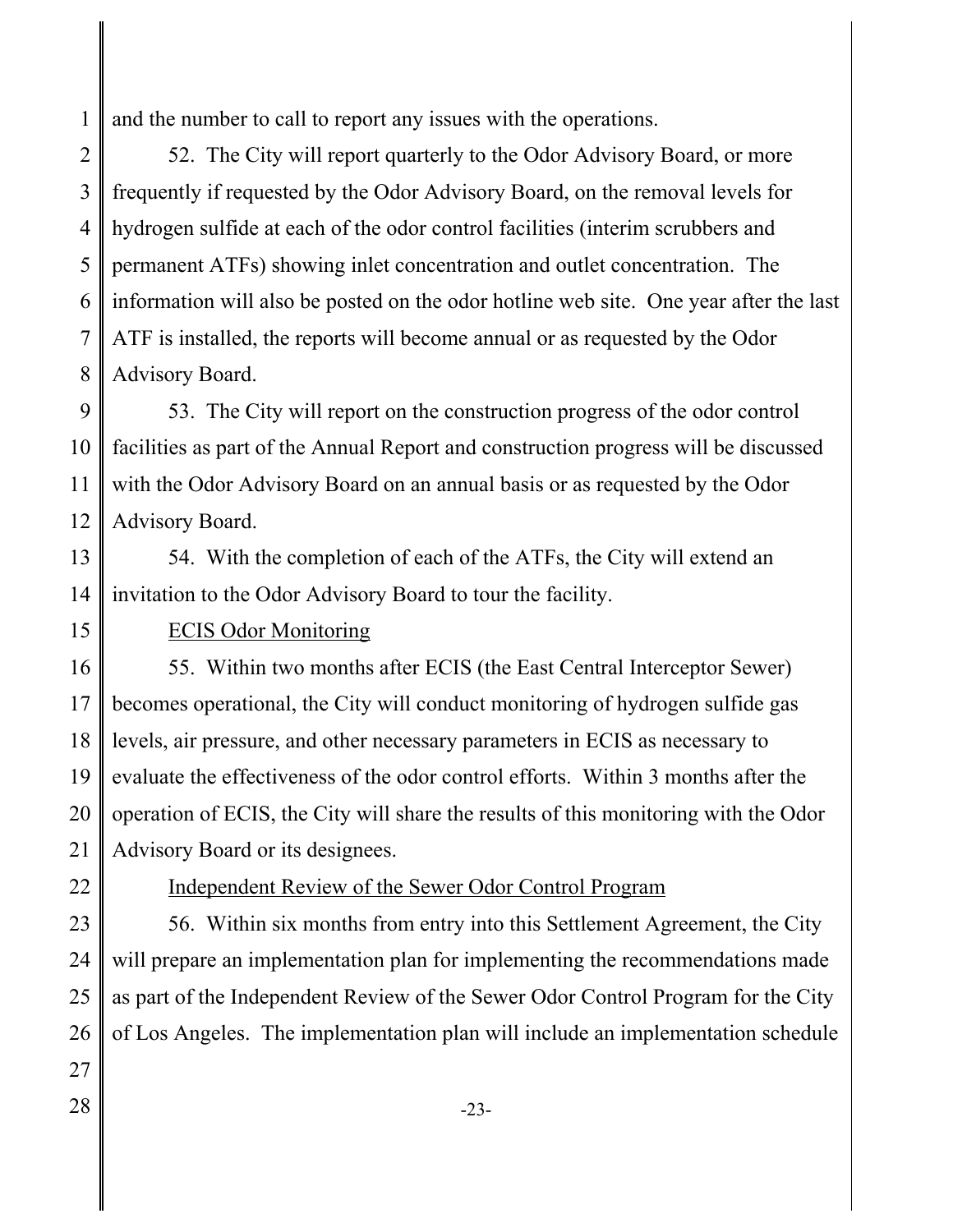and the number to call to report any issues with the operations.

52. The City will report quarterly to the Odor Advisory Board, or more frequently if requested by the Odor Advisory Board, on the removal levels for hydrogen sulfide at each of the odor control facilities (interim scrubbers and permanent ATFs) showing inlet concentration and outlet concentration. The information will also be posted on the odor hotline web site. One year after the last ATF is installed, the reports will become annual or as requested by the Odor Advisory Board.

53. The City will report on the construction progress of the odor control facilities as part of the Annual Report and construction progress will be discussed with the Odor Advisory Board on an annual basis or as requested by the Odor Advisory Board.

54. With the completion of each of the ATFs, the City will extend an invitation to the Odor Advisory Board to tour the facility.

ECIS Odor Monitoring

55. Within two months after ECIS (the East Central Interceptor Sewer) becomes operational, the City will conduct monitoring of hydrogen sulfide gas levels, air pressure, and other necessary parameters in ECIS as necessary to evaluate the effectiveness of the odor control efforts. Within 3 months after the operation of ECIS, the City will share the results of this monitoring with the Odor Advisory Board or its designees.

Independent Review of the Sewer Odor Control Program

56. Within six months from entry into this Settlement Agreement, the City will prepare an implementation plan for implementing the recommendations made as part of the Independent Review of the Sewer Odor Control Program for the City of Los Angeles. The implementation plan will include an implementation schedule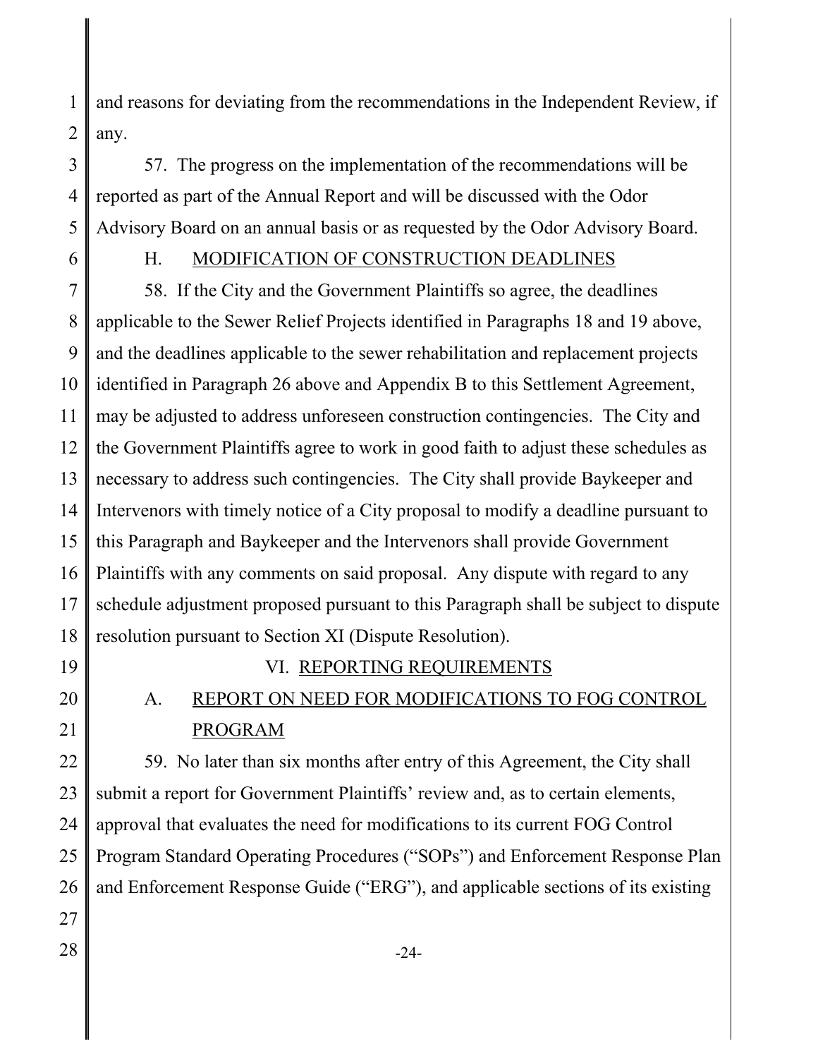and reasons for deviating from the recommendations in the Independent Review, if any.

57. The progress on the implementation of the recommendations will be reported as part of the Annual Report and will be discussed with the Odor Advisory Board on an annual basis or as requested by the Odor Advisory Board.

### H. MODIFICATION OF CONSTRUCTION DEADLINES

58. If the City and the Government Plaintiffs so agree, the deadlines applicable to the Sewer Relief Projects identified in Paragraphs 18 and 19 above, and the deadlines applicable to the sewer rehabilitation and replacement projects identified in Paragraph 26 above and Appendix B to this Settlement Agreement, may be adjusted to address unforeseen construction contingencies. The City and the Government Plaintiffs agree to work in good faith to adjust these schedules as necessary to address such contingencies. The City shall provide Baykeeper and Intervenors with timely notice of a City proposal to modify a deadline pursuant to this Paragraph and Baykeeper and the Intervenors shall provide Government Plaintiffs with any comments on said proposal. Any dispute with regard to any schedule adjustment proposed pursuant to this Paragraph shall be subject to dispute resolution pursuant to Section XI (Dispute Resolution).

## VI. REPORTING REQUIREMENTS

### A. REPORT ON NEED FOR MODIFICATIONS TO FOG CONTROL PROGRAM

59. No later than six months after entry of this Agreement, the City shall submit a report for Government Plaintiffs' review and, as to certain elements, approval that evaluates the need for modifications to its current FOG Control Program Standard Operating Procedures ("SOPs") and Enforcement Response Plan and Enforcement Response Guide ("ERG"), and applicable sections of its existing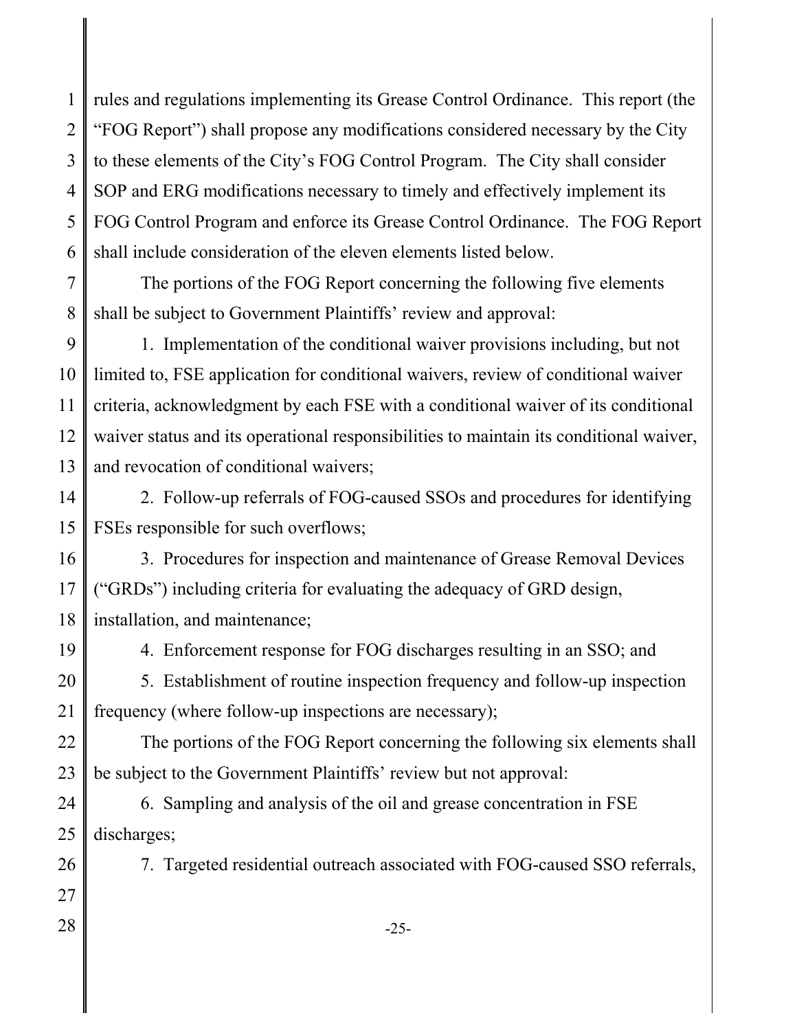rules and regulations implementing its Grease Control Ordinance. This report (the "FOG Report") shall propose any modifications considered necessary by the City to these elements of the City's FOG Control Program. The City shall consider SOP and ERG modifications necessary to timely and effectively implement its FOG Control Program and enforce its Grease Control Ordinance. The FOG Report shall include consideration of the eleven elements listed below.

The portions of the FOG Report concerning the following five elements shall be subject to Government Plaintiffs' review and approval:

1. Implementation of the conditional waiver provisions including, but not limited to, FSE application for conditional waivers, review of conditional waiver criteria, acknowledgment by each FSE with a conditional waiver of its conditional waiver status and its operational responsibilities to maintain its conditional waiver, and revocation of conditional waivers;

2. Follow-up referrals of FOG-caused SSOs and procedures for identifying FSEs responsible for such overflows;

3. Procedures for inspection and maintenance of Grease Removal Devices ("GRDs") including criteria for evaluating the adequacy of GRD design, installation, and maintenance;

4. Enforcement response for FOG discharges resulting in an SSO; and

5. Establishment of routine inspection frequency and follow-up inspection frequency (where follow-up inspections are necessary);

The portions of the FOG Report concerning the following six elements shall be subject to the Government Plaintiffs' review but not approval:

6. Sampling and analysis of the oil and grease concentration in FSE discharges;

7. Targeted residential outreach associated with FOG-caused SSO referrals,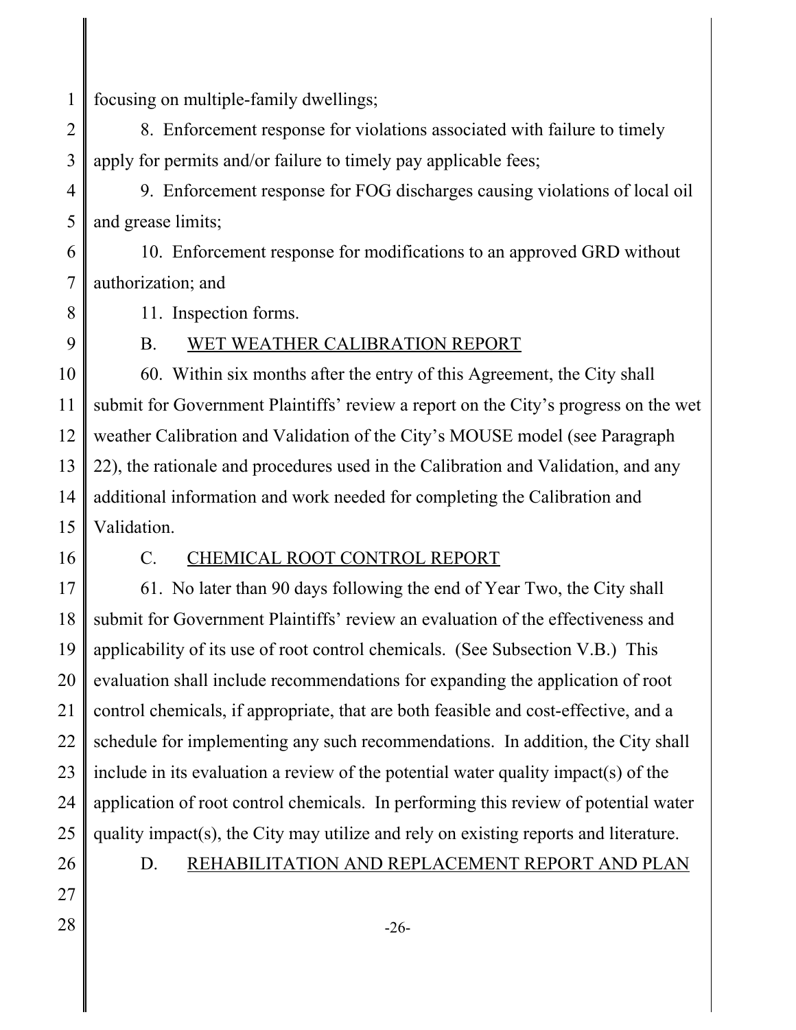focusing on multiple-family dwellings;

8. Enforcement response for violations associated with failure to timely apply for permits and/or failure to timely pay applicable fees;

9. Enforcement response for FOG discharges causing violations of local oil and grease limits;

10. Enforcement response for modifications to an approved GRD without authorization; and

11. Inspection forms.

### B. <u>WET WEATHER CALIBRATION REPORT</u>

60. Within six months after the entry of this Agreement, the City shall submit for Government Plaintiffs' review a report on the City's progress on the wet weather Calibration and Validation of the City's MOUSE model (see Paragraph 22), the rationale and procedures used in the Calibration and Validation, and any additional information and work needed for completing the Calibration and Validation.

### C. <u>CHEMICAL ROOT CONTROL REPORT</u>

61. No later than 90 days following the end of Year Two, the City shall submit for Government Plaintiffs' review an evaluation of the effectiveness and applicability of its use of root control chemicals. (See Subsection V.B.) This evaluation shall include recommendations for expanding the application of root control chemicals, if appropriate, that are both feasible and cost-effective, and a schedule for implementing any such recommendations. In addition, the City shall include in its evaluation a review of the potential water quality impact(s) of the application of root control chemicals. In performing this review of potential water quality impact(s), the City may utilize and rely on existing reports and literature.

### D. <u>REHABILITATION AND REPLACEMENT REPORT AND PLAN</u>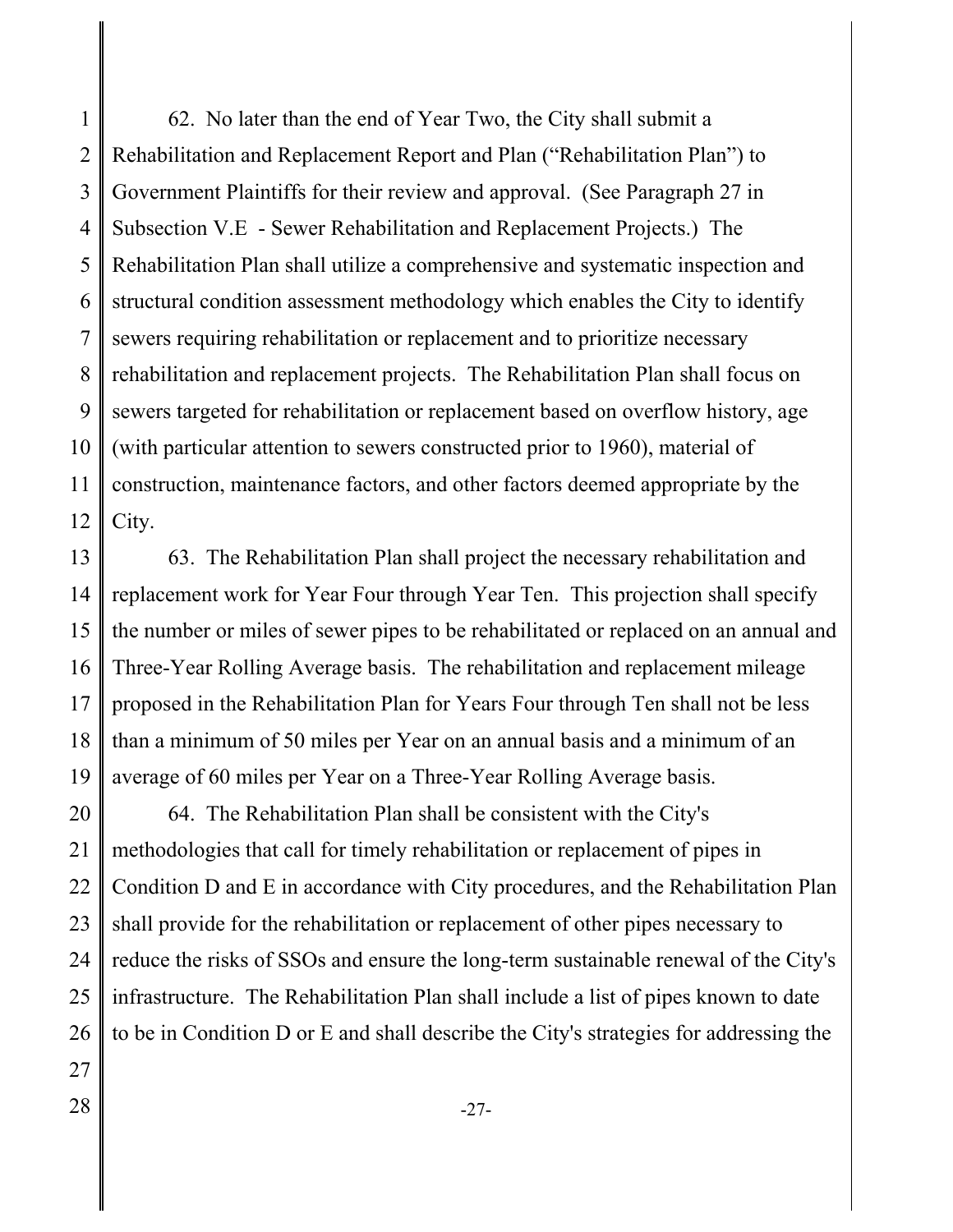62. No later than the end of Year Two, the City shall submit a Rehabilitation and Replacement Report and Plan ("Rehabilitation Plan") to Government Plaintiffs for their review and approval. (See Paragraph 27 in Subsection V.E - Sewer Rehabilitation and Replacement Projects.) The Rehabilitation Plan shall utilize a comprehensive and systematic inspection and structural condition assessment methodology which enables the City to identify sewers requiring rehabilitation or replacement and to prioritize necessary rehabilitation and replacement projects. The Rehabilitation Plan shall focus on sewers targeted for rehabilitation or replacement based on overflow history, age (with particular attention to sewers constructed prior to 1960), material of construction, maintenance factors, and other factors deemed appropriate by the City.

63. The Rehabilitation Plan shall project the necessary rehabilitation and replacement work for Year Four through Year Ten. This projection shall specify the number or miles of sewer pipes to be rehabilitated or replaced on an annual and Three-Year Rolling Average basis. The rehabilitation and replacement mileage proposed in the Rehabilitation Plan for Years Four through Ten shall not be less than a minimum of 50 miles per Year on an annual basis and a minimum of an average of 60 miles per Year on a Three-Year Rolling Average basis.

64. The Rehabilitation Plan shall be consistent with the City's methodologies that call for timely rehabilitation or replacement of pipes in Condition D and E in accordance with City procedures, and the Rehabilitation Plan shall provide for the rehabilitation or replacement of other pipes necessary to reduce the risks of SSOs and ensure the long-term sustainable renewal of the City's infrastructure. The Rehabilitation Plan shall include a list of pipes known to date to be in Condition D or E and shall describe the City's strategies for addressing the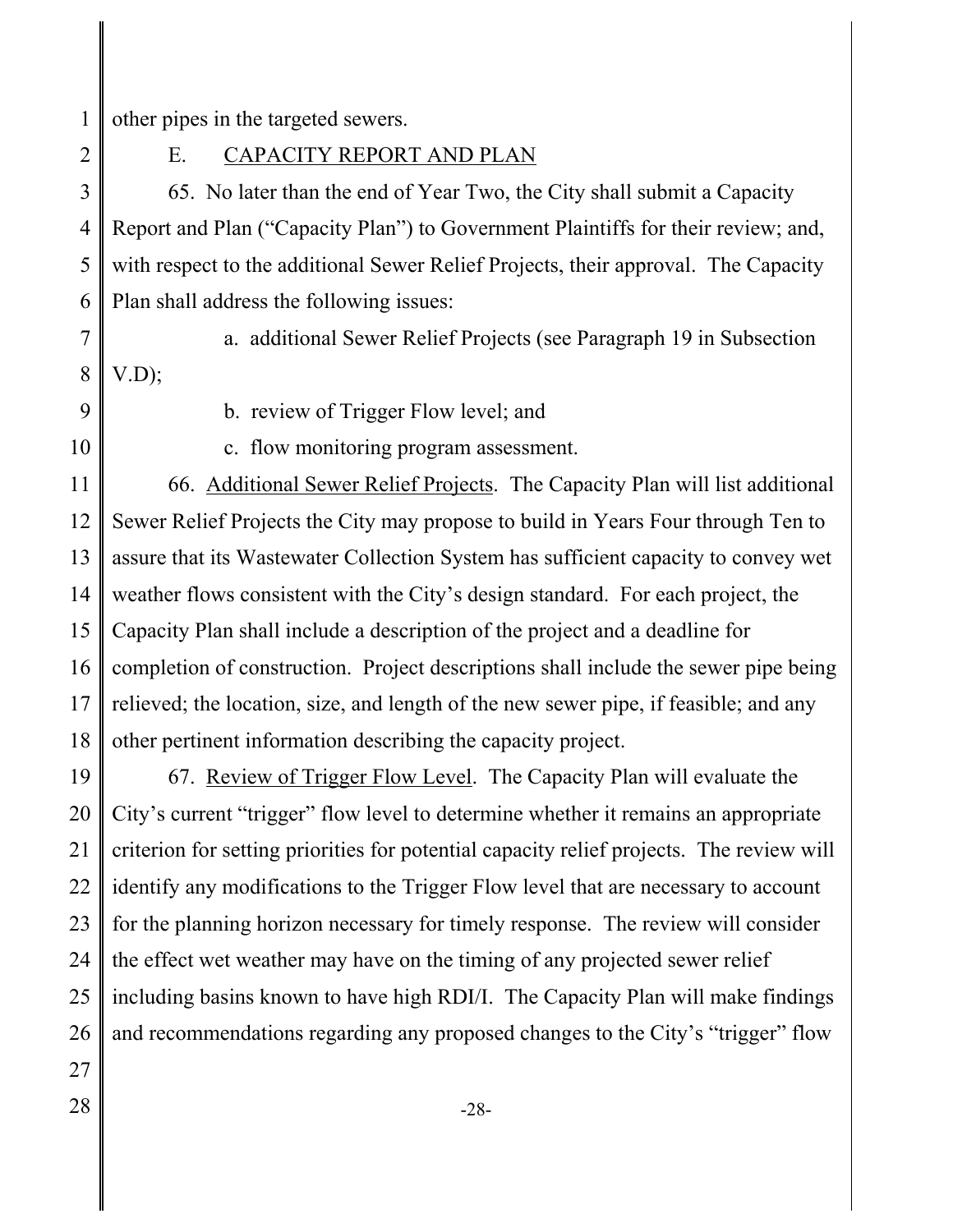other pipes in the targeted sewers.

## E. CAPACITY REPORT AND PLAN

65. No later than the end of Year Two, the City shall submit a Capacity Report and Plan ("Capacity Plan") to Government Plaintiffs for their review; and, with respect to the additional Sewer Relief Projects, their approval. The Capacity Plan shall address the following issues:

a. additional Sewer Relief Projects (see Paragraph 19 in Subsection V.D);

b. review of Trigger Flow level; and

c. flow monitoring program assessment.

66. Additional Sewer Relief Projects. The Capacity Plan will list additional Sewer Relief Projects the City may propose to build in Years Four through Ten to assure that its Wastewater Collection System has sufficient capacity to convey wet weather flows consistent with the City's design standard. For each project, the Capacity Plan shall include a description of the project and a deadline for completion of construction. Project descriptions shall include the sewer pipe being relieved; the location, size, and length of the new sewer pipe, if feasible; and any other pertinent information describing the capacity project.

67. Review of Trigger Flow Level. The Capacity Plan will evaluate the City's current "trigger" flow level to determine whether it remains an appropriate criterion for setting priorities for potential capacity relief projects. The review will identify any modifications to the Trigger Flow level that are necessary to account for the planning horizon necessary for timely response. The review will consider the effect wet weather may have on the timing of any projected sewer relief including basins known to have high RDI/I. The Capacity Plan will make findings and recommendations regarding any proposed changes to the City's "trigger" flow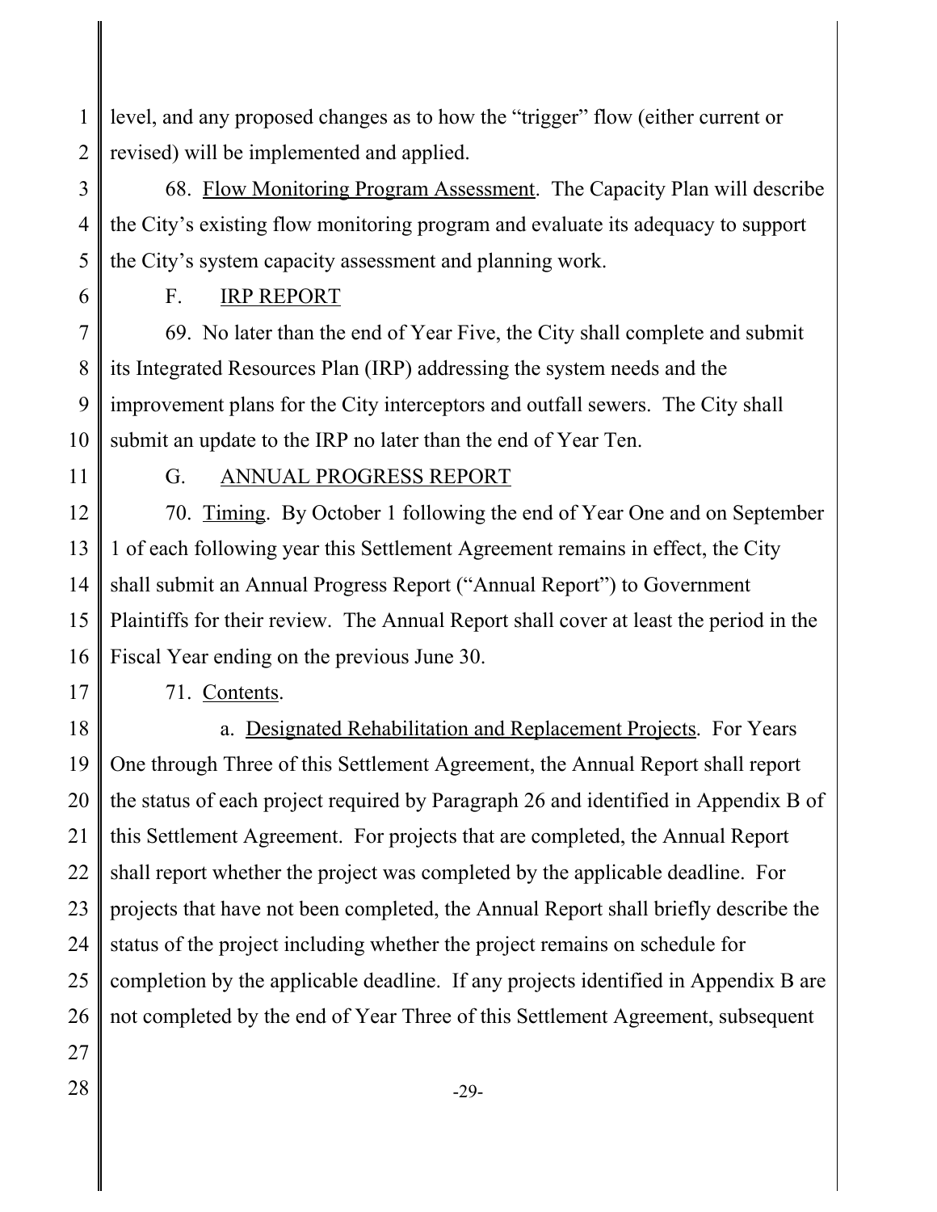level, and any proposed changes as to how the "trigger" flow (either current or revised) will be implemented and applied.

68. Flow Monitoring Program Assessment. The Capacity Plan will describe the City's existing flow monitoring program and evaluate its adequacy to support the City's system capacity assessment and planning work.

F. IRP REPORT

69. No later than the end of Year Five, the City shall complete and submit its Integrated Resources Plan (IRP) addressing the system needs and the improvement plans for the City interceptors and outfall sewers. The City shall submit an update to the IRP no later than the end of Year Ten.

G. ANNUAL PROGRESS REPORT

70. Timing. By October 1 following the end of Year One and on September 1 of each following year this Settlement Agreement remains in effect, the City shall submit an Annual Progress Report ("Annual Report") to Government Plaintiffs for their review. The Annual Report shall cover at least the period in the Fiscal Year ending on the previous June 30.

71. Contents.

a. Designated Rehabilitation and Replacement Projects. For Years One through Three of this Settlement Agreement, the Annual Report shall report the status of each project required by Paragraph 26 and identified in Appendix B of this Settlement Agreement. For projects that are completed, the Annual Report shall report whether the project was completed by the applicable deadline. For projects that have not been completed, the Annual Report shall briefly describe the status of the project including whether the project remains on schedule for completion by the applicable deadline. If any projects identified in Appendix B are not completed by the end of Year Three of this Settlement Agreement, subsequent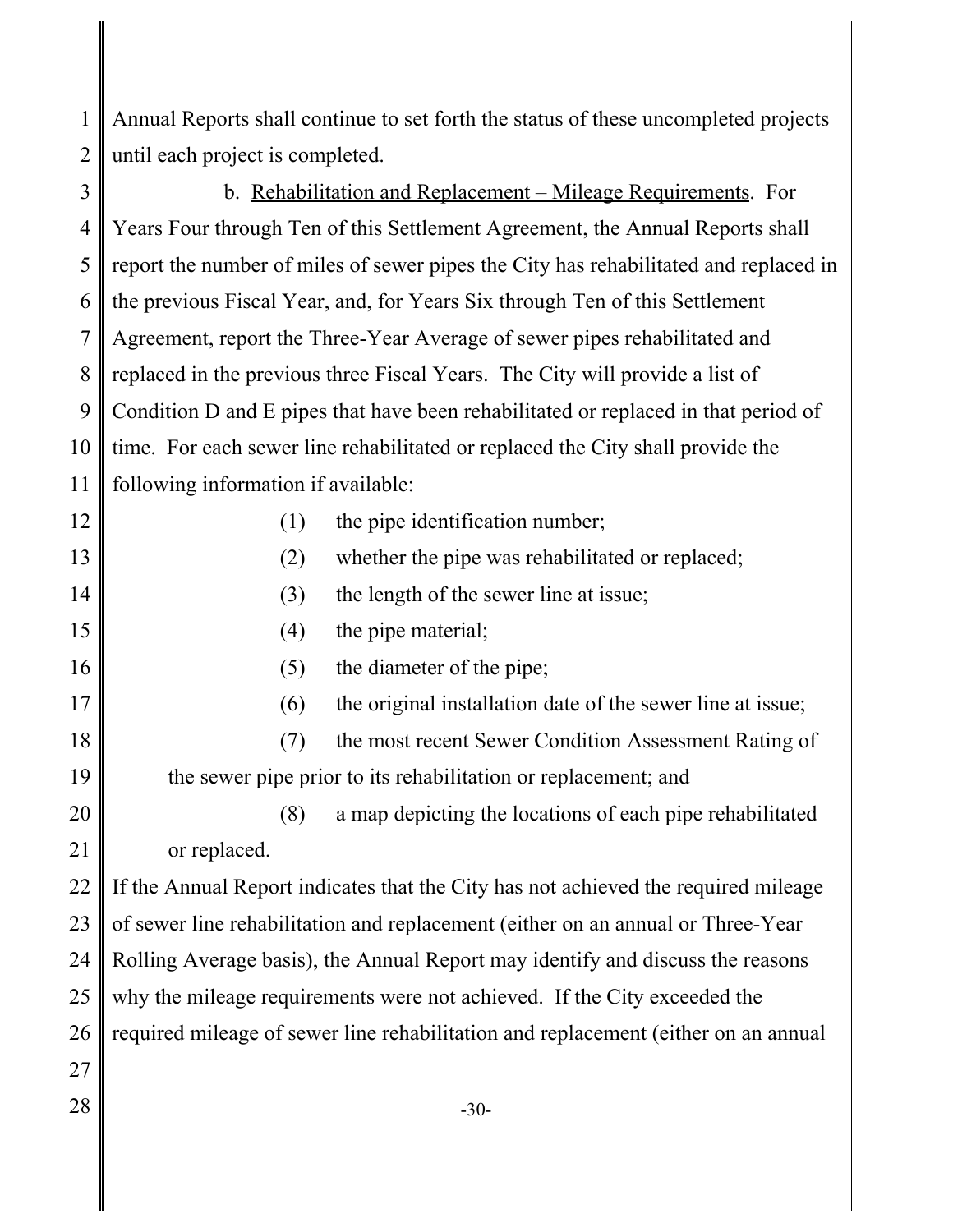Annual Reports shall continue to set forth the status of these uncompleted projects until each project is completed.

b. Rehabilitation and Replacement – Mileage Requirements. For Years Four through Ten of this Settlement Agreement, the Annual Reports shall report the number of miles of sewer pipes the City has rehabilitated and replaced in the previous Fiscal Year, and, for Years Six through Ten of this Settlement Agreement, report the Three-Year Average of sewer pipes rehabilitated and replaced in the previous three Fiscal Years. The City will provide a list of Condition D and E pipes that have been rehabilitated or replaced in that period of time. For each sewer line rehabilitated or replaced the City shall provide the following information if available:

(1) the pipe identification number;

(2) whether the pipe was rehabilitated or replaced;

(3) the length of the sewer line at issue;

(4) the pipe material;

(5) the diameter of the pipe;

(6) the original installation date of the sewer line at issue;

(7) the most recent Sewer Condition Assessment Rating of the sewer pipe prior to its rehabilitation or replacement; and

(8) a map depicting the locations of each pipe rehabilitated or replaced.

If the Annual Report indicates that the City has not achieved the required mileage of sewer line rehabilitation and replacement (either on an annual or Three-Year Rolling Average basis), the Annual Report may identify and discuss the reasons why the mileage requirements were not achieved. If the City exceeded the required mileage of sewer line rehabilitation and replacement (either on an annual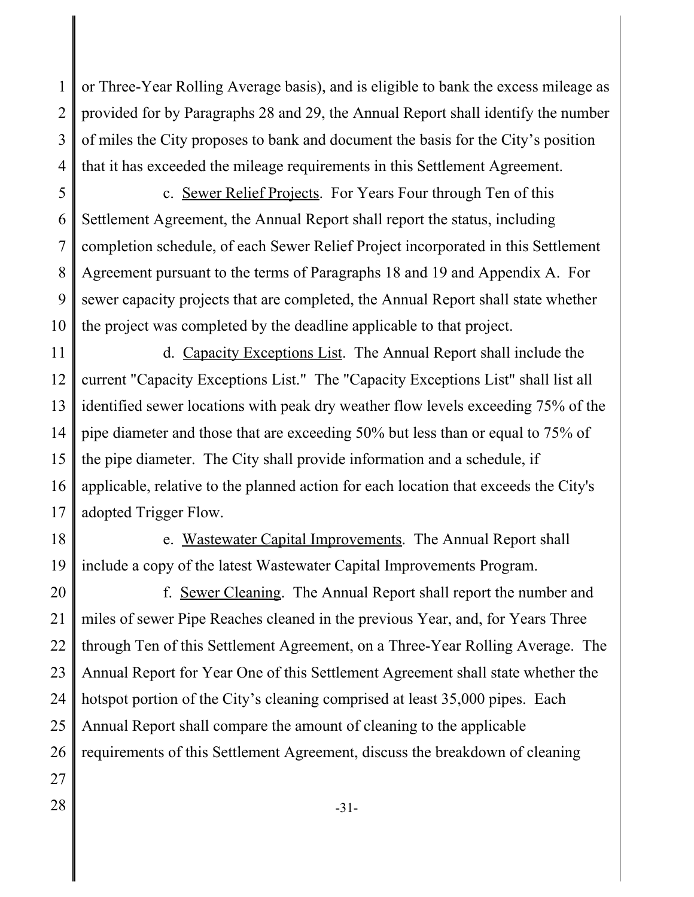or Three-Year Rolling Average basis), and is eligible to bank the excess mileage as provided for by Paragraphs 28 and 29, the Annual Report shall identify the number of miles the City proposes to bank and document the basis for the City's position that it has exceeded the mileage requirements in this Settlement Agreement.

c. Sewer Relief Projects. For Years Four through Ten of this Settlement Agreement, the Annual Report shall report the status, including completion schedule, of each Sewer Relief Project incorporated in this Settlement Agreement pursuant to the terms of Paragraphs 18 and 19 and Appendix A. For sewer capacity projects that are completed, the Annual Report shall state whether the project was completed by the deadline applicable to that project.

d. Capacity Exceptions List. The Annual Report shall include the current "Capacity Exceptions List." The "Capacity Exceptions List" shall list all identified sewer locations with peak dry weather flow levels exceeding 75% of the pipe diameter and those that are exceeding 50% but less than or equal to 75% of the pipe diameter. The City shall provide information and a schedule, if applicable, relative to the planned action for each location that exceeds the City's adopted Trigger Flow.

e. Wastewater Capital Improvements. The Annual Report shall include a copy of the latest Wastewater Capital Improvements Program.

f. Sewer Cleaning. The Annual Report shall report the number and miles of sewer Pipe Reaches cleaned in the previous Year, and, for Years Three through Ten of this Settlement Agreement, on a Three-Year Rolling Average. The Annual Report for Year One of this Settlement Agreement shall state whether the hotspot portion of the City's cleaning comprised at least 35,000 pipes. Each Annual Report shall compare the amount of cleaning to the applicable requirements of this Settlement Agreement, discuss the breakdown of cleaning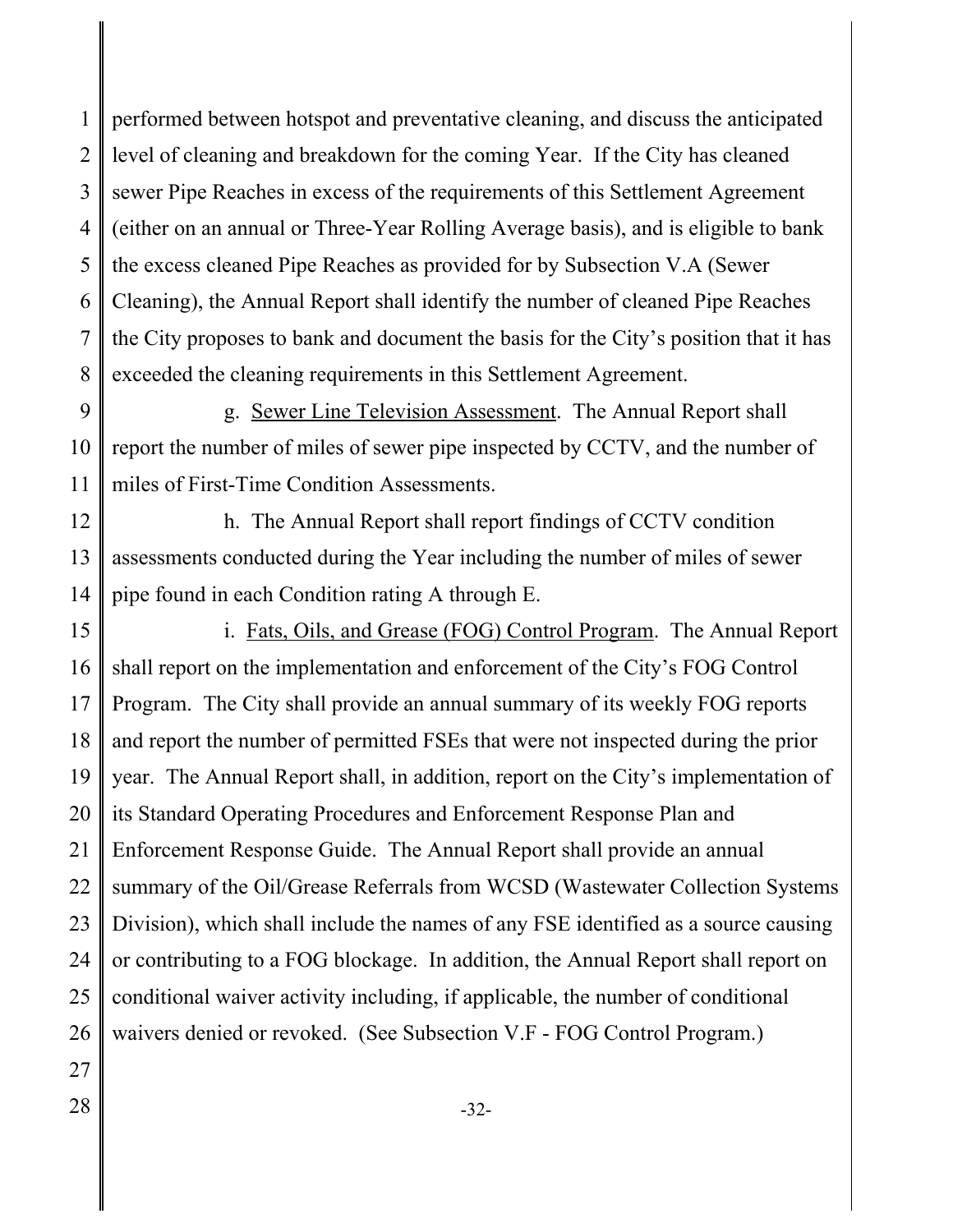performed between hotspot and preventative cleaning, and discuss the anticipated level of cleaning and breakdown for the coming Year. If the City has cleaned sewer Pipe Reaches in excess of the requirements of this Settlement Agreement (either on an annual or Three-Year Rolling Average basis), and is eligible to bank the excess cleaned Pipe Reaches as provided for by Subsection V.A (Sewer Cleaning), the Annual Report shall identify the number of cleaned Pipe Reaches the City proposes to bank and document the basis for the City's position that it has exceeded the cleaning requirements in this Settlement Agreement.

g. Sewer Line Television Assessment. The Annual Report shall report the number of miles of sewer pipe inspected by CCTV, and the number of miles of First-Time Condition Assessments.

h. The Annual Report shall report findings of CCTV condition assessments conducted during the Year including the number of miles of sewer pipe found in each Condition rating A through E.

i. Fats, Oils, and Grease (FOG) Control Program. The Annual Report shall report on the implementation and enforcement of the City's FOG Control Program. The City shall provide an annual summary of its weekly FOG reports and report the number of permitted FSEs that were not inspected during the prior year. The Annual Report shall, in addition, report on the City's implementation of its Standard Operating Procedures and Enforcement Response Plan and Enforcement Response Guide. The Annual Report shall provide an annual summary of the Oil/Grease Referrals from WCSD (Wastewater Collection Systems Division), which shall include the names of any FSE identified as a source causing or contributing to a FOG blockage. In addition, the Annual Report shall report on conditional waiver activity including, if applicable, the number of conditional waivers denied or revoked. (See Subsection V.F - FOG Control Program.)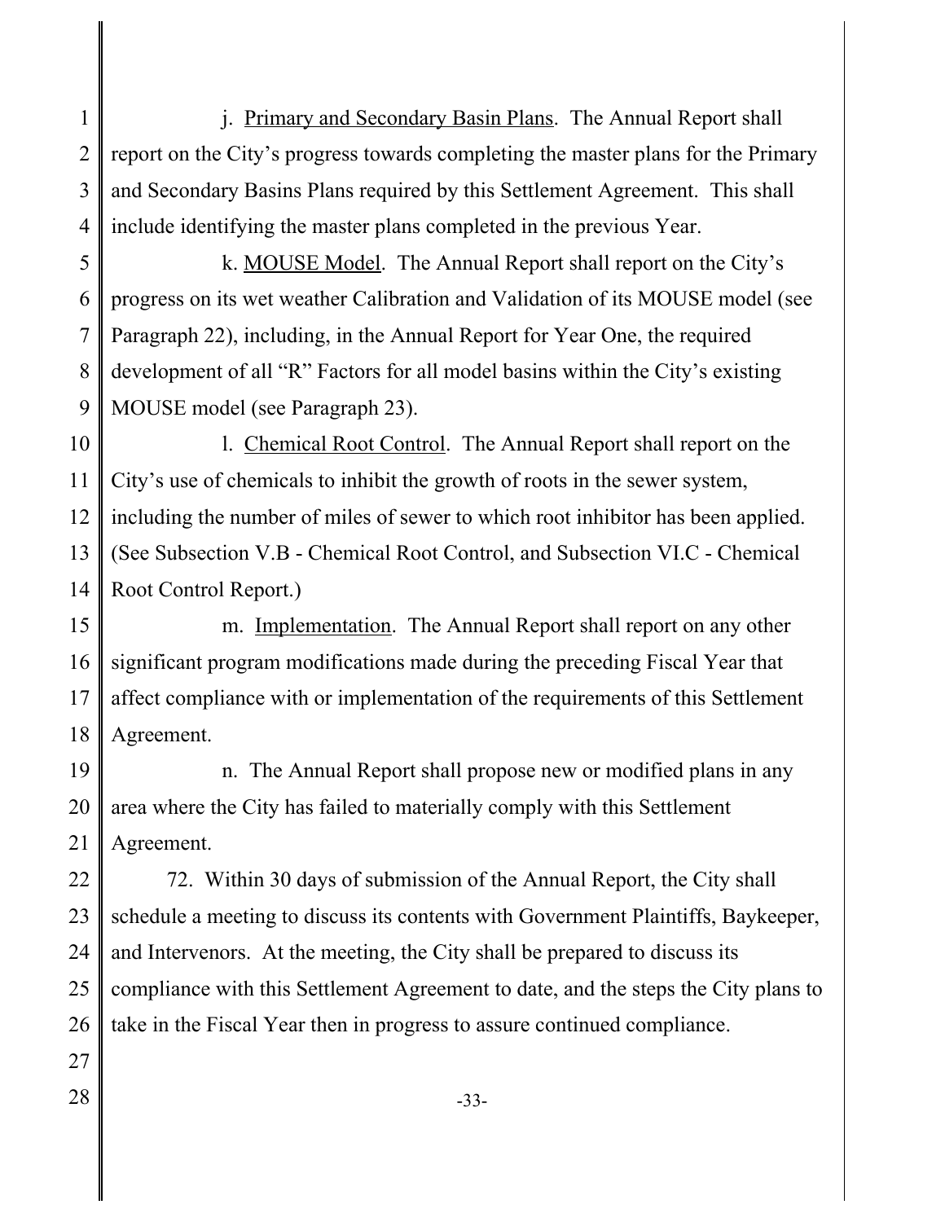j. <u>Primary and Secondary Basin Plans</u>. The Annual Report shall report on the City's progress towards completing the master plans for the Primary and Secondary Basins Plans required by this Settlement Agreement. This shall include identifying the master plans completed in the previous Year.

k. <u>MOUSE Model</u>. The Annual Report shall report on the City's progress on its wet weather Calibration and Validation of its MOUSE model (see Paragraph 22), including, in the Annual Report for Year One, the required development of all "R" Factors for all model basins within the City's existing MOUSE model (see Paragraph 23).

l. <u>Chemical Root Control</u>. The Annual Report shall report on the City's use of chemicals to inhibit the growth of roots in the sewer system, including the number of miles of sewer to which root inhibitor has been applied. (See Subsection V.B - Chemical Root Control, and Subsection VI.C - Chemical Root Control Report.)

m. <u>Implementation</u>. The Annual Report shall report on any other significant program modifications made during the preceding Fiscal Year that affect compliance with or implementation of the requirements of this Settlement Agreement.

n. The Annual Report shall propose new or modified plans in any area where the City has failed to materially comply with this Settlement Agreement.

72. Within 30 days of submission of the Annual Report, the City shall schedule a meeting to discuss its contents with Government Plaintiffs, Baykeeper, and Intervenors. At the meeting, the City shall be prepared to discuss its compliance with this Settlement Agreement to date, and the steps the City plans to take in the Fiscal Year then in progress to assure continued compliance.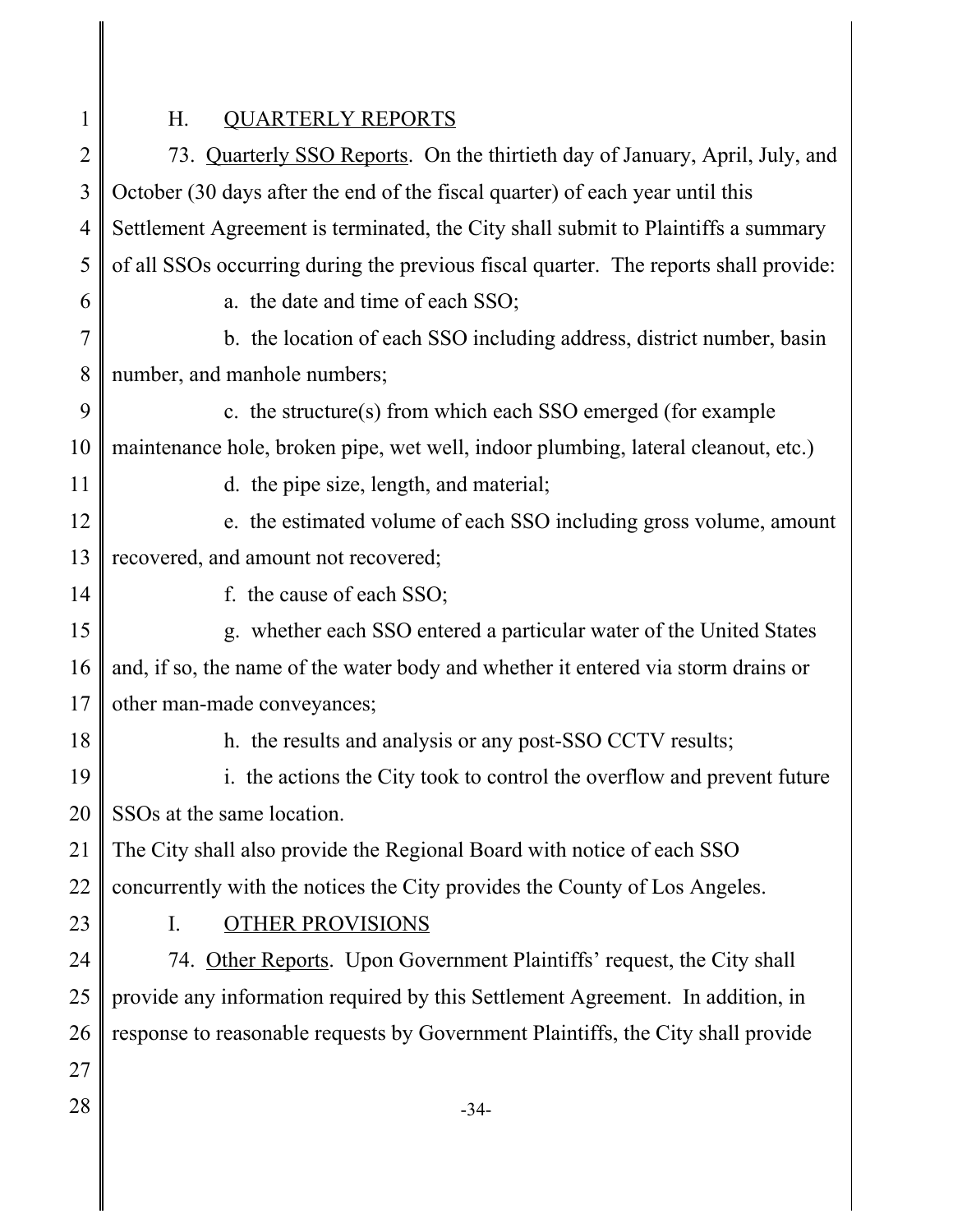## H. QUARTERLY REPORTS

73. Quarterly SSO Reports. On the thirtieth day of January, April, July, and October (30 days after the end of the fiscal quarter) of each year until this Settlement Agreement is terminated, the City shall submit to Plaintiffs a summary of all SSOs occurring during the previous fiscal quarter. The reports shall provide:

a. the date and time of each SSO;

b. the location of each SSO including address, district number, basin number, and manhole numbers;

c. the structure(s) from which each SSO emerged (for example maintenance hole, broken pipe, wet well, indoor plumbing, lateral cleanout, etc.)

d. the pipe size, length, and material;

e. the estimated volume of each SSO including gross volume, amount recovered, and amount not recovered;

f. the cause of each SSO;

g. whether each SSO entered a particular water of the United States and, if so, the name of the water body and whether it entered via storm drains or other man-made conveyances;

h. the results and analysis or any post-SSO CCTV results;

i. the actions the City took to control the overflow and prevent future SSOs at the same location.

The City shall also provide the Regional Board with notice of each SSO concurrently with the notices the City provides the County of Los Angeles.

## I. OTHER PROVISIONS

74. Other Reports. Upon Government Plaintiffs' request, the City shall provide any information required by this Settlement Agreement. In addition, in response to reasonable requests by Government Plaintiffs, the City shall provide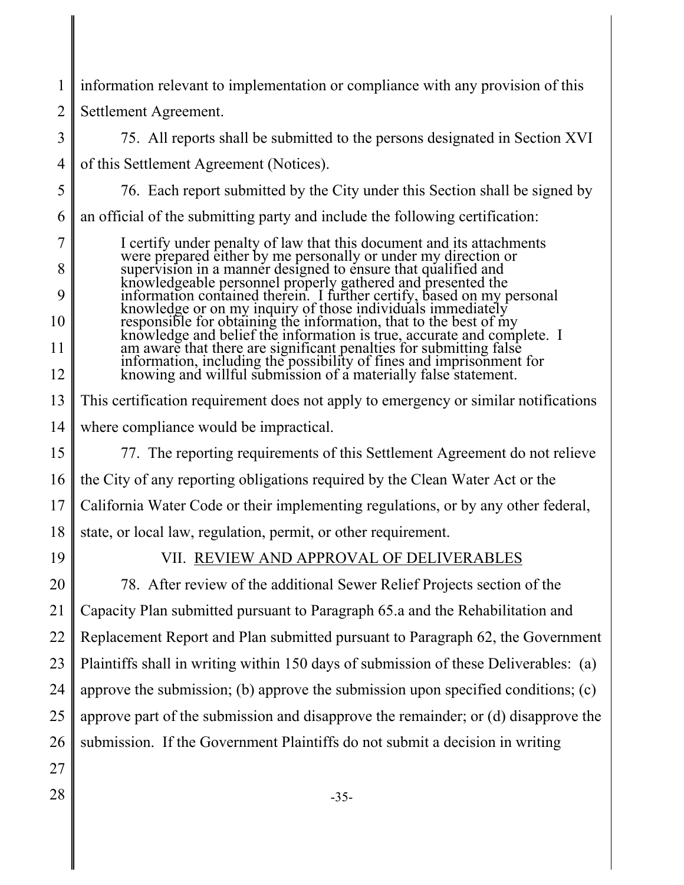information relevant to implementation or compliance with any provision of this Settlement Agreement.

75. All reports shall be submitted to the persons designated in Section XVI of this Settlement Agreement (Notices).

76. Each report submitted by the City under this Section shall be signed by an official of the submitting party and include the following certification:

> I certify under penalty of law that this document and its attachments were prepared either by me personally or under my direction or supervision in a manner designed to ensure that qualified and knowledgeable personnel properly gathered and presented the information contained therein. I further certify, based on my personal knowledge or on my inquiry of those individuals immediately responsible for obtaining the information, that to the best of my knowledge and belief the information is true, accurate and complete. I am aware that there are significant penalties for submitting false information, including the possibility of fines and imprisonment for knowing and willful submission of a materially false statement.

This certification requirement does not apply to emergency or similar notifications where compliance would be impractical.

77. The reporting requirements of this Settlement Agreement do not relieve the City of any reporting obligations required by the Clean Water Act or the California Water Code or their implementing regulations, or by any other federal, state, or local law, regulation, permit, or other requirement.

## VII. REVIEW AND APPROVAL OF DELIVERABLES

78. After review of the additional Sewer Relief Projects section of the Capacity Plan submitted pursuant to Paragraph 65.a and the Rehabilitation and Replacement Report and Plan submitted pursuant to Paragraph 62, the Government Plaintiffs shall in writing within 150 days of submission of these Deliverables: (a) approve the submission; (b) approve the submission upon specified conditions; (c) approve part of the submission and disapprove the remainder; or (d) disapprove the submission. If the Government Plaintiffs do not submit a decision in writing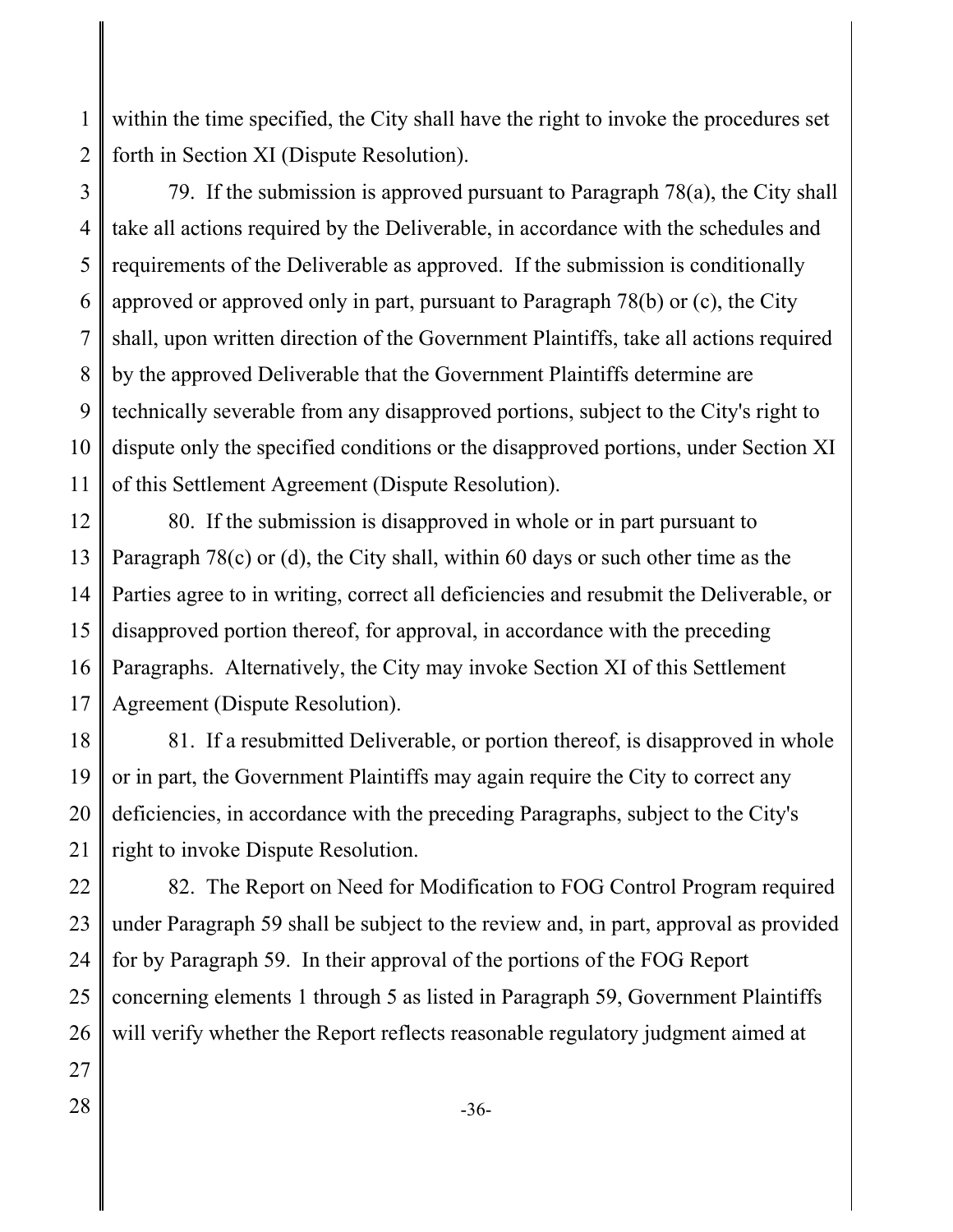within the time specified, the City shall have the right to invoke the procedures set forth in Section XI (Dispute Resolution).

79. If the submission is approved pursuant to Paragraph 78(a), the City shall take all actions required by the Deliverable, in accordance with the schedules and requirements of the Deliverable as approved. If the submission is conditionally approved or approved only in part, pursuant to Paragraph 78(b) or (c), the City shall, upon written direction of the Government Plaintiffs, take all actions required by the approved Deliverable that the Government Plaintiffs determine are technically severable from any disapproved portions, subject to the City's right to dispute only the specified conditions or the disapproved portions, under Section XI of this Settlement Agreement (Dispute Resolution).

80. If the submission is disapproved in whole or in part pursuant to Paragraph 78(c) or (d), the City shall, within 60 days or such other time as the Parties agree to in writing, correct all deficiencies and resubmit the Deliverable, or disapproved portion thereof, for approval, in accordance with the preceding Paragraphs. Alternatively, the City may invoke Section XI of this Settlement Agreement (Dispute Resolution).

81. If a resubmitted Deliverable, or portion thereof, is disapproved in whole or in part, the Government Plaintiffs may again require the City to correct any deficiencies, in accordance with the preceding Paragraphs, subject to the City's right to invoke Dispute Resolution.

82. The Report on Need for Modification to FOG Control Program required under Paragraph 59 shall be subject to the review and, in part, approval as provided for by Paragraph 59. In their approval of the portions of the FOG Report concerning elements 1 through 5 as listed in Paragraph 59, Government Plaintiffs will verify whether the Report reflects reasonable regulatory judgment aimed at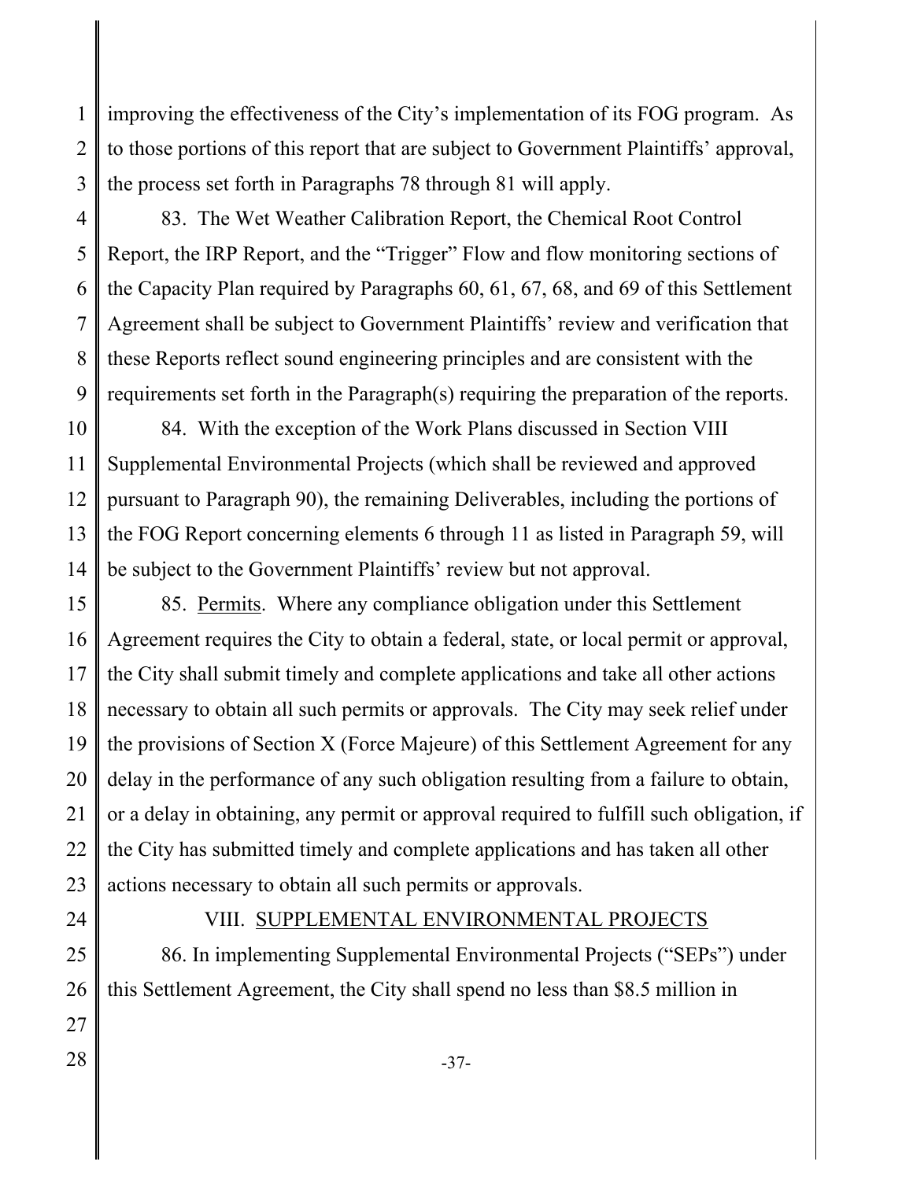improving the effectiveness of the City's implementation of its FOG program. As to those portions of this report that are subject to Government Plaintiffs' approval, the process set forth in Paragraphs 78 through 81 will apply.

83. The Wet Weather Calibration Report, the Chemical Root Control Report, the IRP Report, and the "Trigger" Flow and flow monitoring sections of the Capacity Plan required by Paragraphs 60, 61, 67, 68, and 69 of this Settlement Agreement shall be subject to Government Plaintiffs' review and verification that these Reports reflect sound engineering principles and are consistent with the requirements set forth in the Paragraph(s) requiring the preparation of the reports.

84. With the exception of the Work Plans discussed in Section VIII Supplemental Environmental Projects (which shall be reviewed and approved pursuant to Paragraph 90), the remaining Deliverables, including the portions of the FOG Report concerning elements 6 through 11 as listed in Paragraph 59, will be subject to the Government Plaintiffs' review but not approval.

85. Permits. Where any compliance obligation under this Settlement Agreement requires the City to obtain a federal, state, or local permit or approval, the City shall submit timely and complete applications and take all other actions necessary to obtain all such permits or approvals. The City may seek relief under the provisions of Section X (Force Majeure) of this Settlement Agreement for any delay in the performance of any such obligation resulting from a failure to obtain, or a delay in obtaining, any permit or approval required to fulfill such obligation, if the City has submitted timely and complete applications and has taken all other actions necessary to obtain all such permits or approvals.

## VIII. SUPPLEMENTAL ENVIRONMENTAL PROJECTS

86. In implementing Supplemental Environmental Projects ("SEPs") under this Settlement Agreement, the City shall spend no less than $8.5 million in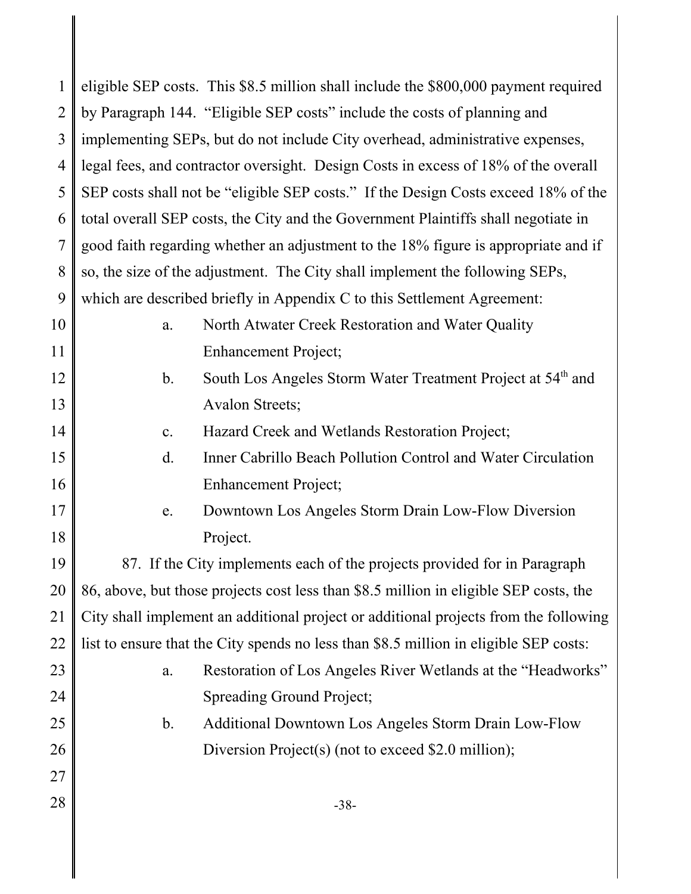eligible SEP costs. This $8.5 million shall include the $800,000 payment required by Paragraph 144. "Eligible SEP costs" include the costs of planning and implementing SEPs, but do not include City overhead, administrative expenses, legal fees, and contractor oversight. Design Costs in excess of 18% of the overall SEP costs shall not be "eligible SEP costs." If the Design Costs exceed 18% of the total overall SEP costs, the City and the Government Plaintiffs shall negotiate in good faith regarding whether an adjustment to the 18% figure is appropriate and if so, the size of the adjustment. The City shall implement the following SEPs, which are described briefly in Appendix C to this Settlement Agreement:

a. North Atwater Creek Restoration and Water Quality Enhancement Project;

b. South Los Angeles Storm Water Treatment Project at 54th and Avalon Streets;

c. Hazard Creek and Wetlands Restoration Project;

d. Inner Cabrillo Beach Pollution Control and Water Circulation Enhancement Project;

e. Downtown Los Angeles Storm Drain Low-Flow Diversion Project.

87. If the City implements each of the projects provided for in Paragraph 86, above, but those projects cost less than $8.5 million in eligible SEP costs, the City shall implement an additional project or additional projects from the following list to ensure that the City spends no less than $8.5 million in eligible SEP costs:

a. Restoration of Los Angeles River Wetlands at the "Headworks" Spreading Ground Project;

b. Additional Downtown Los Angeles Storm Drain Low-Flow Diversion Project(s) (not to exceed $2.0 million);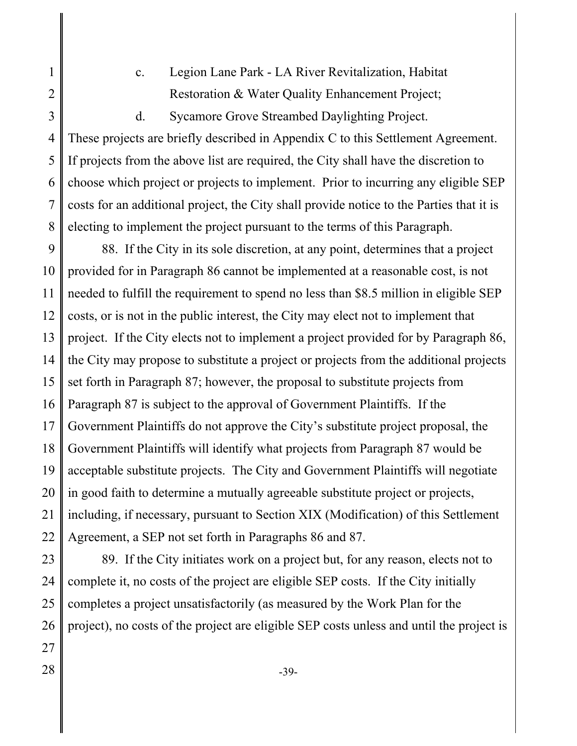c. Legion Lane Park - LA River Revitalization, Habitat Restoration & Water Quality Enhancement Project;

d. Sycamore Grove Streambed Daylighting Project.

These projects are briefly described in Appendix C to this Settlement Agreement. If projects from the above list are required, the City shall have the discretion to choose which project or projects to implement. Prior to incurring any eligible SEP costs for an additional project, the City shall provide notice to the Parties that it is electing to implement the project pursuant to the terms of this Paragraph.

88. If the City in its sole discretion, at any point, determines that a project provided for in Paragraph 86 cannot be implemented at a reasonable cost, is not needed to fulfill the requirement to spend no less than $8.5 million in eligible SEP costs, or is not in the public interest, the City may elect not to implement that project. If the City elects not to implement a project provided for by Paragraph 86, the City may propose to substitute a project or projects from the additional projects set forth in Paragraph 87; however, the proposal to substitute projects from Paragraph 87 is subject to the approval of Government Plaintiffs. If the Government Plaintiffs do not approve the City's substitute project proposal, the Government Plaintiffs will identify what projects from Paragraph 87 would be acceptable substitute projects. The City and Government Plaintiffs will negotiate in good faith to determine a mutually agreeable substitute project or projects, including, if necessary, pursuant to Section XIX (Modification) of this Settlement Agreement, a SEP not set forth in Paragraphs 86 and 87.

89. If the City initiates work on a project but, for any reason, elects not to complete it, no costs of the project are eligible SEP costs. If the City initially completes a project unsatisfactorily (as measured by the Work Plan for the project), no costs of the project are eligible SEP costs unless and until the project is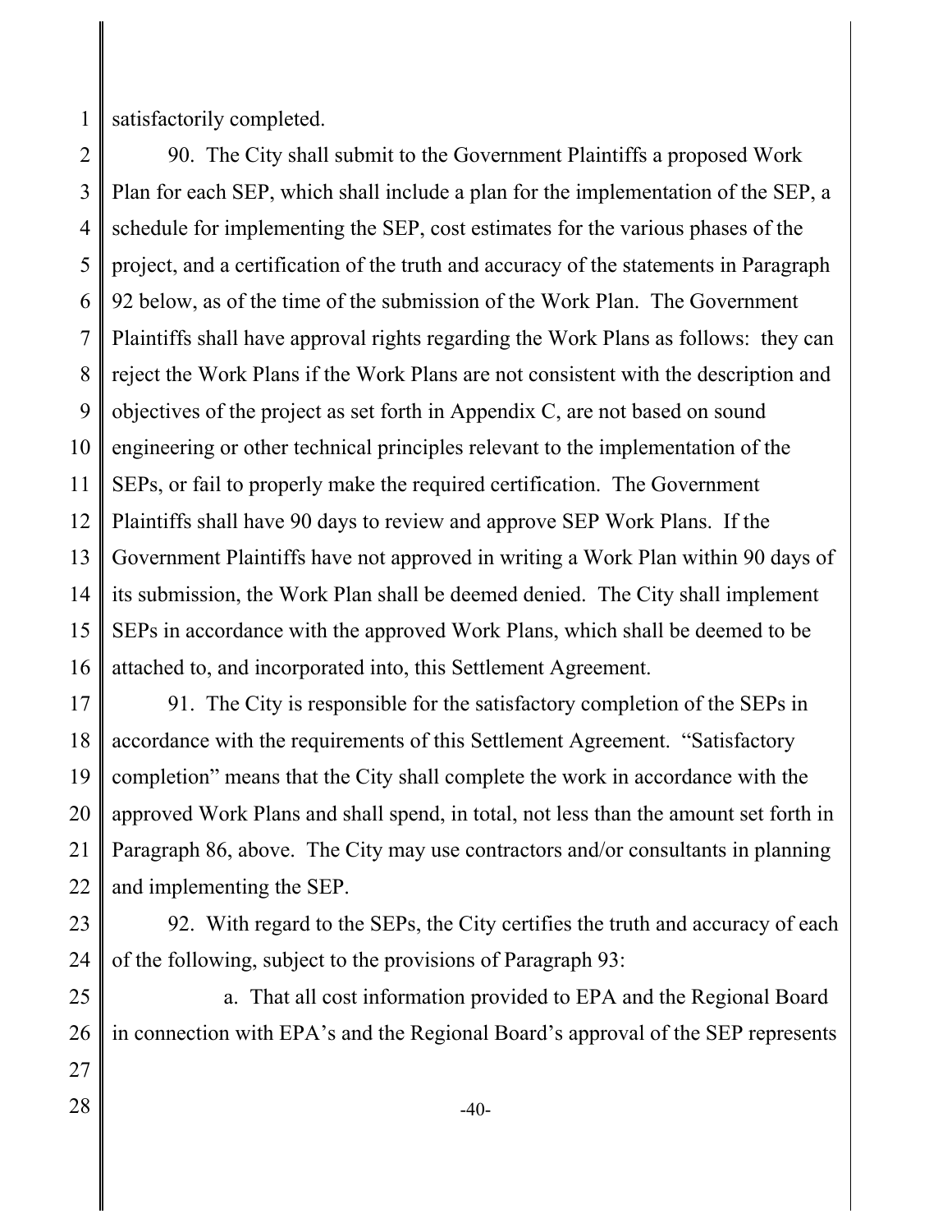satisfactorily completed.

90. The City shall submit to the Government Plaintiffs a proposed Work Plan for each SEP, which shall include a plan for the implementation of the SEP, a schedule for implementing the SEP, cost estimates for the various phases of the project, and a certification of the truth and accuracy of the statements in Paragraph 92 below, as of the time of the submission of the Work Plan. The Government Plaintiffs shall have approval rights regarding the Work Plans as follows: they can reject the Work Plans if the Work Plans are not consistent with the description and objectives of the project as set forth in Appendix C, are not based on sound engineering or other technical principles relevant to the implementation of the SEPs, or fail to properly make the required certification. The Government Plaintiffs shall have 90 days to review and approve SEP Work Plans. If the Government Plaintiffs have not approved in writing a Work Plan within 90 days of its submission, the Work Plan shall be deemed denied. The City shall implement SEPs in accordance with the approved Work Plans, which shall be deemed to be attached to, and incorporated into, this Settlement Agreement.

91. The City is responsible for the satisfactory completion of the SEPs in accordance with the requirements of this Settlement Agreement. "Satisfactory completion" means that the City shall complete the work in accordance with the approved Work Plans and shall spend, in total, not less than the amount set forth in Paragraph 86, above. The City may use contractors and/or consultants in planning and implementing the SEP.

92. With regard to the SEPs, the City certifies the truth and accuracy of each of the following, subject to the provisions of Paragraph 93:

a. That all cost information provided to EPA and the Regional Board in connection with EPA's and the Regional Board's approval of the SEP represents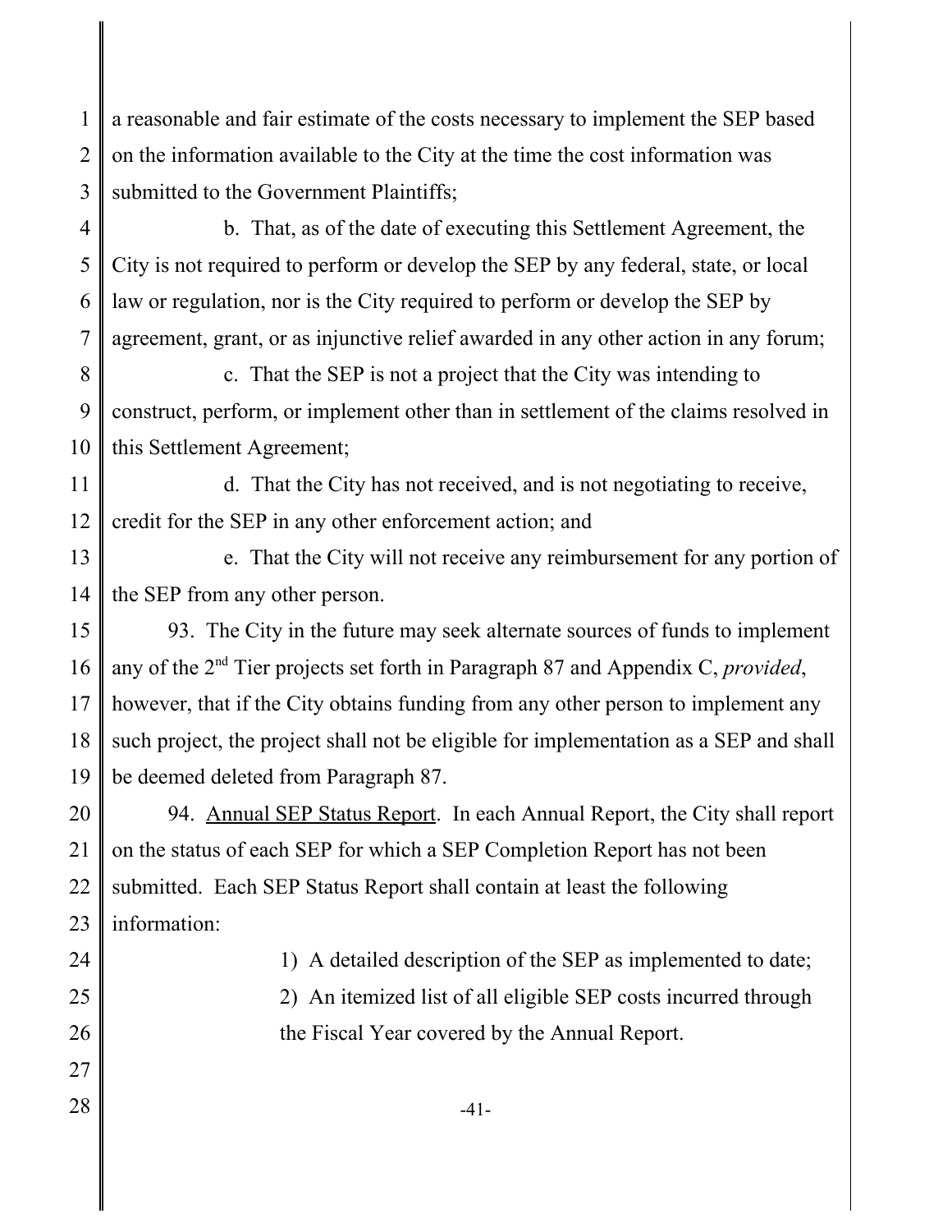a reasonable and fair estimate of the costs necessary to implement the SEP based on the information available to the City at the time the cost information was submitted to the Government Plaintiffs;

b. That, as of the date of executing this Settlement Agreement, the City is not required to perform or develop the SEP by any federal, state, or local law or regulation, nor is the City required to perform or develop the SEP by agreement, grant, or as injunctive relief awarded in any other action in any forum;

c. That the SEP is not a project that the City was intending to construct, perform, or implement other than in settlement of the claims resolved in this Settlement Agreement;

d. That the City has not received, and is not negotiating to receive, credit for the SEP in any other enforcement action; and

e. That the City will not receive any reimbursement for any portion of the SEP from any other person.

93. The City in the future may seek alternate sources of funds to implement any of the 2nd Tier projects set forth in Paragraph 87 and Appendix C, *provided*, however, that if the City obtains funding from any other person to implement any such project, the project shall not be eligible for implementation as a SEP and shall be deemed deleted from Paragraph 87.

94. Annual SEP Status Report. In each Annual Report, the City shall report on the status of each SEP for which a SEP Completion Report has not been submitted. Each SEP Status Report shall contain at least the following information:

1) A detailed description of the SEP as implemented to date;

2) An itemized list of all eligible SEP costs incurred through the Fiscal Year covered by the Annual Report.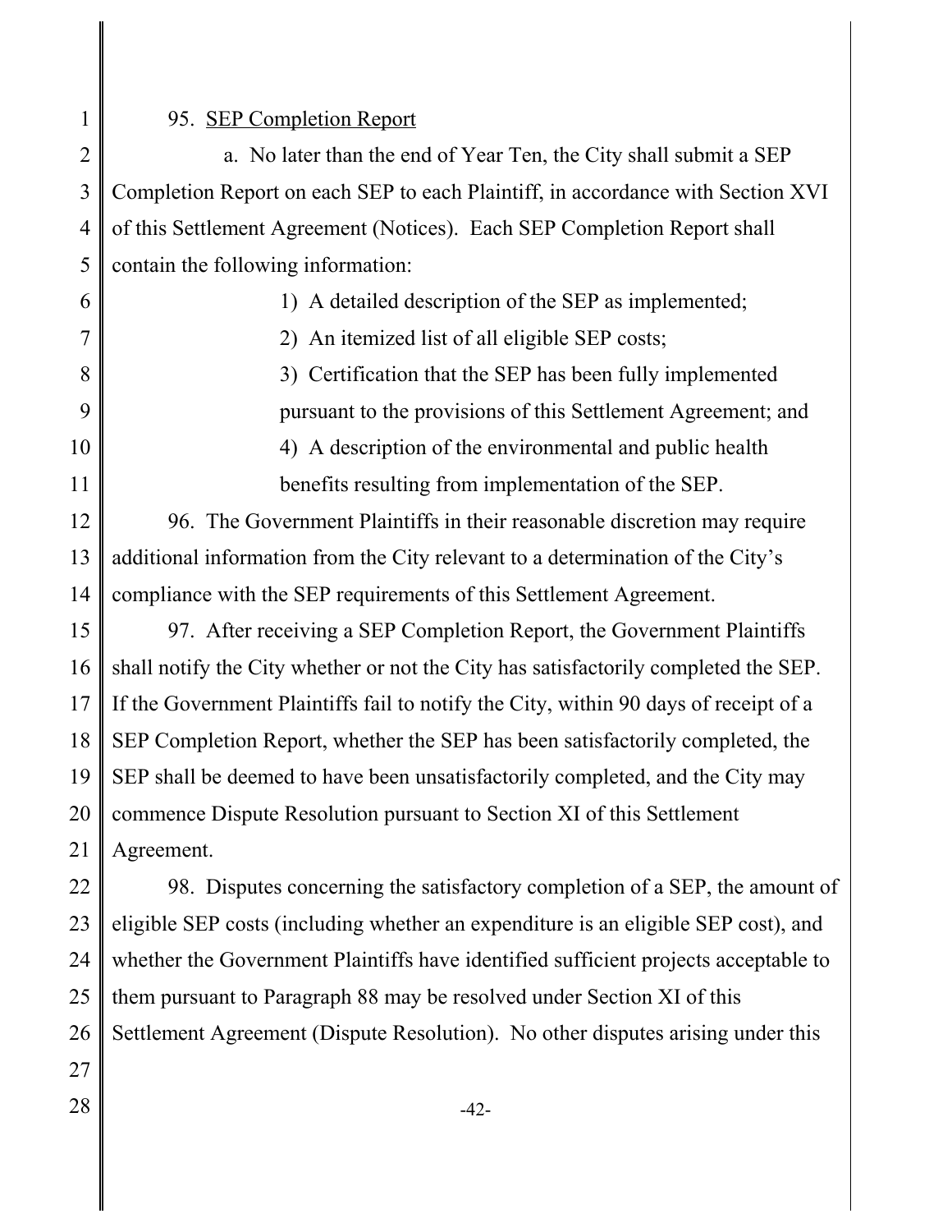95. <u>SEP Completion Report</u>

a. No later than the end of Year Ten, the City shall submit a SEP Completion Report on each SEP to each Plaintiff, in accordance with Section XVI of this Settlement Agreement (Notices). Each SEP Completion Report shall contain the following information:

1) A detailed description of the SEP as implemented;

2) An itemized list of all eligible SEP costs;

3) Certification that the SEP has been fully implemented pursuant to the provisions of this Settlement Agreement; and

4) A description of the environmental and public health benefits resulting from implementation of the SEP.

96. The Government Plaintiffs in their reasonable discretion may require additional information from the City relevant to a determination of the City's compliance with the SEP requirements of this Settlement Agreement.

97. After receiving a SEP Completion Report, the Government Plaintiffs shall notify the City whether or not the City has satisfactorily completed the SEP. If the Government Plaintiffs fail to notify the City, within 90 days of receipt of a SEP Completion Report, whether the SEP has been satisfactorily completed, the SEP shall be deemed to have been unsatisfactorily completed, and the City may commence Dispute Resolution pursuant to Section XI of this Settlement Agreement.

98. Disputes concerning the satisfactory completion of a SEP, the amount of eligible SEP costs (including whether an expenditure is an eligible SEP cost), and whether the Government Plaintiffs have identified sufficient projects acceptable to them pursuant to Paragraph 88 may be resolved under Section XI of this Settlement Agreement (Dispute Resolution). No other disputes arising under this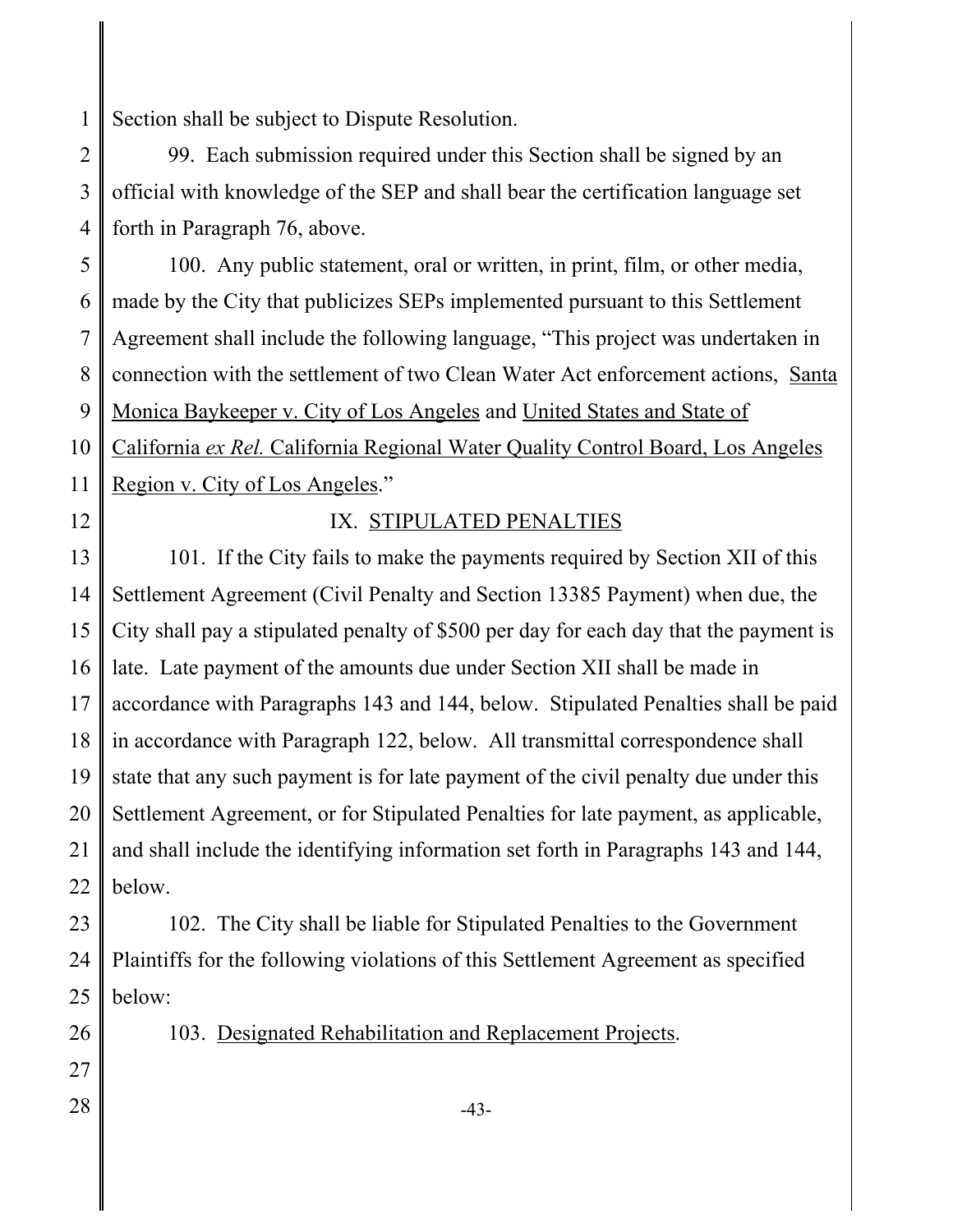Section shall be subject to Dispute Resolution.

99. Each submission required under this Section shall be signed by an official with knowledge of the SEP and shall bear the certification language set forth in Paragraph 76, above.

100. Any public statement, oral or written, in print, film, or other media, made by the City that publicizes SEPs implemented pursuant to this Settlement Agreement shall include the following language, "This project was undertaken in connection with the settlement of two Clean Water Act enforcement actions, Santa Monica Baykeeper v. City of Los Angeles and United States and State of California *ex Rel.* California Regional Water Quality Control Board, Los Angeles Region v. City of Los Angeles."

## IX. STIPULATED PENALTIES

101. If the City fails to make the payments required by Section XII of this Settlement Agreement (Civil Penalty and Section 13385 Payment) when due, the City shall pay a stipulated penalty of $500 per day for each day that the payment is late. Late payment of the amounts due under Section XII shall be made in accordance with Paragraphs 143 and 144, below. Stipulated Penalties shall be paid in accordance with Paragraph 122, below. All transmittal correspondence shall state that any such payment is for late payment of the civil penalty due under this Settlement Agreement, or for Stipulated Penalties for late payment, as applicable, and shall include the identifying information set forth in Paragraphs 143 and 144, below.

102. The City shall be liable for Stipulated Penalties to the Government Plaintiffs for the following violations of this Settlement Agreement as specified below:

103. Designated Rehabilitation and Replacement Projects.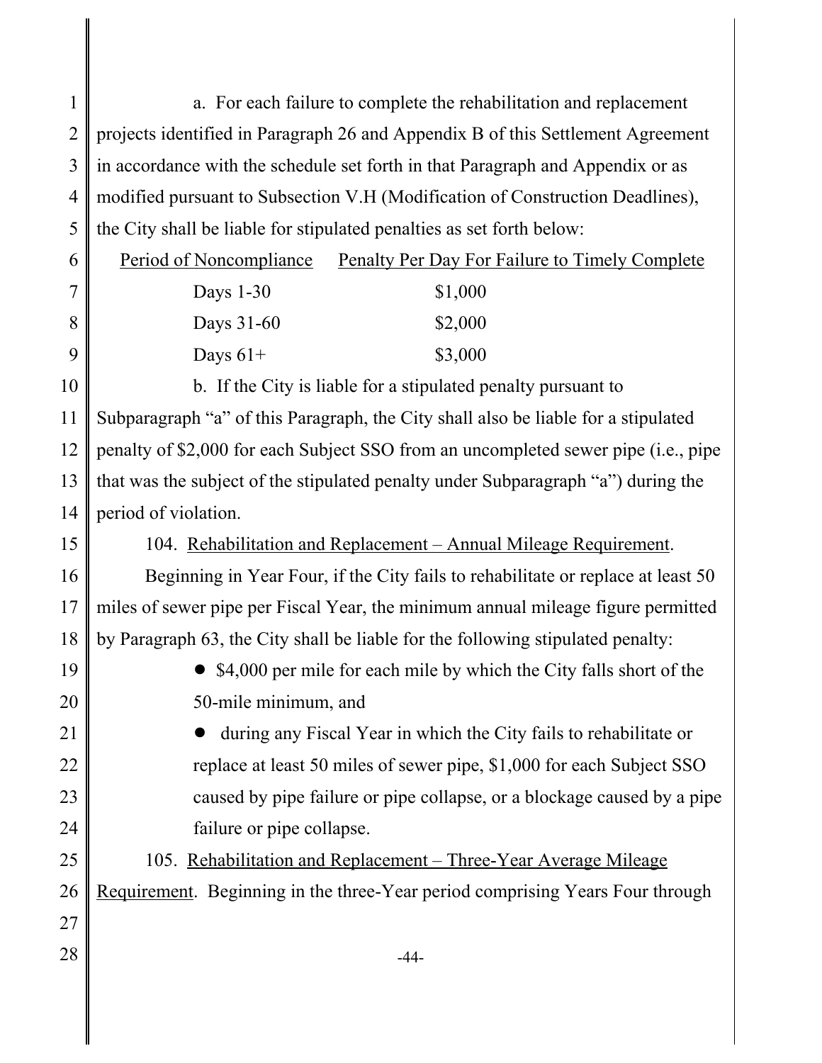a. For each failure to complete the rehabilitation and replacement projects identified in Paragraph 26 and Appendix B of this Settlement Agreement in accordance with the schedule set forth in that Paragraph and Appendix or as modified pursuant to Subsection V.H (Modification of Construction Deadlines), the City shall be liable for stipulated penalties as set forth below:

| Period of Noncompliance | Penalty Per Day For Failure to Timely Complete |
|---|---|
| Days 1-30 | $1,000 |
| Days 31-60 | $2,000 |
| Days 61+ | $3,000 |

b. If the City is liable for a stipulated penalty pursuant to Subparagraph "a" of this Paragraph, the City shall also be liable for a stipulated penalty of $2,000 for each Subject SSO from an uncompleted sewer pipe (i.e., pipe that was the subject of the stipulated penalty under Subparagraph "a") during the period of violation.

104. Rehabilitation and Replacement – Annual Mileage Requirement. Beginning in Year Four, if the City fails to rehabilitate or replace at least 50 miles of sewer pipe per Fiscal Year, the minimum annual mileage figure permitted by Paragraph 63, the City shall be liable for the following stipulated penalty:

- $4,000 per mile for each mile by which the City falls short of the 50-mile minimum, and
- during any Fiscal Year in which the City fails to rehabilitate or replace at least 50 miles of sewer pipe, $1,000 for each Subject SSO caused by pipe failure or pipe collapse, or a blockage caused by a pipe failure or pipe collapse.

105. Rehabilitation and Replacement – Three-Year Average Mileage Requirement. Beginning in the three-Year period comprising Years Four through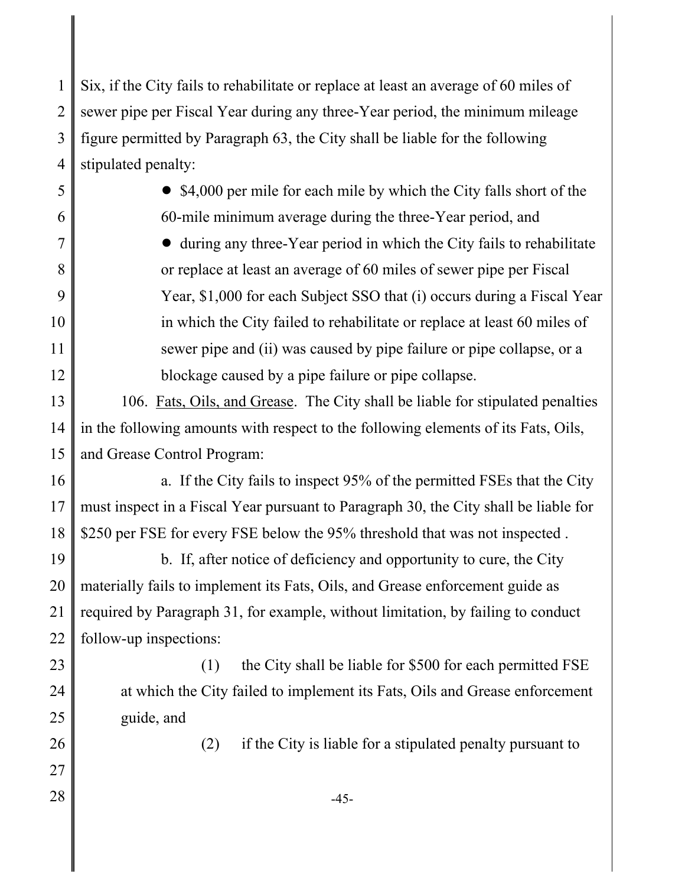Six, if the City fails to rehabilitate or replace at least an average of 60 miles of sewer pipe per Fiscal Year during any three-Year period, the minimum mileage figure permitted by Paragraph 63, the City shall be liable for the following stipulated penalty:

- $4,000 per mile for each mile by which the City falls short of the 60-mile minimum average during the three-Year period, and
- during any three-Year period in which the City fails to rehabilitate or replace at least an average of 60 miles of sewer pipe per Fiscal Year, $1,000 for each Subject SSO that (i) occurs during a Fiscal Year in which the City failed to rehabilitate or replace at least 60 miles of sewer pipe and (ii) was caused by pipe failure or pipe collapse, or a blockage caused by a pipe failure or pipe collapse.

106. Fats, Oils, and Grease. The City shall be liable for stipulated penalties in the following amounts with respect to the following elements of its Fats, Oils, and Grease Control Program:

a. If the City fails to inspect 95% of the permitted FSEs that the City must inspect in a Fiscal Year pursuant to Paragraph 30, the City shall be liable for $250 per FSE for every FSE below the 95% threshold that was not inspected .

b. If, after notice of deficiency and opportunity to cure, the City materially fails to implement its Fats, Oils, and Grease enforcement guide as required by Paragraph 31, for example, without limitation, by failing to conduct follow-up inspections:

(1) the City shall be liable for $500 for each permitted FSE at which the City failed to implement its Fats, Oils and Grease enforcement guide, and

(2) if the City is liable for a stipulated penalty pursuant to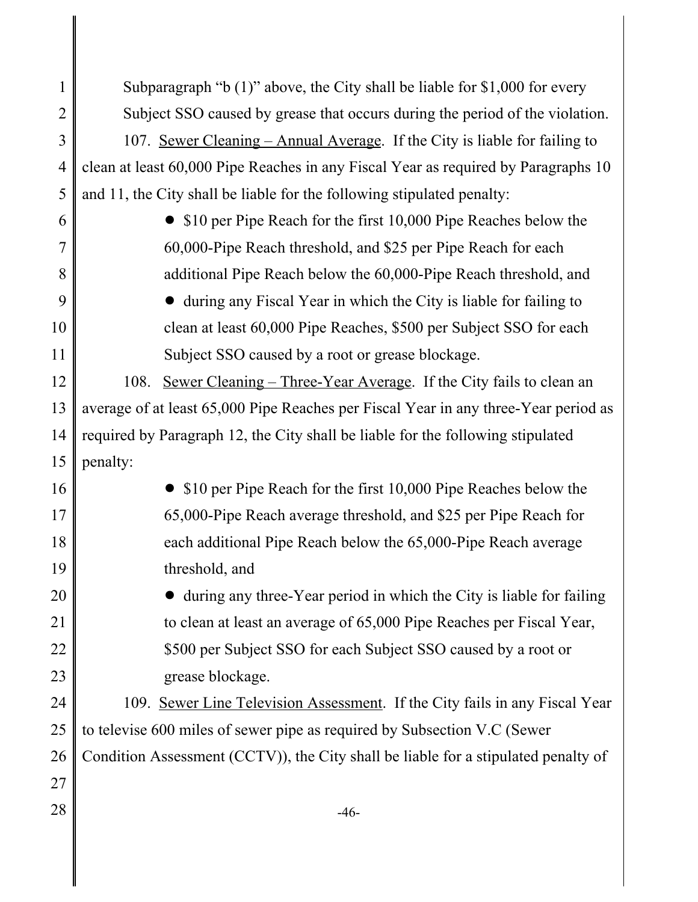Subparagraph "b (1)" above, the City shall be liable for $1,000 for every Subject SSO caused by grease that occurs during the period of the violation.

107. Sewer Cleaning – Annual Average. If the City is liable for failing to clean at least 60,000 Pipe Reaches in any Fiscal Year as required by Paragraphs 10 and 11, the City shall be liable for the following stipulated penalty:

- $10 per Pipe Reach for the first 10,000 Pipe Reaches below the 60,000-Pipe Reach threshold, and $25 per Pipe Reach for each additional Pipe Reach below the 60,000-Pipe Reach threshold, and
- during any Fiscal Year in which the City is liable for failing to clean at least 60,000 Pipe Reaches, $500 per Subject SSO for each Subject SSO caused by a root or grease blockage.

108. Sewer Cleaning – Three-Year Average. If the City fails to clean an average of at least 65,000 Pipe Reaches per Fiscal Year in any three-Year period as required by Paragraph 12, the City shall be liable for the following stipulated penalty:

- $10 per Pipe Reach for the first 10,000 Pipe Reaches below the 65,000-Pipe Reach average threshold, and $25 per Pipe Reach for each additional Pipe Reach below the 65,000-Pipe Reach average threshold, and
- during any three-Year period in which the City is liable for failing to clean at least an average of 65,000 Pipe Reaches per Fiscal Year, $500 per Subject SSO for each Subject SSO caused by a root or grease blockage.

109. Sewer Line Television Assessment. If the City fails in any Fiscal Year to televise 600 miles of sewer pipe as required by Subsection V.C (Sewer Condition Assessment (CCTV)), the City shall be liable for a stipulated penalty of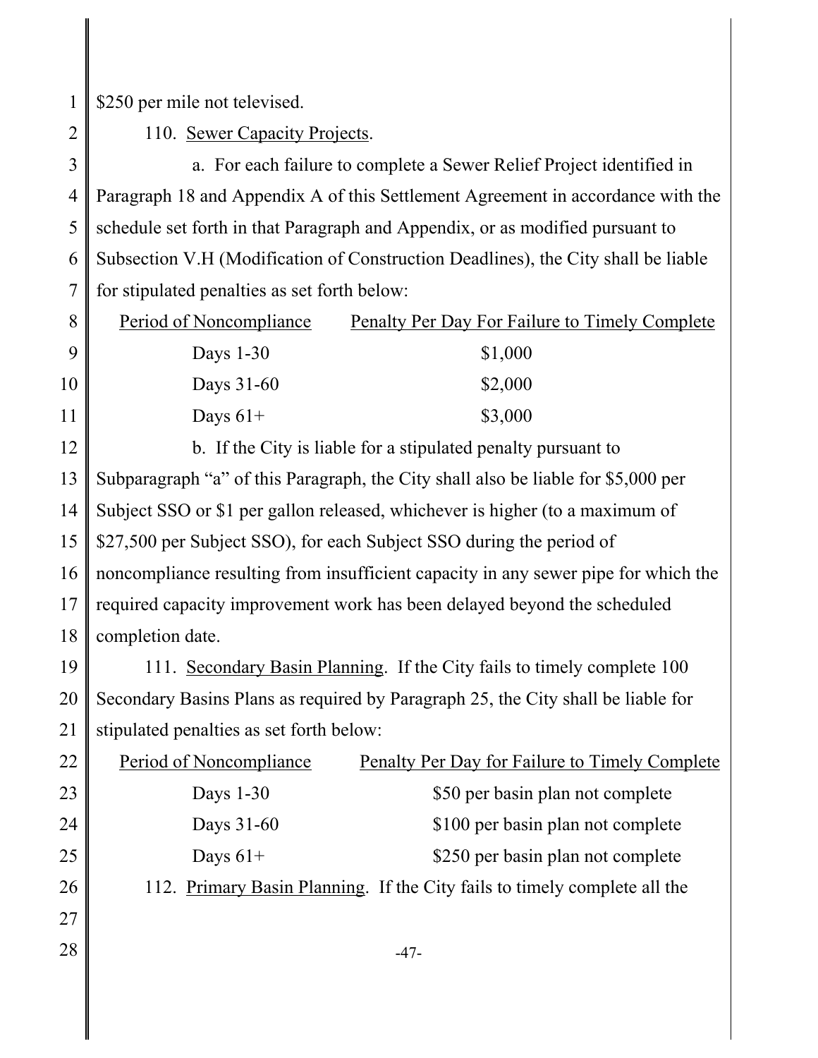$250 per mile not televised.

110. Sewer Capacity Projects.

a. For each failure to complete a Sewer Relief Project identified in Paragraph 18 and Appendix A of this Settlement Agreement in accordance with the schedule set forth in that Paragraph and Appendix, or as modified pursuant to Subsection V.H (Modification of Construction Deadlines), the City shall be liable for stipulated penalties as set forth below:

| Period of Noncompliance | Penalty Per Day For Failure to Timely Complete |
| --- | --- |
| Days 1-30 | $1,000 |
| Days 31-60 | $2,000 |
| Days 61+ | $3,000 |

b. If the City is liable for a stipulated penalty pursuant to Subparagraph "a" of this Paragraph, the City shall also be liable for $5,000 per Subject SSO or $1 per gallon released, whichever is higher (to a maximum of $27,500 per Subject SSO), for each Subject SSO during the period of noncompliance resulting from insufficient capacity in any sewer pipe for which the required capacity improvement work has been delayed beyond the scheduled completion date.

111. Secondary Basin Planning. If the City fails to timely complete 100 Secondary Basins Plans as required by Paragraph 25, the City shall be liable for stipulated penalties as set forth below:

| Period of Noncompliance | Penalty Per Day for Failure to Timely Complete |
| --- | --- |
| Days 1-30 | $50 per basin plan not complete |
| Days 31-60 | $100 per basin plan not complete |
| Days 61+ | $250 per basin plan not complete |

112. Primary Basin Planning. If the City fails to timely complete all the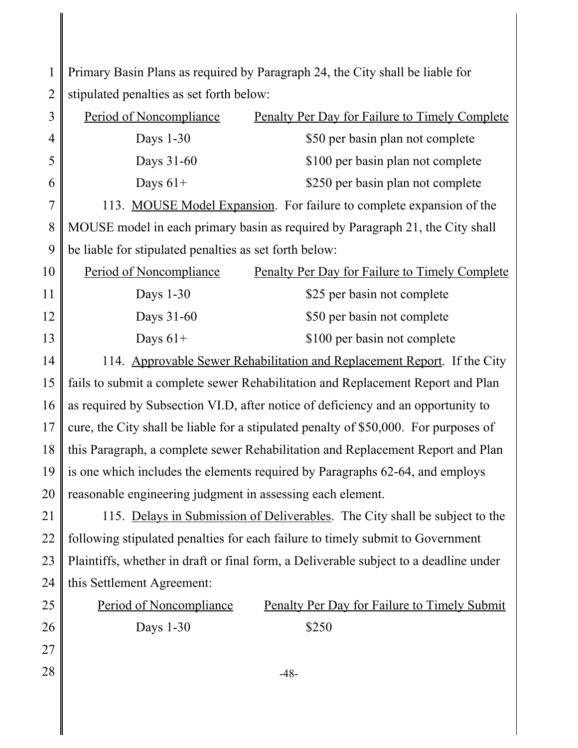Primary Basin Plans as required by Paragraph 24, the City shall be liable for stipulated penalties as set forth below:

| Period of Noncompliance | Penalty Per Day for Failure to Timely Complete |
| --- | --- |
| Days 1-30 | $50 per basin plan not complete |
| Days 31-60 | $100 per basin plan not complete |
| Days 61+ | $250 per basin plan not complete |

113. MOUSE Model Expansion. For failure to complete expansion of the MOUSE model in each primary basin as required by Paragraph 21, the City shall be liable for stipulated penalties as set forth below:

| Period of Noncompliance | Penalty Per Day for Failure to Timely Complete |
| --- | --- |
| Days 1-30 | $25 per basin not complete |
| Days 31-60 | $50 per basin not complete |
| Days 61+ | $100 per basin not complete |

114. Approvable Sewer Rehabilitation and Replacement Report. If the City fails to submit a complete sewer Rehabilitation and Replacement Report and Plan as required by Subsection VI.D, after notice of deficiency and an opportunity to cure, the City shall be liable for a stipulated penalty of $50,000. For purposes of this Paragraph, a complete sewer Rehabilitation and Replacement Report and Plan is one which includes the elements required by Paragraphs 62-64, and employs reasonable engineering judgment in assessing each element.

115. Delays in Submission of Deliverables. The City shall be subject to the following stipulated penalties for each failure to timely submit to Government Plaintiffs, whether in draft or final form, a Deliverable subject to a deadline under this Settlement Agreement:

| Period of Noncompliance | Penalty Per Day for Failure to Timely Submit |
| --- | --- |
| Days 1-30 | $250 |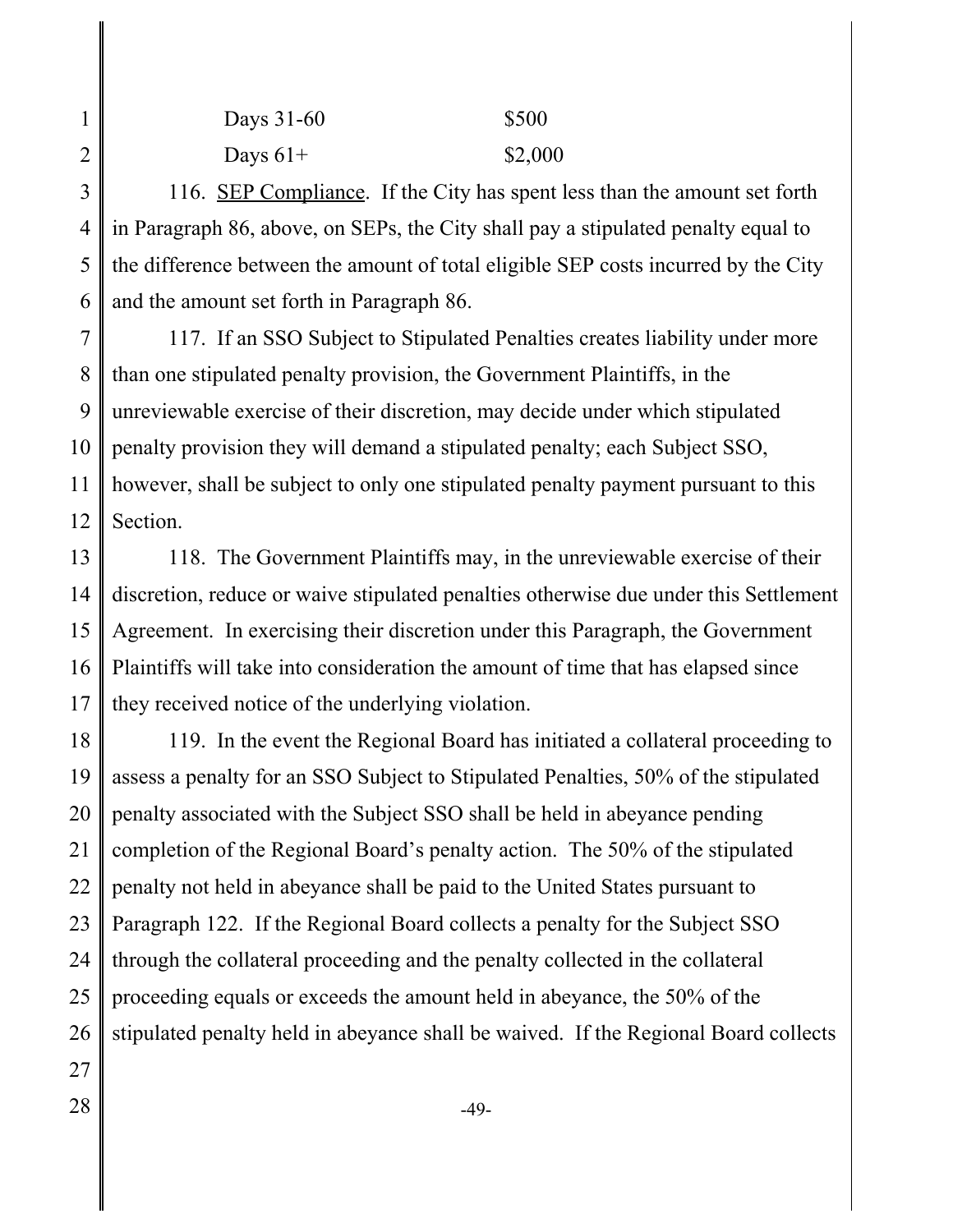| | |
|---|---|
| Days 31-60 | \$500 |
| Days 61+ | \$2,000 |

116. SEP Compliance. If the City has spent less than the amount set forth in Paragraph 86, above, on SEPs, the City shall pay a stipulated penalty equal to the difference between the amount of total eligible SEP costs incurred by the City and the amount set forth in Paragraph 86.

117. If an SSO Subject to Stipulated Penalties creates liability under more than one stipulated penalty provision, the Government Plaintiffs, in the unreviewable exercise of their discretion, may decide under which stipulated penalty provision they will demand a stipulated penalty; each Subject SSO, however, shall be subject to only one stipulated penalty payment pursuant to this Section.

118. The Government Plaintiffs may, in the unreviewable exercise of their discretion, reduce or waive stipulated penalties otherwise due under this Settlement Agreement. In exercising their discretion under this Paragraph, the Government Plaintiffs will take into consideration the amount of time that has elapsed since they received notice of the underlying violation.

119. In the event the Regional Board has initiated a collateral proceeding to assess a penalty for an SSO Subject to Stipulated Penalties, 50% of the stipulated penalty associated with the Subject SSO shall be held in abeyance pending completion of the Regional Board's penalty action. The 50% of the stipulated penalty not held in abeyance shall be paid to the United States pursuant to Paragraph 122. If the Regional Board collects a penalty for the Subject SSO through the collateral proceeding and the penalty collected in the collateral proceeding equals or exceeds the amount held in abeyance, the 50% of the stipulated penalty held in abeyance shall be waived. If the Regional Board collects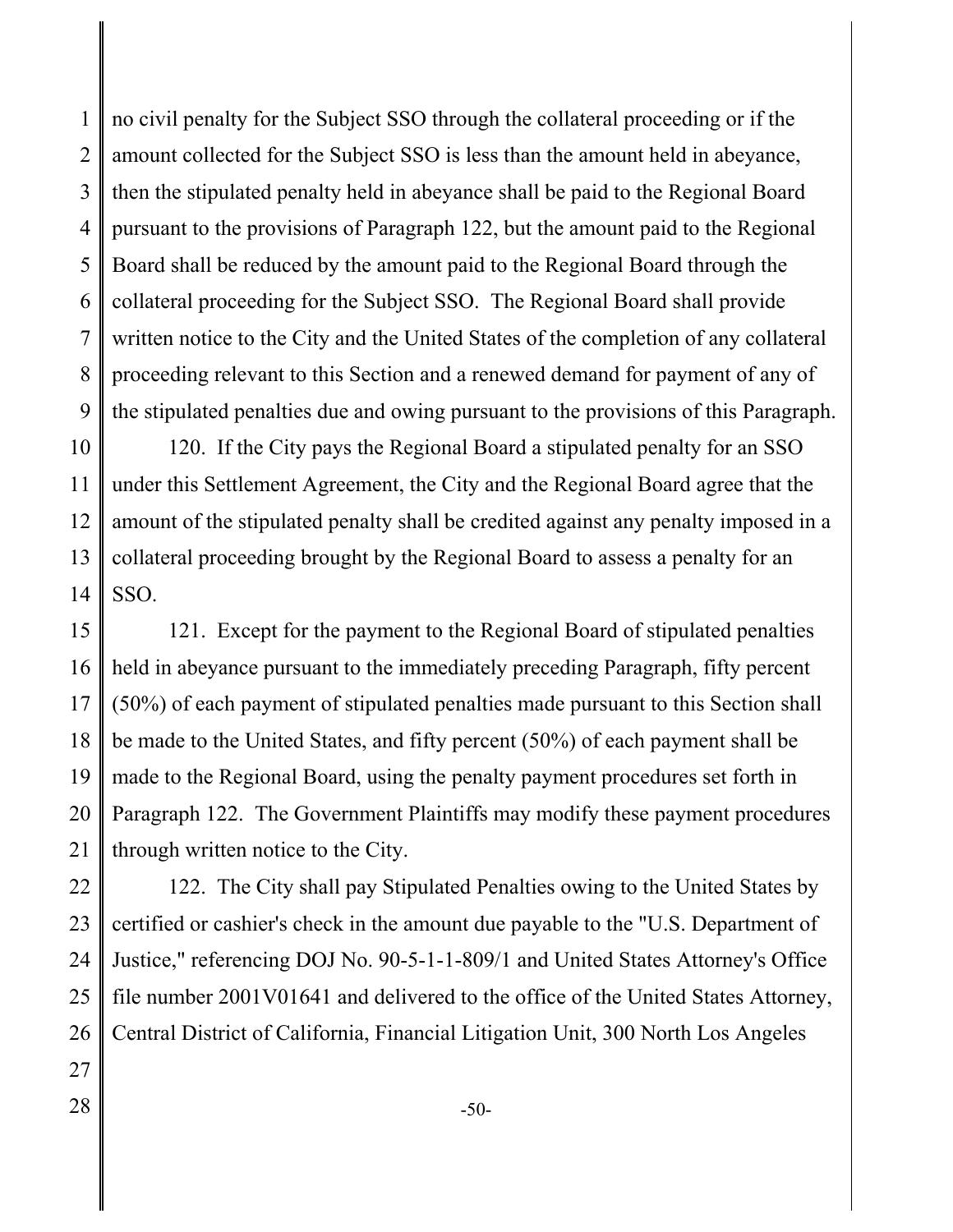no civil penalty for the Subject SSO through the collateral proceeding or if the amount collected for the Subject SSO is less than the amount held in abeyance, then the stipulated penalty held in abeyance shall be paid to the Regional Board pursuant to the provisions of Paragraph 122, but the amount paid to the Regional Board shall be reduced by the amount paid to the Regional Board through the collateral proceeding for the Subject SSO. The Regional Board shall provide written notice to the City and the United States of the completion of any collateral proceeding relevant to this Section and a renewed demand for payment of any of the stipulated penalties due and owing pursuant to the provisions of this Paragraph.

120. If the City pays the Regional Board a stipulated penalty for an SSO under this Settlement Agreement, the City and the Regional Board agree that the amount of the stipulated penalty shall be credited against any penalty imposed in a collateral proceeding brought by the Regional Board to assess a penalty for an SSO.

121. Except for the payment to the Regional Board of stipulated penalties held in abeyance pursuant to the immediately preceding Paragraph, fifty percent (50%) of each payment of stipulated penalties made pursuant to this Section shall be made to the United States, and fifty percent (50%) of each payment shall be made to the Regional Board, using the penalty payment procedures set forth in Paragraph 122. The Government Plaintiffs may modify these payment procedures through written notice to the City.

122. The City shall pay Stipulated Penalties owing to the United States by certified or cashier's check in the amount due payable to the "U.S. Department of Justice," referencing DOJ No. 90-5-1-1-809/1 and United States Attorney's Office file number 2001V01641 and delivered to the office of the United States Attorney, Central District of California, Financial Litigation Unit, 300 North Los Angeles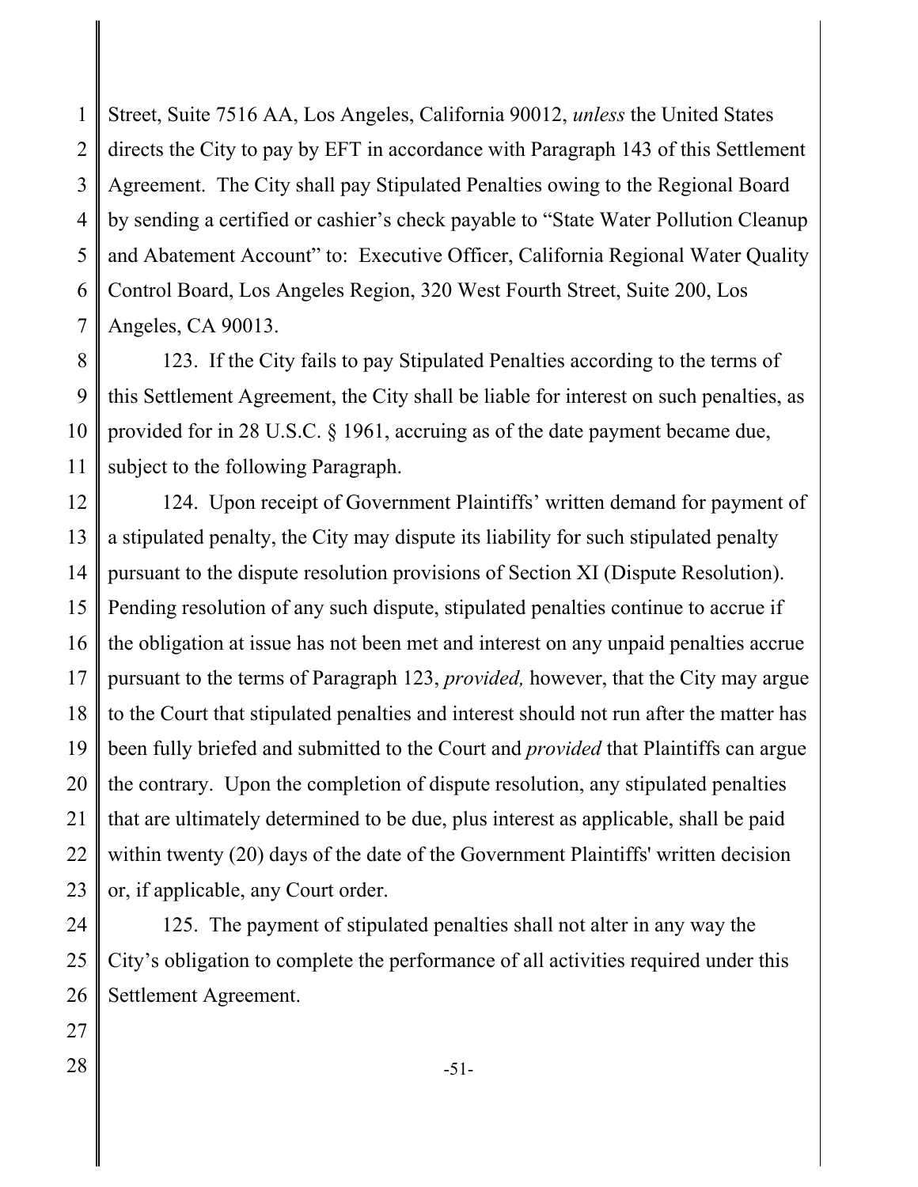Street, Suite 7516 AA, Los Angeles, California 90012, *unless* the United States directs the City to pay by EFT in accordance with Paragraph 143 of this Settlement Agreement. The City shall pay Stipulated Penalties owing to the Regional Board by sending a certified or cashier's check payable to "State Water Pollution Cleanup and Abatement Account" to: Executive Officer, California Regional Water Quality Control Board, Los Angeles Region, 320 West Fourth Street, Suite 200, Los Angeles, CA 90013.

123. If the City fails to pay Stipulated Penalties according to the terms of this Settlement Agreement, the City shall be liable for interest on such penalties, as provided for in 28 U.S.C. § 1961, accruing as of the date payment became due, subject to the following Paragraph.

124. Upon receipt of Government Plaintiffs' written demand for payment of a stipulated penalty, the City may dispute its liability for such stipulated penalty pursuant to the dispute resolution provisions of Section XI (Dispute Resolution). Pending resolution of any such dispute, stipulated penalties continue to accrue if the obligation at issue has not been met and interest on any unpaid penalties accrue pursuant to the terms of Paragraph 123, *provided,* however, that the City may argue to the Court that stipulated penalties and interest should not run after the matter has been fully briefed and submitted to the Court and *provided* that Plaintiffs can argue the contrary. Upon the completion of dispute resolution, any stipulated penalties that are ultimately determined to be due, plus interest as applicable, shall be paid within twenty (20) days of the date of the Government Plaintiffs' written decision or, if applicable, any Court order.

125. The payment of stipulated penalties shall not alter in any way the City's obligation to complete the performance of all activities required under this Settlement Agreement.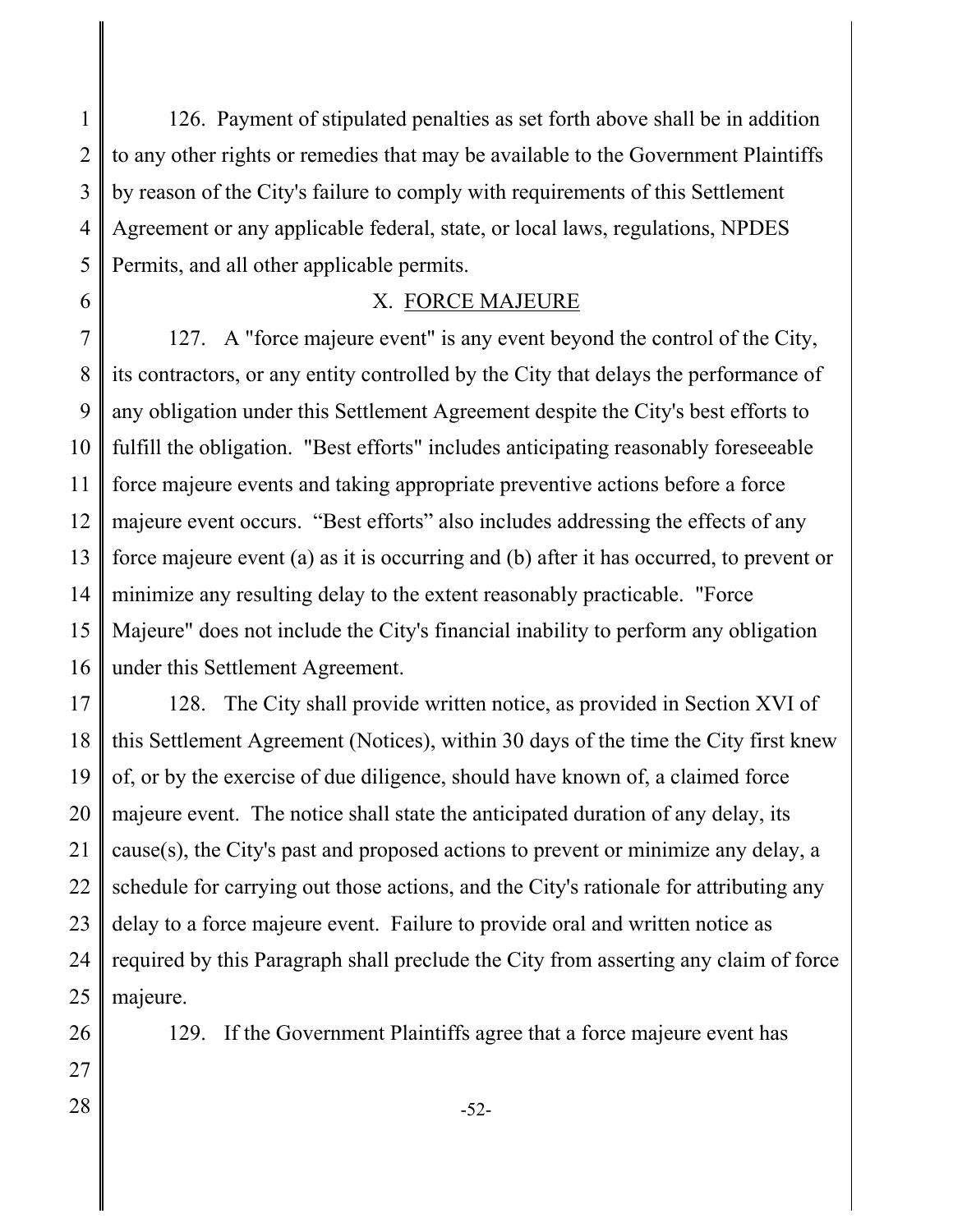126. Payment of stipulated penalties as set forth above shall be in addition to any other rights or remedies that may be available to the Government Plaintiffs by reason of the City's failure to comply with requirements of this Settlement Agreement or any applicable federal, state, or local laws, regulations, NPDES Permits, and all other applicable permits.

## X. FORCE MAJEURE

127. A "force majeure event" is any event beyond the control of the City, its contractors, or any entity controlled by the City that delays the performance of any obligation under this Settlement Agreement despite the City's best efforts to fulfill the obligation. "Best efforts" includes anticipating reasonably foreseeable force majeure events and taking appropriate preventive actions before a force majeure event occurs. "Best efforts" also includes addressing the effects of any force majeure event (a) as it is occurring and (b) after it has occurred, to prevent or minimize any resulting delay to the extent reasonably practicable. "Force Majeure" does not include the City's financial inability to perform any obligation under this Settlement Agreement.

128. The City shall provide written notice, as provided in Section XVI of this Settlement Agreement (Notices), within 30 days of the time the City first knew of, or by the exercise of due diligence, should have known of, a claimed force majeure event. The notice shall state the anticipated duration of any delay, its cause(s), the City's past and proposed actions to prevent or minimize any delay, a schedule for carrying out those actions, and the City's rationale for attributing any delay to a force majeure event. Failure to provide oral and written notice as required by this Paragraph shall preclude the City from asserting any claim of force majeure.

129. If the Government Plaintiffs agree that a force majeure event has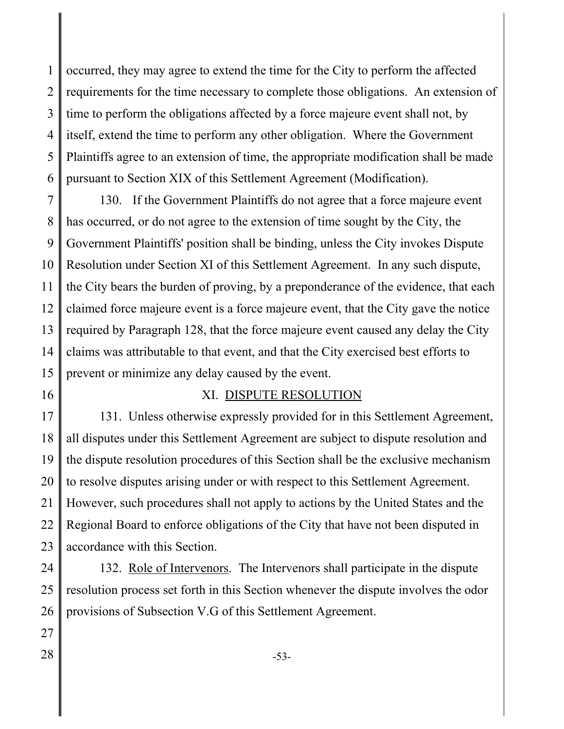occurred, they may agree to extend the time for the City to perform the affected requirements for the time necessary to complete those obligations. An extension of time to perform the obligations affected by a force majeure event shall not, by itself, extend the time to perform any other obligation. Where the Government Plaintiffs agree to an extension of time, the appropriate modification shall be made pursuant to Section XIX of this Settlement Agreement (Modification).

130. If the Government Plaintiffs do not agree that a force majeure event has occurred, or do not agree to the extension of time sought by the City, the Government Plaintiffs' position shall be binding, unless the City invokes Dispute Resolution under Section XI of this Settlement Agreement. In any such dispute, the City bears the burden of proving, by a preponderance of the evidence, that each claimed force majeure event is a force majeure event, that the City gave the notice required by Paragraph 128, that the force majeure event caused any delay the City claims was attributable to that event, and that the City exercised best efforts to prevent or minimize any delay caused by the event.

## XI. DISPUTE RESOLUTION

131. Unless otherwise expressly provided for in this Settlement Agreement, all disputes under this Settlement Agreement are subject to dispute resolution and the dispute resolution procedures of this Section shall be the exclusive mechanism to resolve disputes arising under or with respect to this Settlement Agreement. However, such procedures shall not apply to actions by the United States and the Regional Board to enforce obligations of the City that have not been disputed in accordance with this Section.

132. Role of Intervenors. The Intervenors shall participate in the dispute resolution process set forth in this Section whenever the dispute involves the odor provisions of Subsection V.G of this Settlement Agreement.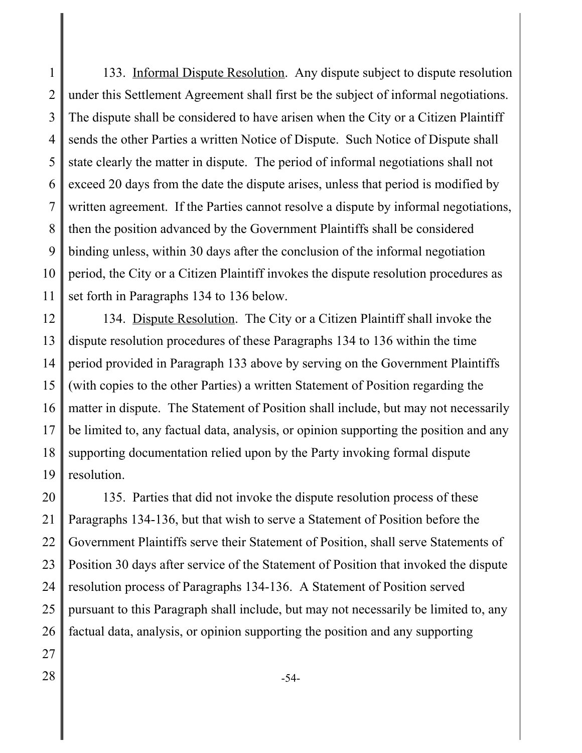133. Informal Dispute Resolution. Any dispute subject to dispute resolution under this Settlement Agreement shall first be the subject of informal negotiations. The dispute shall be considered to have arisen when the City or a Citizen Plaintiff sends the other Parties a written Notice of Dispute. Such Notice of Dispute shall state clearly the matter in dispute. The period of informal negotiations shall not exceed 20 days from the date the dispute arises, unless that period is modified by written agreement. If the Parties cannot resolve a dispute by informal negotiations, then the position advanced by the Government Plaintiffs shall be considered binding unless, within 30 days after the conclusion of the informal negotiation period, the City or a Citizen Plaintiff invokes the dispute resolution procedures as set forth in Paragraphs 134 to 136 below.

134. Dispute Resolution. The City or a Citizen Plaintiff shall invoke the dispute resolution procedures of these Paragraphs 134 to 136 within the time period provided in Paragraph 133 above by serving on the Government Plaintiffs (with copies to the other Parties) a written Statement of Position regarding the matter in dispute. The Statement of Position shall include, but may not necessarily be limited to, any factual data, analysis, or opinion supporting the position and any supporting documentation relied upon by the Party invoking formal dispute resolution.

135. Parties that did not invoke the dispute resolution process of these Paragraphs 134-136, but that wish to serve a Statement of Position before the Government Plaintiffs serve their Statement of Position, shall serve Statements of Position 30 days after service of the Statement of Position that invoked the dispute resolution process of Paragraphs 134-136. A Statement of Position served pursuant to this Paragraph shall include, but may not necessarily be limited to, any factual data, analysis, or opinion supporting the position and any supporting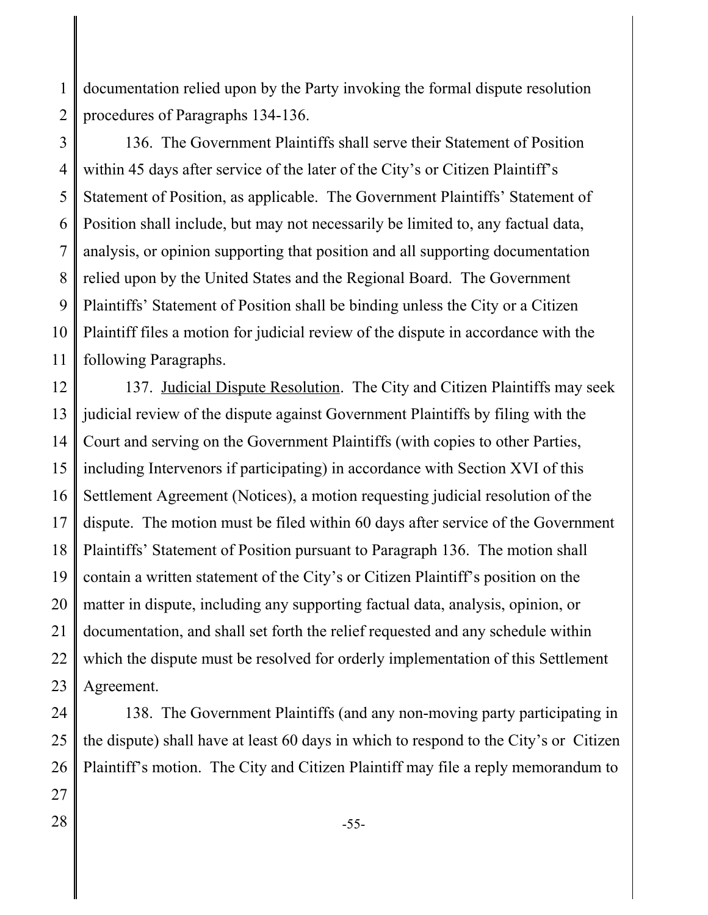documentation relied upon by the Party invoking the formal dispute resolution procedures of Paragraphs 134-136.

136. The Government Plaintiffs shall serve their Statement of Position within 45 days after service of the later of the City's or Citizen Plaintiff's Statement of Position, as applicable. The Government Plaintiffs' Statement of Position shall include, but may not necessarily be limited to, any factual data, analysis, or opinion supporting that position and all supporting documentation relied upon by the United States and the Regional Board. The Government Plaintiffs' Statement of Position shall be binding unless the City or a Citizen Plaintiff files a motion for judicial review of the dispute in accordance with the following Paragraphs.

137. Judicial Dispute Resolution. The City and Citizen Plaintiffs may seek judicial review of the dispute against Government Plaintiffs by filing with the Court and serving on the Government Plaintiffs (with copies to other Parties, including Intervenors if participating) in accordance with Section XVI of this Settlement Agreement (Notices), a motion requesting judicial resolution of the dispute. The motion must be filed within 60 days after service of the Government Plaintiffs' Statement of Position pursuant to Paragraph 136. The motion shall contain a written statement of the City's or Citizen Plaintiff's position on the matter in dispute, including any supporting factual data, analysis, opinion, or documentation, and shall set forth the relief requested and any schedule within which the dispute must be resolved for orderly implementation of this Settlement Agreement.

138. The Government Plaintiffs (and any non-moving party participating in the dispute) shall have at least 60 days in which to respond to the City's or Citizen Plaintiff's motion. The City and Citizen Plaintiff may file a reply memorandum to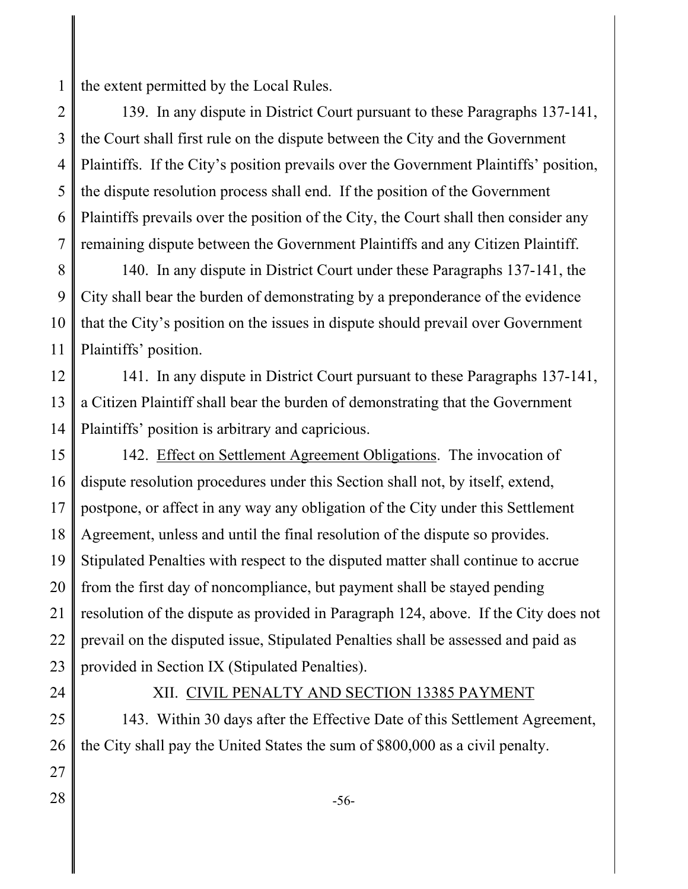the extent permitted by the Local Rules.

139. In any dispute in District Court pursuant to these Paragraphs 137-141, the Court shall first rule on the dispute between the City and the Government Plaintiffs. If the City's position prevails over the Government Plaintiffs' position, the dispute resolution process shall end. If the position of the Government Plaintiffs prevails over the position of the City, the Court shall then consider any remaining dispute between the Government Plaintiffs and any Citizen Plaintiff.

140. In any dispute in District Court under these Paragraphs 137-141, the City shall bear the burden of demonstrating by a preponderance of the evidence that the City's position on the issues in dispute should prevail over Government Plaintiffs' position.

141. In any dispute in District Court pursuant to these Paragraphs 137-141, a Citizen Plaintiff shall bear the burden of demonstrating that the Government Plaintiffs' position is arbitrary and capricious.

142. <u>Effect on Settlement Agreement Obligations</u>. The invocation of dispute resolution procedures under this Section shall not, by itself, extend, postpone, or affect in any way any obligation of the City under this Settlement Agreement, unless and until the final resolution of the dispute so provides. Stipulated Penalties with respect to the disputed matter shall continue to accrue from the first day of noncompliance, but payment shall be stayed pending resolution of the dispute as provided in Paragraph 124, above. If the City does not prevail on the disputed issue, Stipulated Penalties shall be assessed and paid as provided in Section IX (Stipulated Penalties).

## XII. CIVIL PENALTY AND SECTION 13385 PAYMENT

143. Within 30 days after the Effective Date of this Settlement Agreement, the City shall pay the United States the sum of $800,000 as a civil penalty.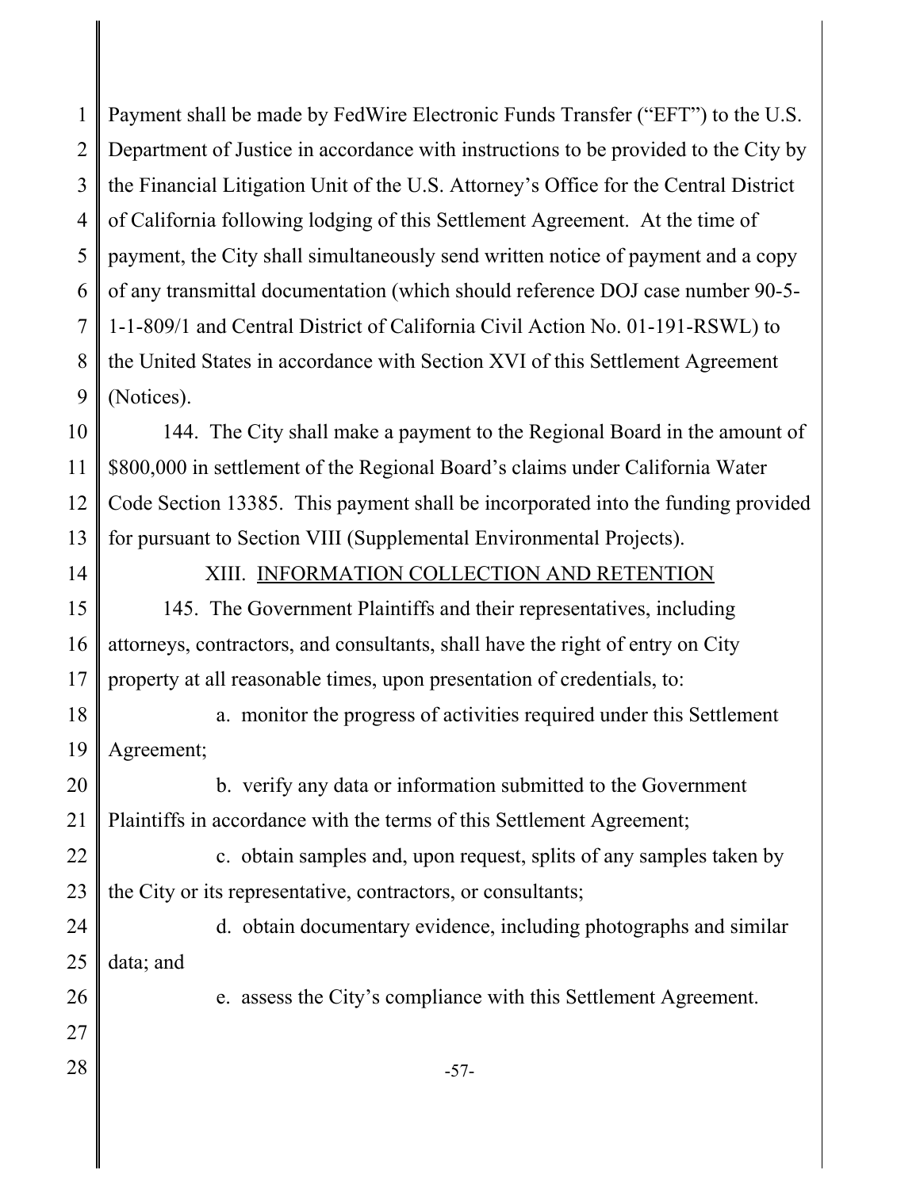Payment shall be made by FedWire Electronic Funds Transfer ("EFT") to the U.S. Department of Justice in accordance with instructions to be provided to the City by the Financial Litigation Unit of the U.S. Attorney's Office for the Central District of California following lodging of this Settlement Agreement. At the time of payment, the City shall simultaneously send written notice of payment and a copy of any transmittal documentation (which should reference DOJ case number 90-5-1-1-809/1 and Central District of California Civil Action No. 01-191-RSWL) to the United States in accordance with Section XVI of this Settlement Agreement (Notices).

144. The City shall make a payment to the Regional Board in the amount of $800,000 in settlement of the Regional Board's claims under California Water Code Section 13385. This payment shall be incorporated into the funding provided for pursuant to Section VIII (Supplemental Environmental Projects).

## XIII. INFORMATION COLLECTION AND RETENTION

145. The Government Plaintiffs and their representatives, including attorneys, contractors, and consultants, shall have the right of entry on City property at all reasonable times, upon presentation of credentials, to:

a. monitor the progress of activities required under this Settlement Agreement;

b. verify any data or information submitted to the Government Plaintiffs in accordance with the terms of this Settlement Agreement;

c. obtain samples and, upon request, splits of any samples taken by the City or its representative, contractors, or consultants;

d. obtain documentary evidence, including photographs and similar data; and

e. assess the City's compliance with this Settlement Agreement.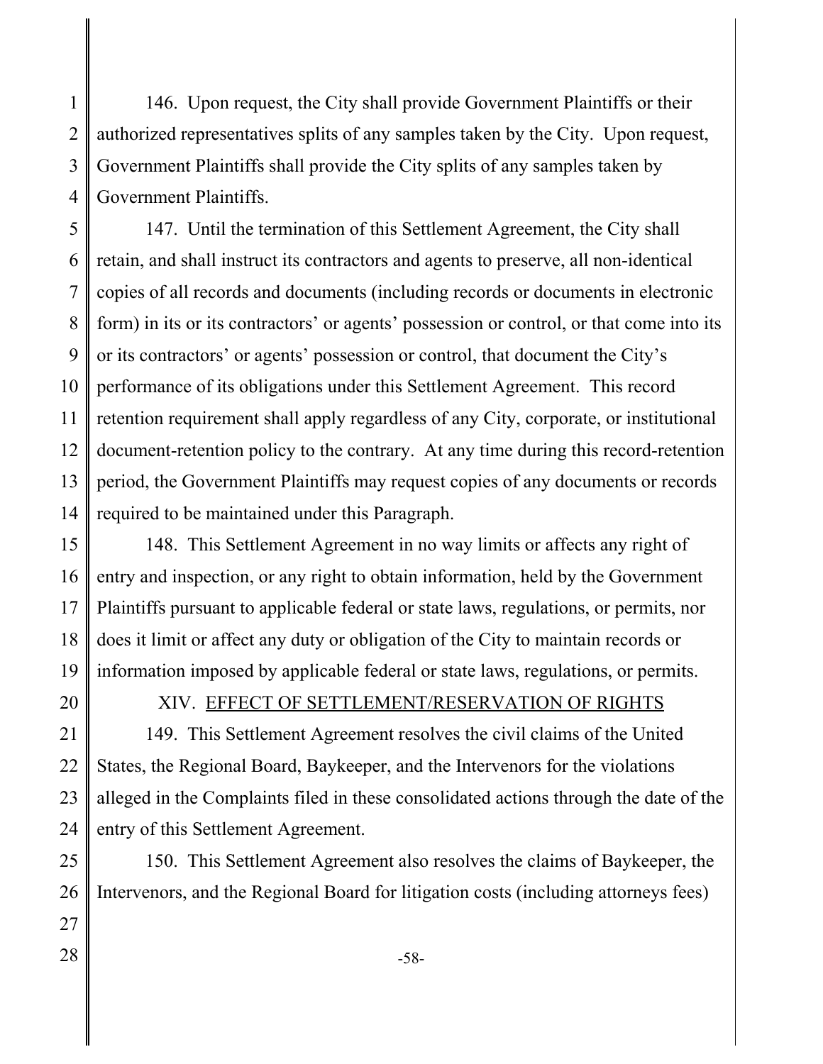146. Upon request, the City shall provide Government Plaintiffs or their authorized representatives splits of any samples taken by the City. Upon request, Government Plaintiffs shall provide the City splits of any samples taken by Government Plaintiffs.

147. Until the termination of this Settlement Agreement, the City shall retain, and shall instruct its contractors and agents to preserve, all non-identical copies of all records and documents (including records or documents in electronic form) in its or its contractors' or agents' possession or control, or that come into its or its contractors' or agents' possession or control, that document the City's performance of its obligations under this Settlement Agreement. This record retention requirement shall apply regardless of any City, corporate, or institutional document-retention policy to the contrary. At any time during this record-retention period, the Government Plaintiffs may request copies of any documents or records required to be maintained under this Paragraph.

148. This Settlement Agreement in no way limits or affects any right of entry and inspection, or any right to obtain information, held by the Government Plaintiffs pursuant to applicable federal or state laws, regulations, or permits, nor does it limit or affect any duty or obligation of the City to maintain records or information imposed by applicable federal or state laws, regulations, or permits.

## XIV. EFFECT OF SETTLEMENT/RESERVATION OF RIGHTS

149. This Settlement Agreement resolves the civil claims of the United States, the Regional Board, Baykeeper, and the Intervenors for the violations alleged in the Complaints filed in these consolidated actions through the date of the entry of this Settlement Agreement.

150. This Settlement Agreement also resolves the claims of Baykeeper, the Intervenors, and the Regional Board for litigation costs (including attorneys fees)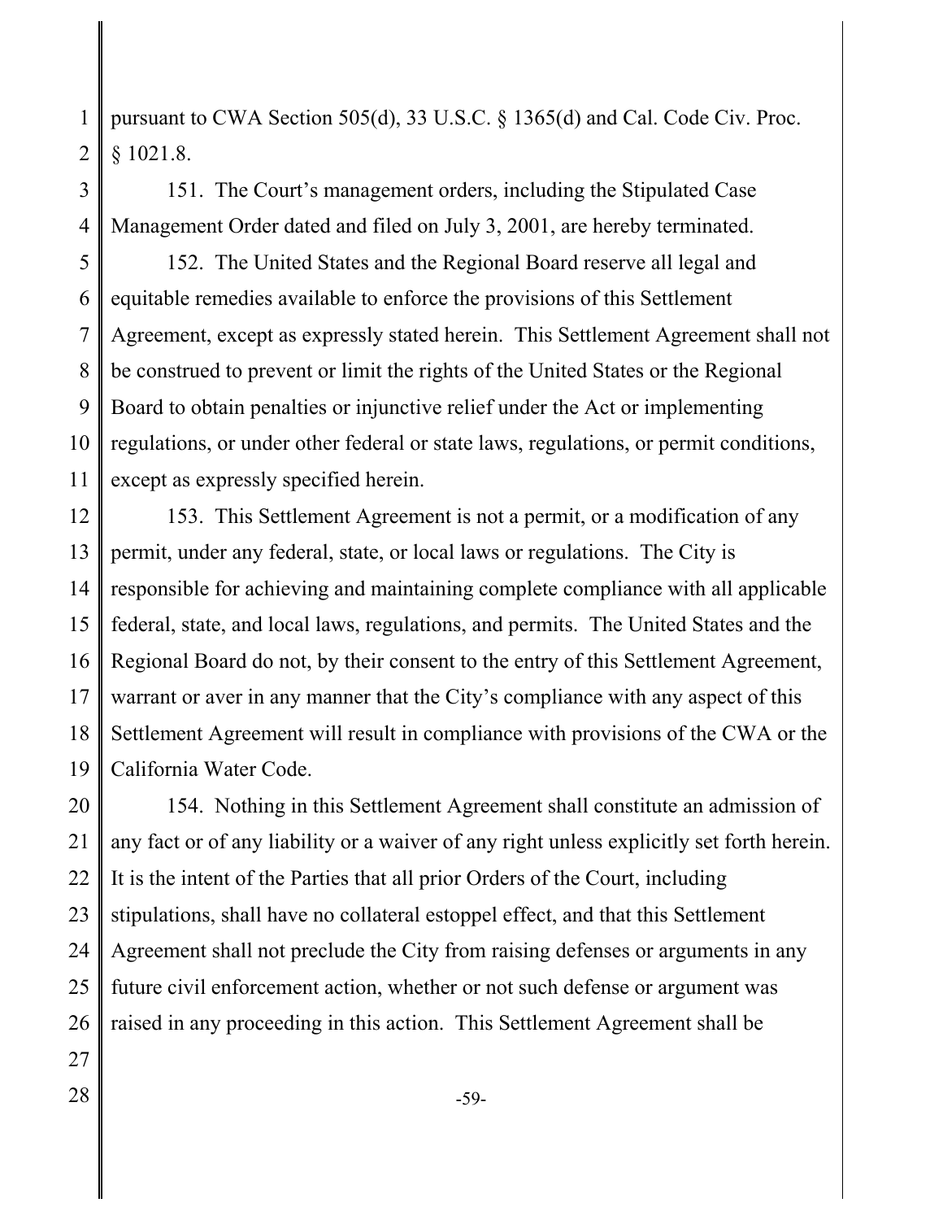pursuant to CWA Section 505(d), 33 U.S.C. § 1365(d) and Cal. Code Civ. Proc. § 1021.8.

151. The Court's management orders, including the Stipulated Case Management Order dated and filed on July 3, 2001, are hereby terminated.

152. The United States and the Regional Board reserve all legal and equitable remedies available to enforce the provisions of this Settlement Agreement, except as expressly stated herein. This Settlement Agreement shall not be construed to prevent or limit the rights of the United States or the Regional Board to obtain penalties or injunctive relief under the Act or implementing regulations, or under other federal or state laws, regulations, or permit conditions, except as expressly specified herein.

153. This Settlement Agreement is not a permit, or a modification of any permit, under any federal, state, or local laws or regulations. The City is responsible for achieving and maintaining complete compliance with all applicable federal, state, and local laws, regulations, and permits. The United States and the Regional Board do not, by their consent to the entry of this Settlement Agreement, warrant or aver in any manner that the City's compliance with any aspect of this Settlement Agreement will result in compliance with provisions of the CWA or the California Water Code.

154. Nothing in this Settlement Agreement shall constitute an admission of any fact or of any liability or a waiver of any right unless explicitly set forth herein. It is the intent of the Parties that all prior Orders of the Court, including stipulations, shall have no collateral estoppel effect, and that this Settlement Agreement shall not preclude the City from raising defenses or arguments in any future civil enforcement action, whether or not such defense or argument was raised in any proceeding in this action. This Settlement Agreement shall be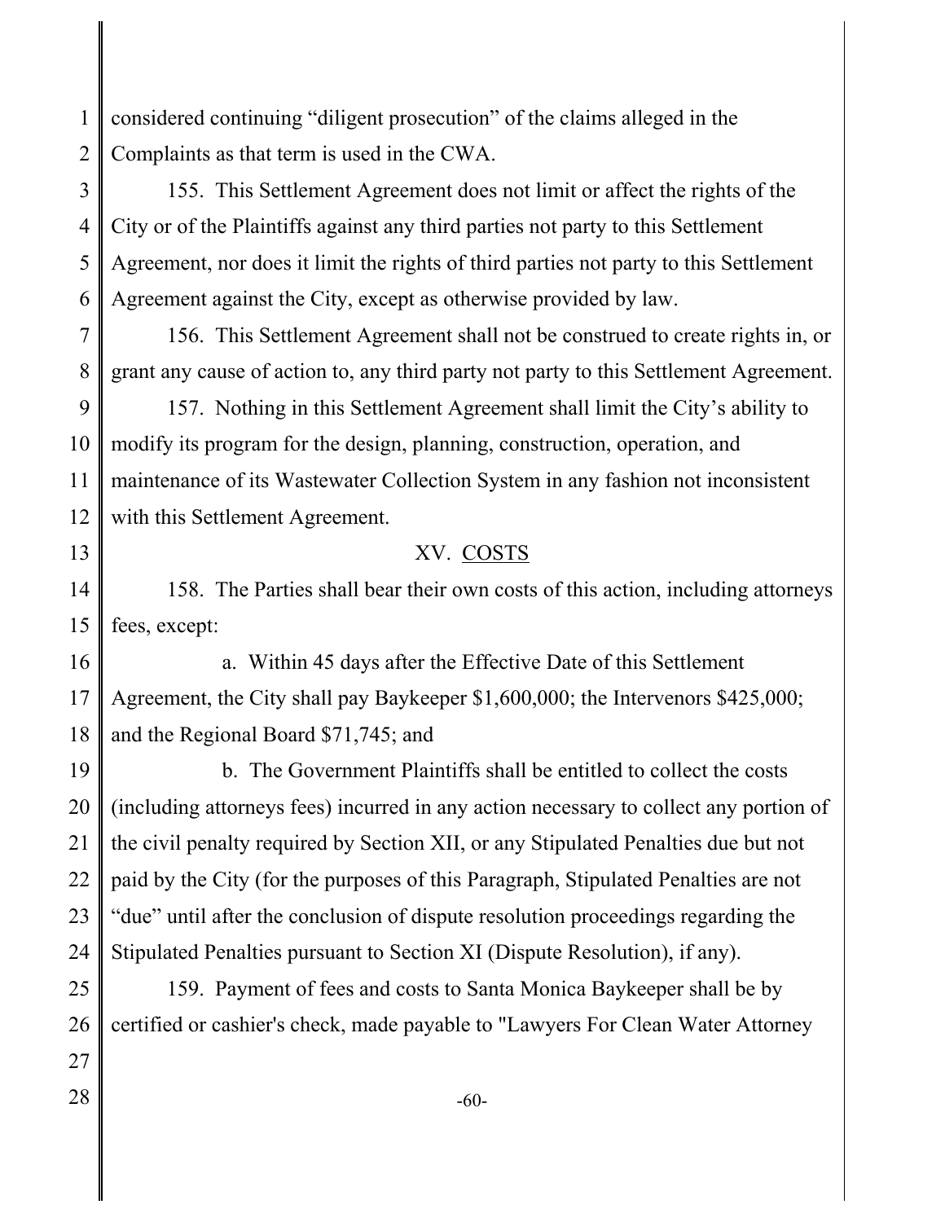considered continuing "diligent prosecution" of the claims alleged in the Complaints as that term is used in the CWA.

155. This Settlement Agreement does not limit or affect the rights of the City or of the Plaintiffs against any third parties not party to this Settlement Agreement, nor does it limit the rights of third parties not party to this Settlement Agreement against the City, except as otherwise provided by law.

156. This Settlement Agreement shall not be construed to create rights in, or grant any cause of action to, any third party not party to this Settlement Agreement.

157. Nothing in this Settlement Agreement shall limit the City's ability to modify its program for the design, planning, construction, operation, and maintenance of its Wastewater Collection System in any fashion not inconsistent with this Settlement Agreement.

## XV. COSTS

158. The Parties shall bear their own costs of this action, including attorneys fees, except:

a. Within 45 days after the Effective Date of this Settlement Agreement, the City shall pay Baykeeper $1,600,000; the Intervenors $425,000; and the Regional Board $71,745; and

b. The Government Plaintiffs shall be entitled to collect the costs (including attorneys fees) incurred in any action necessary to collect any portion of the civil penalty required by Section XII, or any Stipulated Penalties due but not paid by the City (for the purposes of this Paragraph, Stipulated Penalties are not "due" until after the conclusion of dispute resolution proceedings regarding the Stipulated Penalties pursuant to Section XI (Dispute Resolution), if any).

159. Payment of fees and costs to Santa Monica Baykeeper shall be by certified or cashier's check, made payable to "Lawyers For Clean Water Attorney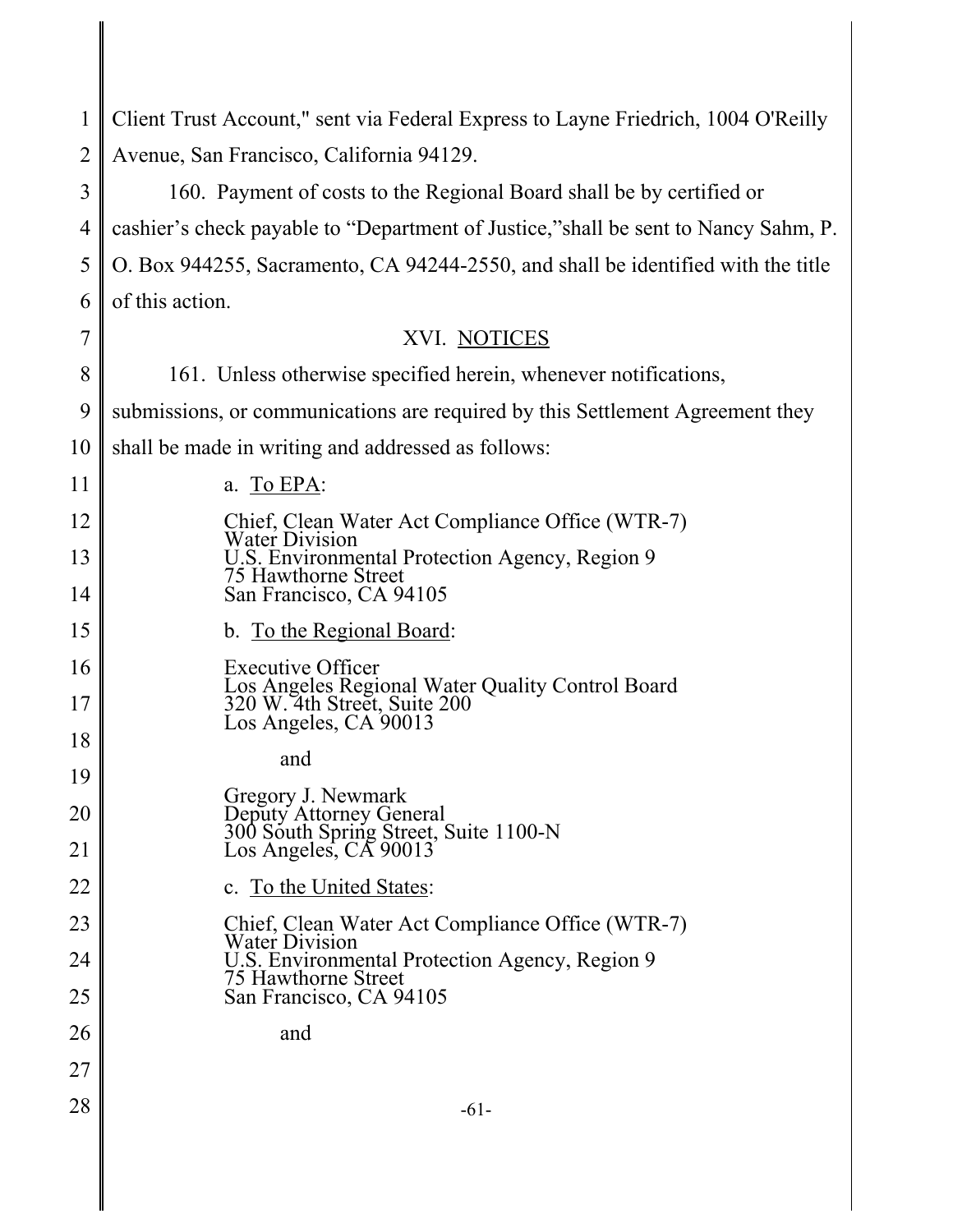Client Trust Account," sent via Federal Express to Layne Friedrich, 1004 O'Reilly Avenue, San Francisco, California 94129.

160. Payment of costs to the Regional Board shall be by certified or cashier's check payable to "Department of Justice,"shall be sent to Nancy Sahm, P. O. Box 944255, Sacramento, CA 94244-2550, and shall be identified with the title of this action.

## XVI. NOTICES

161. Unless otherwise specified herein, whenever notifications, submissions, or communications are required by this Settlement Agreement they shall be made in writing and addressed as follows:

a. To EPA:

Chief, Clean Water Act Compliance Office (WTR-7)
Water Division
U.S. Environmental Protection Agency, Region 9
75 Hawthorne Street
San Francisco, CA 94105

b. To the Regional Board:

Executive Officer
Los Angeles Regional Water Quality Control Board
320 W. 4th Street, Suite 200
Los Angeles, CA 90013

and

Gregory J. Newmark
Deputy Attorney General
300 South Spring Street, Suite 1100-N
Los Angeles, CA 90013

c. To the United States:

Chief, Clean Water Act Compliance Office (WTR-7)
Water Division
U.S. Environmental Protection Agency, Region 9
75 Hawthorne Street
San Francisco, CA 94105

and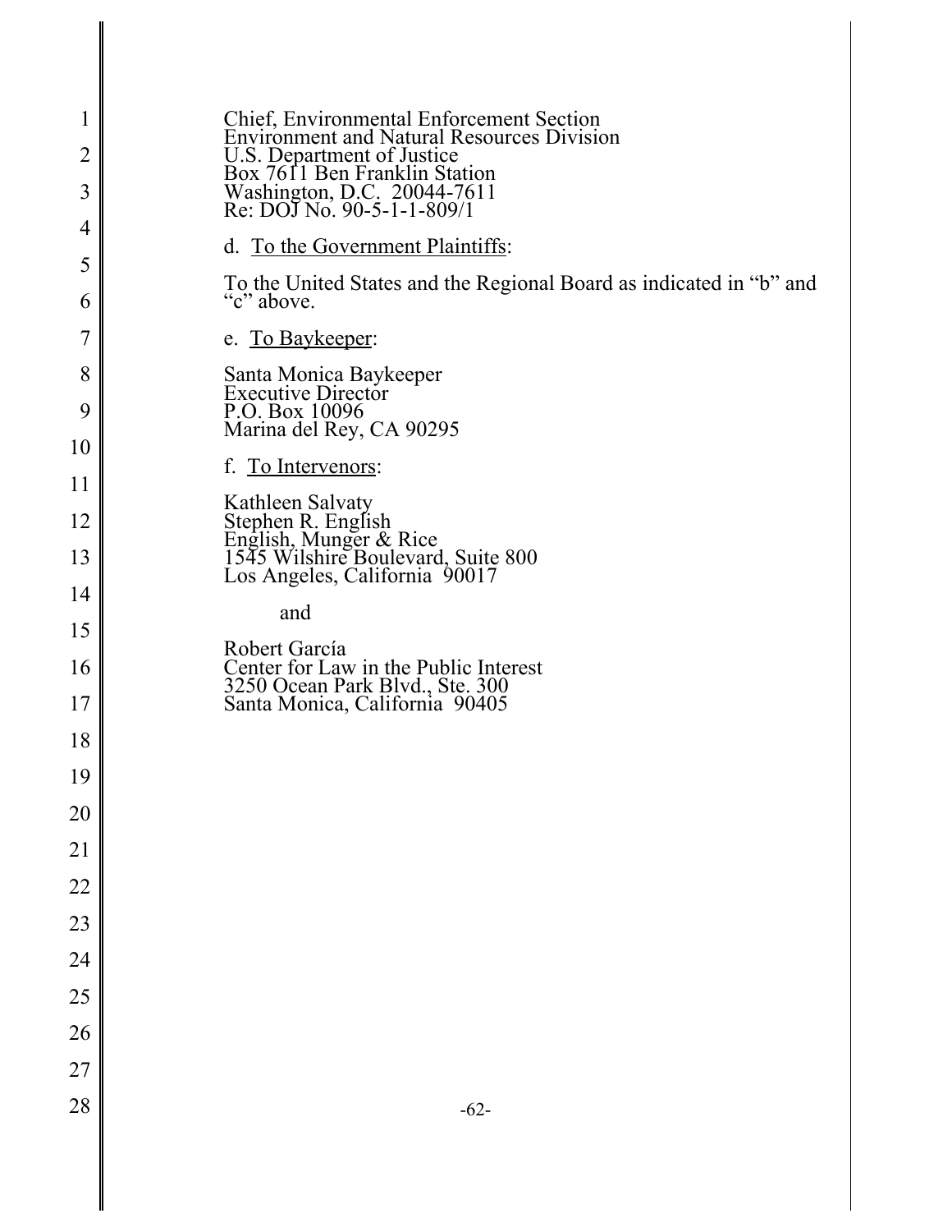Chief, Environmental Enforcement Section
Environment and Natural Resources Division
U.S. Department of Justice
Box 7611 Ben Franklin Station
Washington, D.C. 20044-7611
Re: DOJ No. 90-5-1-1-809/1

d. To the Government Plaintiffs:

To the United States and the Regional Board as indicated in "b" and "c" above.

e. To Baykeeper:

Santa Monica Baykeeper
Executive Director
P.O. Box 10096
Marina del Rey, CA 90295

f. To Intervenors:

Kathleen Salvaty
Stephen R. English
English, Munger & Rice
1545 Wilshire Boulevard, Suite 800
Los Angeles, California 90017

and

Robert García
Center for Law in the Public Interest
3250 Ocean Park Blvd., Ste. 300
Santa Monica, California 90405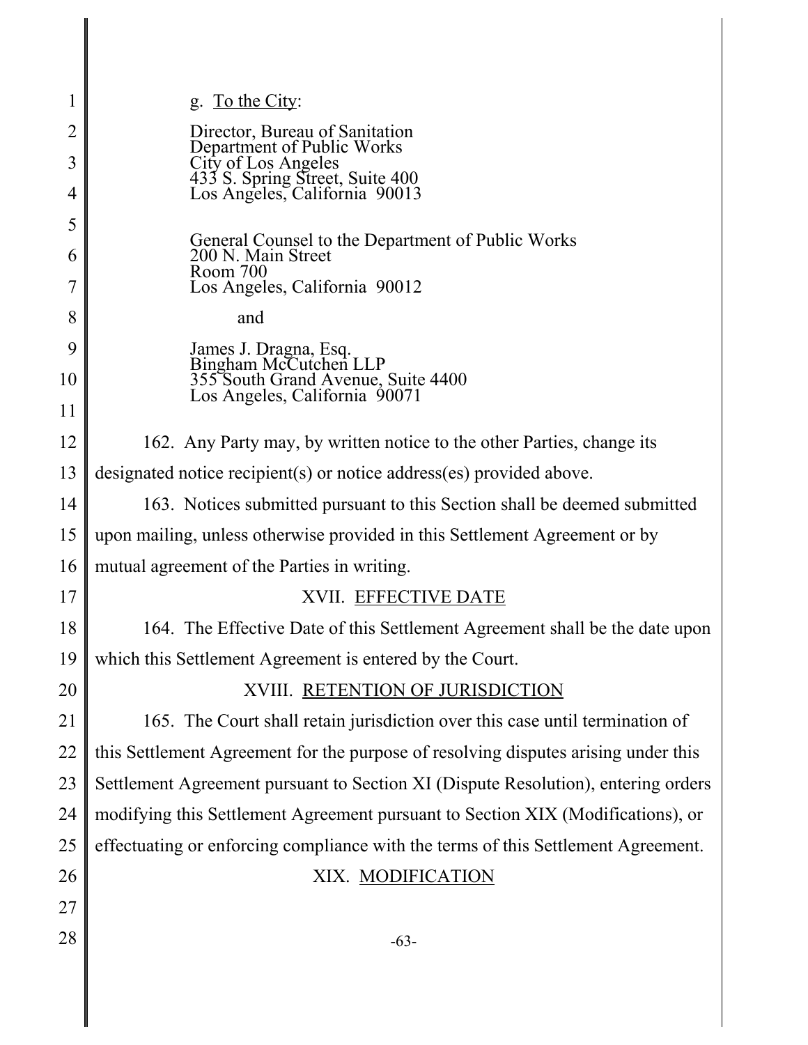g. To the City:

Director, Bureau of Sanitation
Department of Public Works
City of Los Angeles
433 S. Spring Street, Suite 400
Los Angeles, California 90013

General Counsel to the Department of Public Works
200 N. Main Street
Room 700
Los Angeles, California 90012

and

James J. Dragna, Esq.
Bingham McCutchen LLP
355 South Grand Avenue, Suite 4400
Los Angeles, California 90071

162. Any Party may, by written notice to the other Parties, change its designated notice recipient(s) or notice address(es) provided above.

163. Notices submitted pursuant to this Section shall be deemed submitted upon mailing, unless otherwise provided in this Settlement Agreement or by mutual agreement of the Parties in writing.

## XVII. EFFECTIVE DATE

164. The Effective Date of this Settlement Agreement shall be the date upon which this Settlement Agreement is entered by the Court.

## XVIII. RETENTION OF JURISDICTION

165. The Court shall retain jurisdiction over this case until termination of this Settlement Agreement for the purpose of resolving disputes arising under this Settlement Agreement pursuant to Section XI (Dispute Resolution), entering orders modifying this Settlement Agreement pursuant to Section XIX (Modifications), or effectuating or enforcing compliance with the terms of this Settlement Agreement.

## XIX. MODIFICATION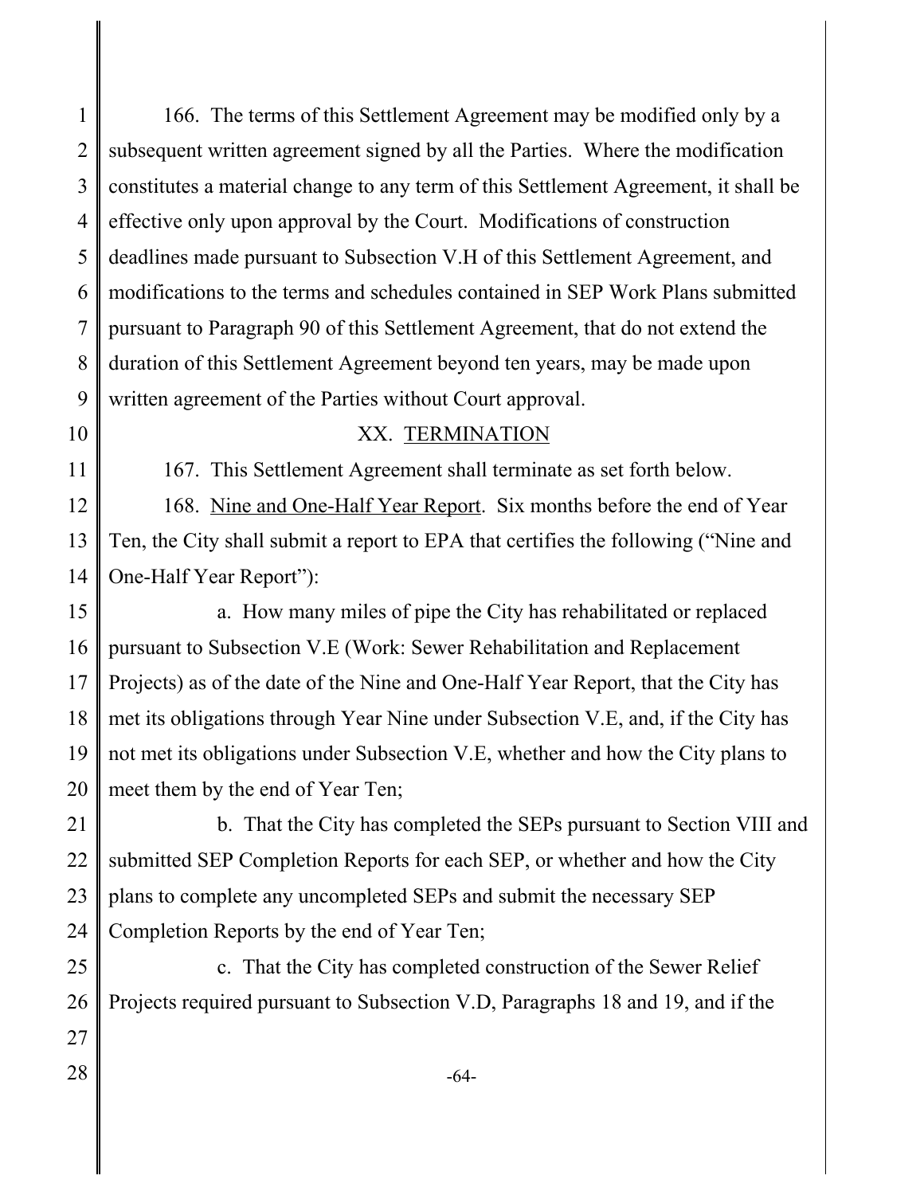166. The terms of this Settlement Agreement may be modified only by a subsequent written agreement signed by all the Parties. Where the modification constitutes a material change to any term of this Settlement Agreement, it shall be effective only upon approval by the Court. Modifications of construction deadlines made pursuant to Subsection V.H of this Settlement Agreement, and modifications to the terms and schedules contained in SEP Work Plans submitted pursuant to Paragraph 90 of this Settlement Agreement, that do not extend the duration of this Settlement Agreement beyond ten years, may be made upon written agreement of the Parties without Court approval.

## XX. TERMINATION

167. This Settlement Agreement shall terminate as set forth below.

168. Nine and One-Half Year Report. Six months before the end of Year Ten, the City shall submit a report to EPA that certifies the following ("Nine and One-Half Year Report"):

a. How many miles of pipe the City has rehabilitated or replaced pursuant to Subsection V.E (Work: Sewer Rehabilitation and Replacement Projects) as of the date of the Nine and One-Half Year Report, that the City has met its obligations through Year Nine under Subsection V.E, and, if the City has not met its obligations under Subsection V.E, whether and how the City plans to meet them by the end of Year Ten;

b. That the City has completed the SEPs pursuant to Section VIII and submitted SEP Completion Reports for each SEP, or whether and how the City plans to complete any uncompleted SEPs and submit the necessary SEP Completion Reports by the end of Year Ten;

c. That the City has completed construction of the Sewer Relief Projects required pursuant to Subsection V.D, Paragraphs 18 and 19, and if the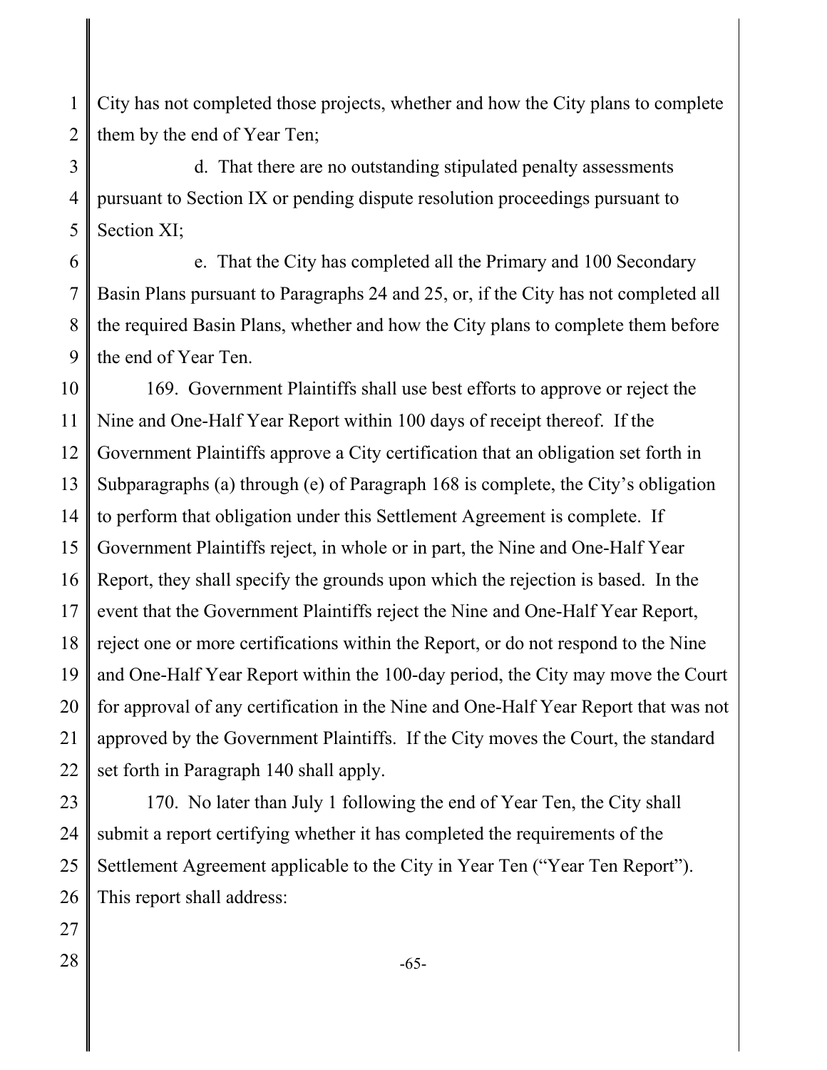City has not completed those projects, whether and how the City plans to complete them by the end of Year Ten;

d. That there are no outstanding stipulated penalty assessments pursuant to Section IX or pending dispute resolution proceedings pursuant to Section XI;

e. That the City has completed all the Primary and 100 Secondary Basin Plans pursuant to Paragraphs 24 and 25, or, if the City has not completed all the required Basin Plans, whether and how the City plans to complete them before the end of Year Ten.

169. Government Plaintiffs shall use best efforts to approve or reject the Nine and One-Half Year Report within 100 days of receipt thereof. If the Government Plaintiffs approve a City certification that an obligation set forth in Subparagraphs (a) through (e) of Paragraph 168 is complete, the City's obligation to perform that obligation under this Settlement Agreement is complete. If Government Plaintiffs reject, in whole or in part, the Nine and One-Half Year Report, they shall specify the grounds upon which the rejection is based. In the event that the Government Plaintiffs reject the Nine and One-Half Year Report, reject one or more certifications within the Report, or do not respond to the Nine and One-Half Year Report within the 100-day period, the City may move the Court for approval of any certification in the Nine and One-Half Year Report that was not approved by the Government Plaintiffs. If the City moves the Court, the standard set forth in Paragraph 140 shall apply.

170. No later than July 1 following the end of Year Ten, the City shall submit a report certifying whether it has completed the requirements of the Settlement Agreement applicable to the City in Year Ten ("Year Ten Report"). This report shall address: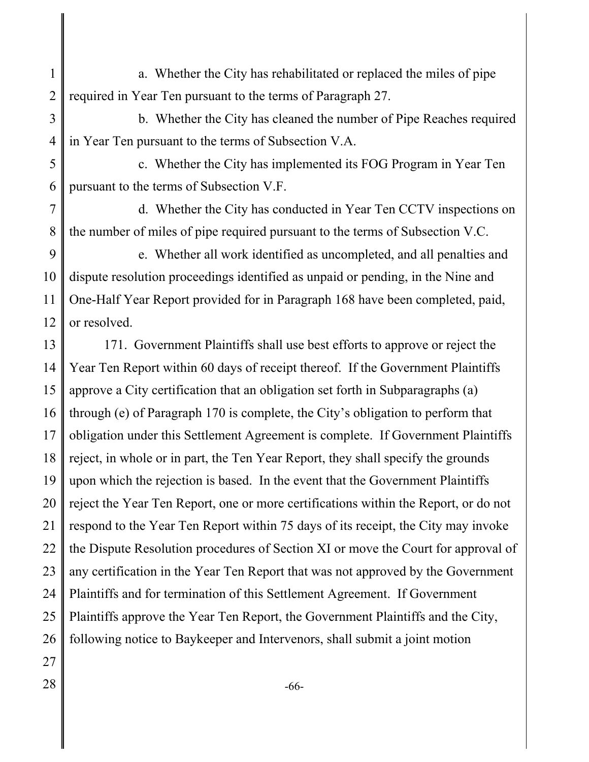a. Whether the City has rehabilitated or replaced the miles of pipe required in Year Ten pursuant to the terms of Paragraph 27.

b. Whether the City has cleaned the number of Pipe Reaches required in Year Ten pursuant to the terms of Subsection V.A.

c. Whether the City has implemented its FOG Program in Year Ten pursuant to the terms of Subsection V.F.

d. Whether the City has conducted in Year Ten CCTV inspections on the number of miles of pipe required pursuant to the terms of Subsection V.C.

e. Whether all work identified as uncompleted, and all penalties and dispute resolution proceedings identified as unpaid or pending, in the Nine and One-Half Year Report provided for in Paragraph 168 have been completed, paid, or resolved.

171. Government Plaintiffs shall use best efforts to approve or reject the Year Ten Report within 60 days of receipt thereof. If the Government Plaintiffs approve a City certification that an obligation set forth in Subparagraphs (a) through (e) of Paragraph 170 is complete, the City's obligation to perform that obligation under this Settlement Agreement is complete. If Government Plaintiffs reject, in whole or in part, the Ten Year Report, they shall specify the grounds upon which the rejection is based. In the event that the Government Plaintiffs reject the Year Ten Report, one or more certifications within the Report, or do not respond to the Year Ten Report within 75 days of its receipt, the City may invoke the Dispute Resolution procedures of Section XI or move the Court for approval of any certification in the Year Ten Report that was not approved by the Government Plaintiffs and for termination of this Settlement Agreement. If Government Plaintiffs approve the Year Ten Report, the Government Plaintiffs and the City, following notice to Baykeeper and Intervenors, shall submit a joint motion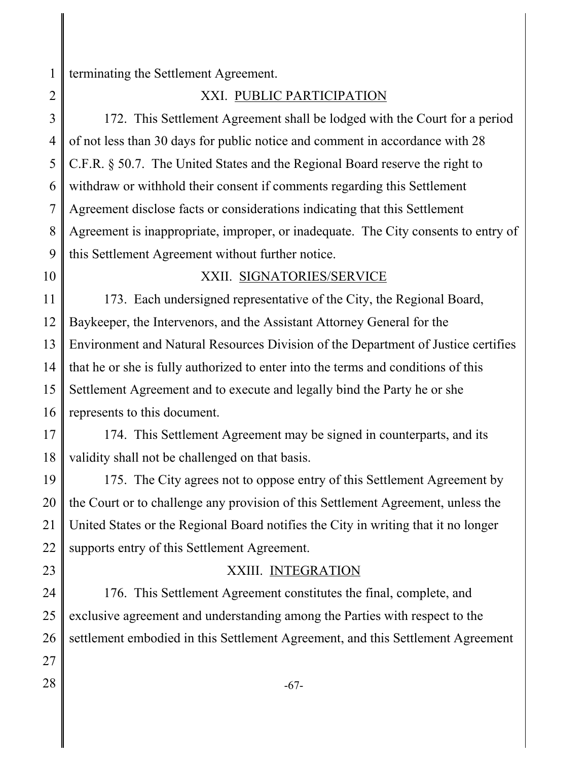terminating the Settlement Agreement.

## XXI. PUBLIC PARTICIPATION

172. This Settlement Agreement shall be lodged with the Court for a period of not less than 30 days for public notice and comment in accordance with 28 C.F.R. § 50.7. The United States and the Regional Board reserve the right to withdraw or withhold their consent if comments regarding this Settlement Agreement disclose facts or considerations indicating that this Settlement Agreement is inappropriate, improper, or inadequate. The City consents to entry of this Settlement Agreement without further notice.

## XXII. SIGNATORIES/SERVICE

173. Each undersigned representative of the City, the Regional Board, Baykeeper, the Intervenors, and the Assistant Attorney General for the Environment and Natural Resources Division of the Department of Justice certifies that he or she is fully authorized to enter into the terms and conditions of this Settlement Agreement and to execute and legally bind the Party he or she represents to this document.

174. This Settlement Agreement may be signed in counterparts, and its validity shall not be challenged on that basis.

175. The City agrees not to oppose entry of this Settlement Agreement by the Court or to challenge any provision of this Settlement Agreement, unless the United States or the Regional Board notifies the City in writing that it no longer supports entry of this Settlement Agreement.

## XXIII. INTEGRATION

176. This Settlement Agreement constitutes the final, complete, and exclusive agreement and understanding among the Parties with respect to the settlement embodied in this Settlement Agreement, and this Settlement Agreement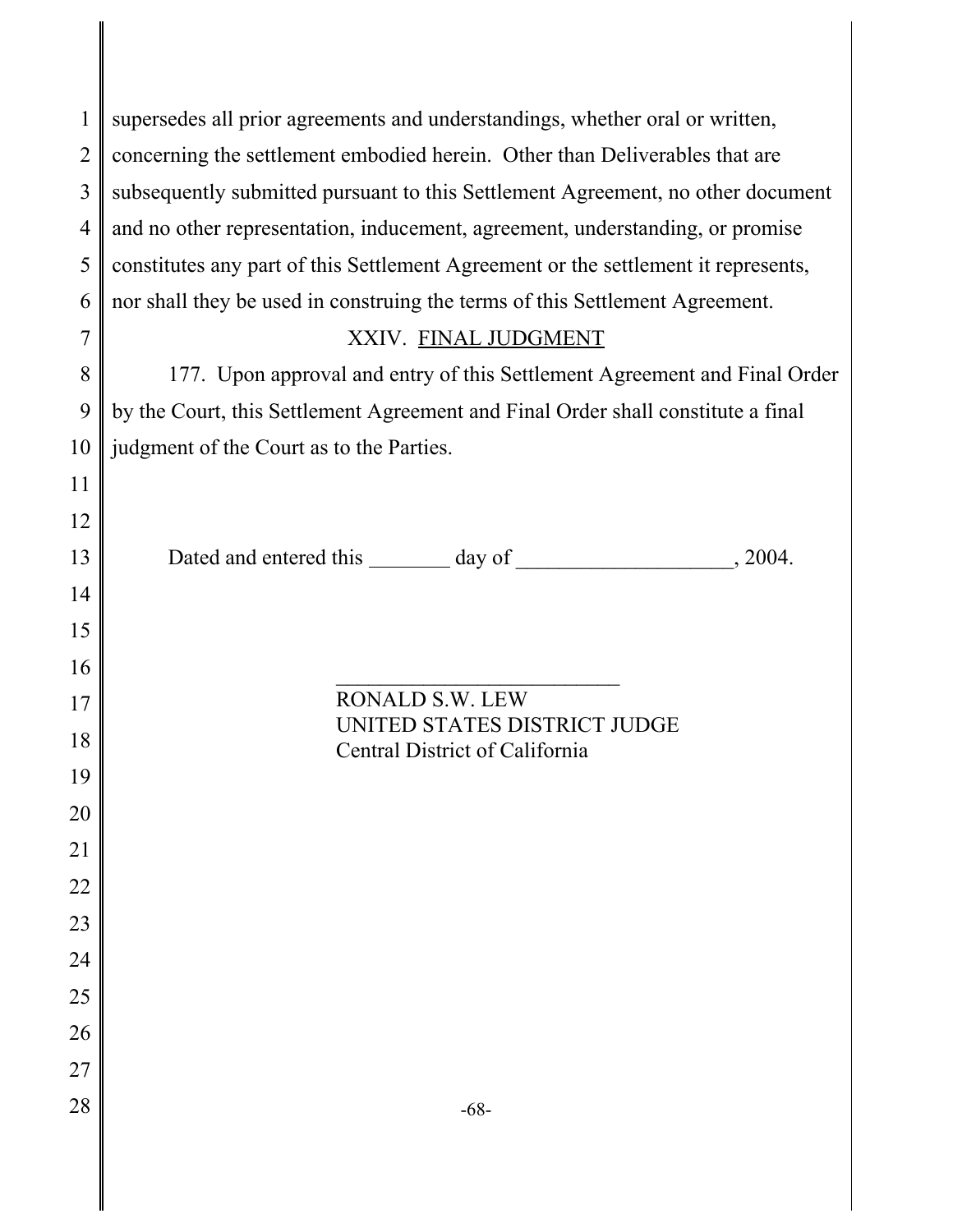supersedes all prior agreements and understandings, whether oral or written, concerning the settlement embodied herein. Other than Deliverables that are subsequently submitted pursuant to this Settlement Agreement, no other document and no other representation, inducement, agreement, understanding, or promise constitutes any part of this Settlement Agreement or the settlement it represents, nor shall they be used in construing the terms of this Settlement Agreement.

## XXIV. FINAL JUDGMENT

177. Upon approval and entry of this Settlement Agreement and Final Order by the Court, this Settlement Agreement and Final Order shall constitute a final judgment of the Court as to the Parties.

Dated and entered this ________ day of ____________________, 2004.

___________________________
RONALD S.W. LEW
UNITED STATES DISTRICT JUDGE
Central District of California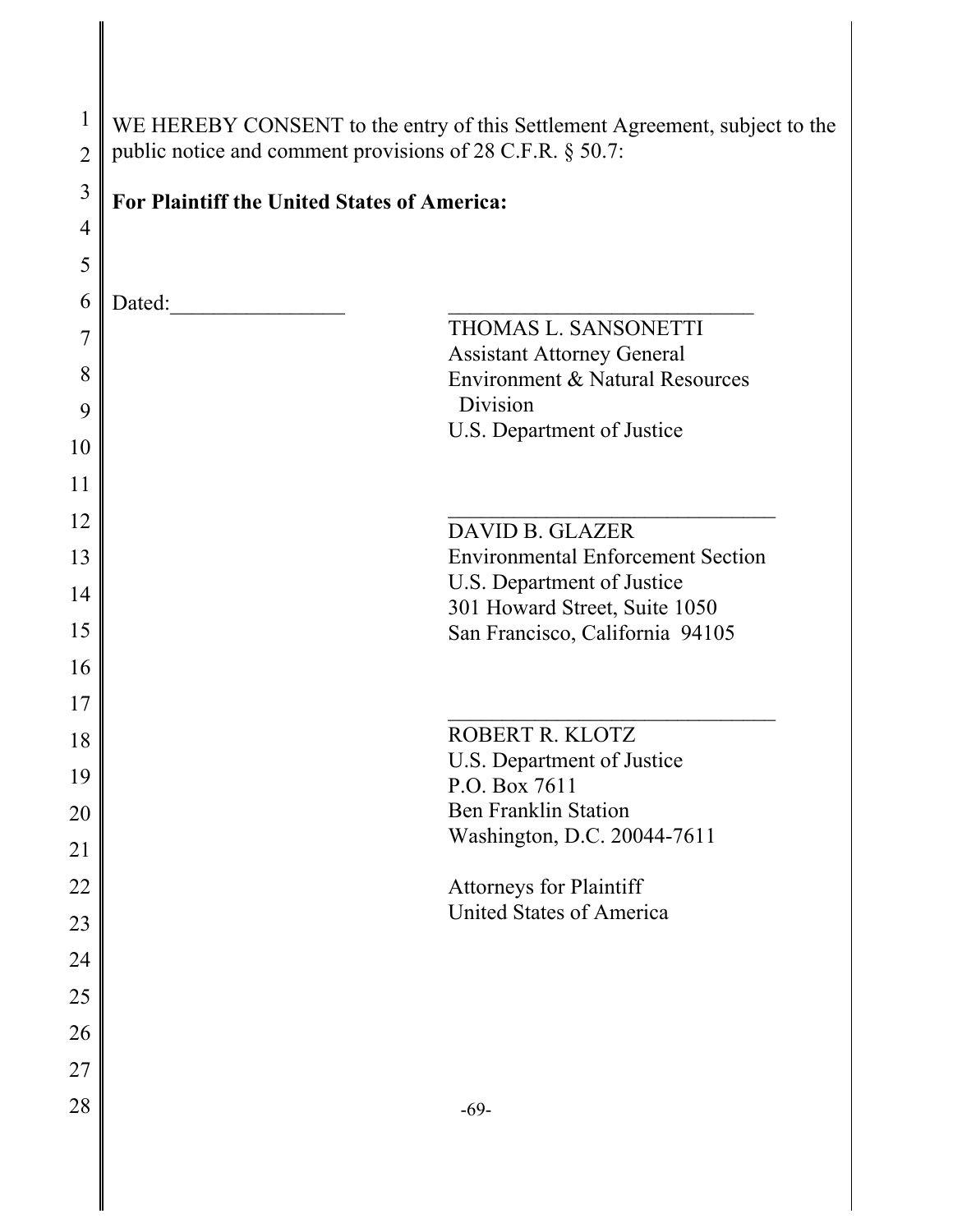WE HEREBY CONSENT to the entry of this Settlement Agreement, subject to the public notice and comment provisions of 28 C.F.R. § 50.7:

**For Plaintiff the United States of America:**

Dated:________________ ______________________________

THOMAS L. SANSONETTI
Assistant Attorney General
Environment & Natural Resources Division
U.S. Department of Justice

______________________________

DAVID B. GLAZER
Environmental Enforcement Section
U.S. Department of Justice
301 Howard Street, Suite 1050
San Francisco, California 94105

______________________________

ROBERT R. KLOTZ
U.S. Department of Justice
P.O. Box 7611
Ben Franklin Station
Washington, D.C. 20044-7611

Attorneys for Plaintiff
United States of America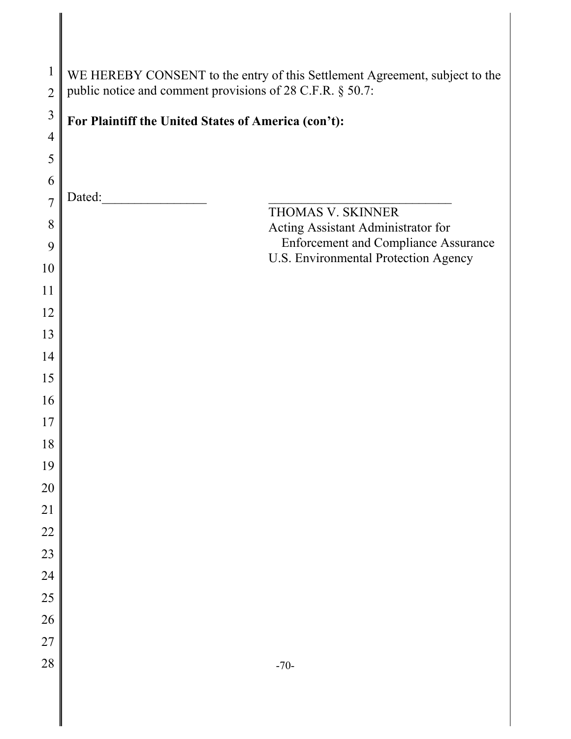WE HEREBY CONSENT to the entry of this Settlement Agreement, subject to the public notice and comment provisions of 28 C.F.R. § 50.7:

**For Plaintiff the United States of America (con't):**

Dated:________________ ____________________________

THOMAS V. SKINNER
Acting Assistant Administrator for
Enforcement and Compliance Assurance
U.S. Environmental Protection Agency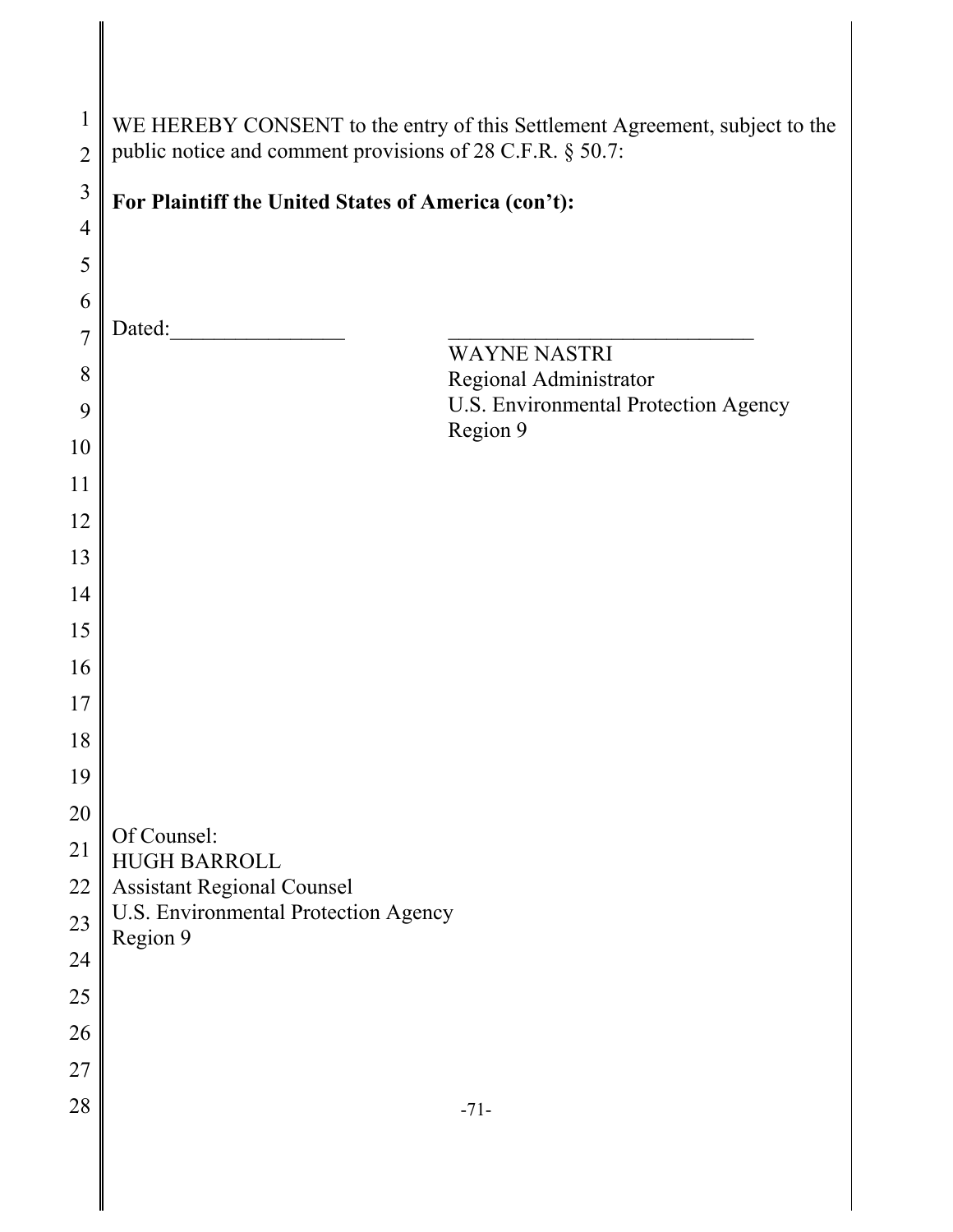WE HEREBY CONSENT to the entry of this Settlement Agreement, subject to the public notice and comment provisions of 28 C.F.R. § 50.7:

**For Plaintiff the United States of America (con't):**

Dated:________________ ____________________________

WAYNE NASTRI
Regional Administrator
U.S. Environmental Protection Agency
Region 9

Of Counsel:
HUGH BARROLL
Assistant Regional Counsel
U.S. Environmental Protection Agency
Region 9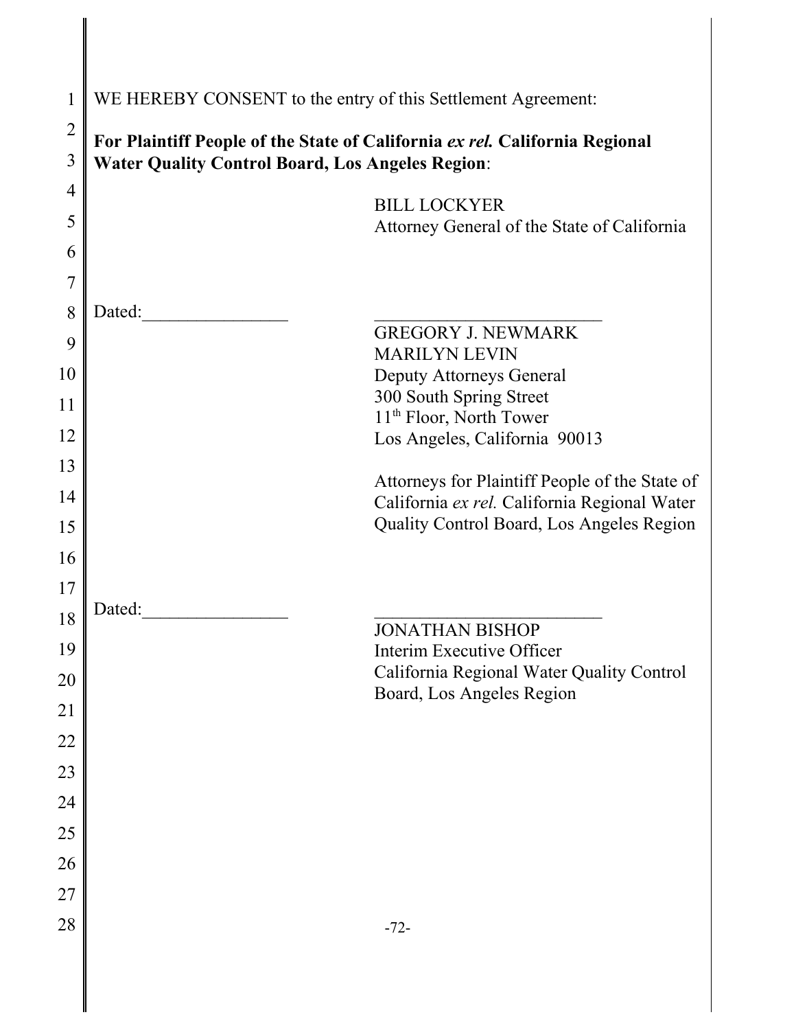WE HEREBY CONSENT to the entry of this Settlement Agreement:

**For Plaintiff People of the State of California *ex rel.* California Regional Water Quality Control Board, Los Angeles Region**:

BILL LOCKYER
Attorney General of the State of California

Dated:________________ _________________________

GREGORY J. NEWMARK
MARILYN LEVIN
Deputy Attorneys General
300 South Spring Street
11th Floor, North Tower
Los Angeles, California 90013

Attorneys for Plaintiff People of the State of California *ex rel.* California Regional Water Quality Control Board, Los Angeles Region

Dated:________________ _________________________

JONATHAN BISHOP
Interim Executive Officer
California Regional Water Quality Control Board, Los Angeles Region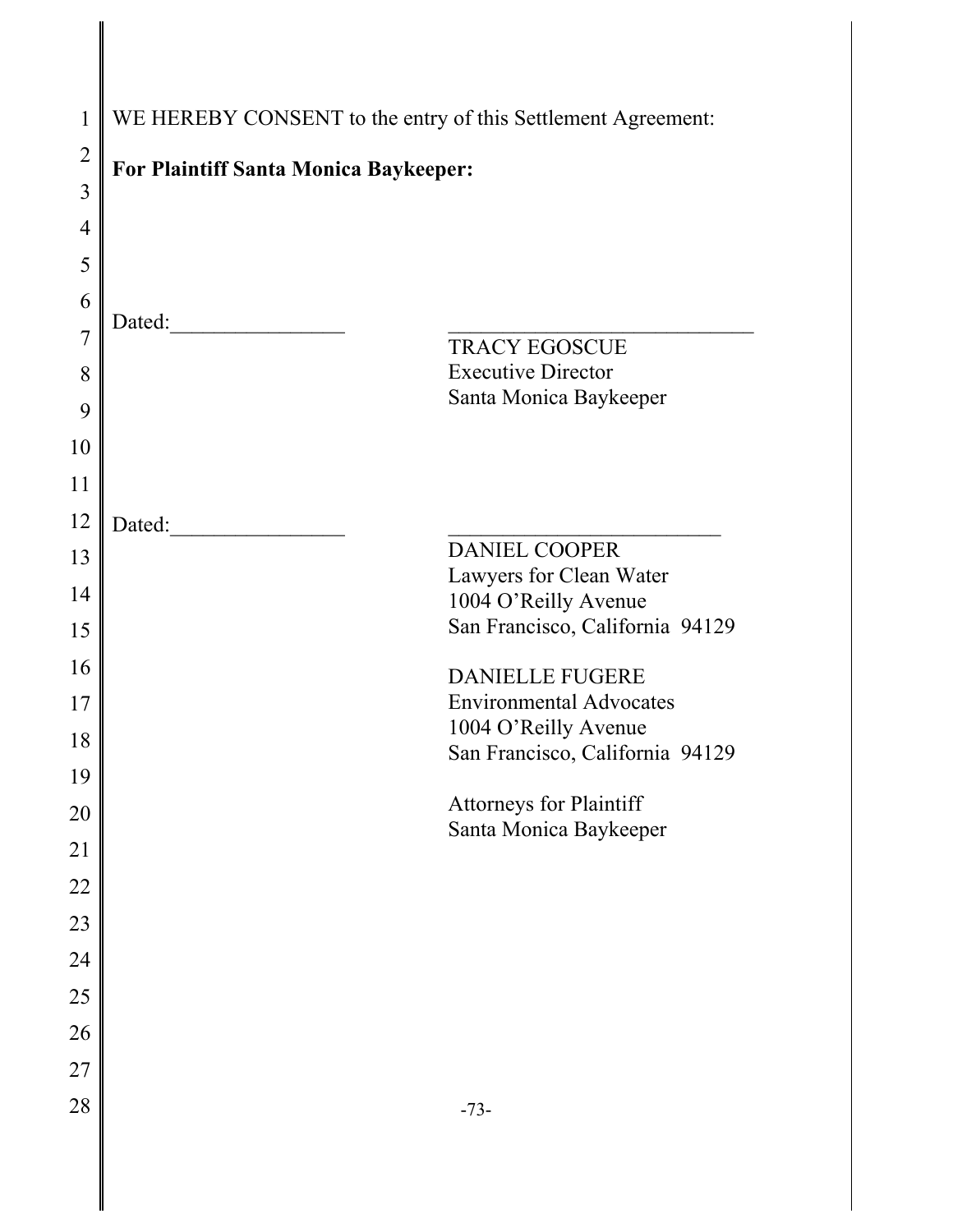WE HEREBY CONSENT to the entry of this Settlement Agreement:

**For Plaintiff Santa Monica Baykeeper:**

Dated:________________ ____________________________

TRACY EGOSCUE
Executive Director
Santa Monica Baykeeper

Dated:________________ _________________________

DANIEL COOPER
Lawyers for Clean Water
1004 O'Reilly Avenue
San Francisco, California 94129

DANIELLE FUGERE
Environmental Advocates
1004 O'Reilly Avenue
San Francisco, California 94129

Attorneys for Plaintiff
Santa Monica Baykeeper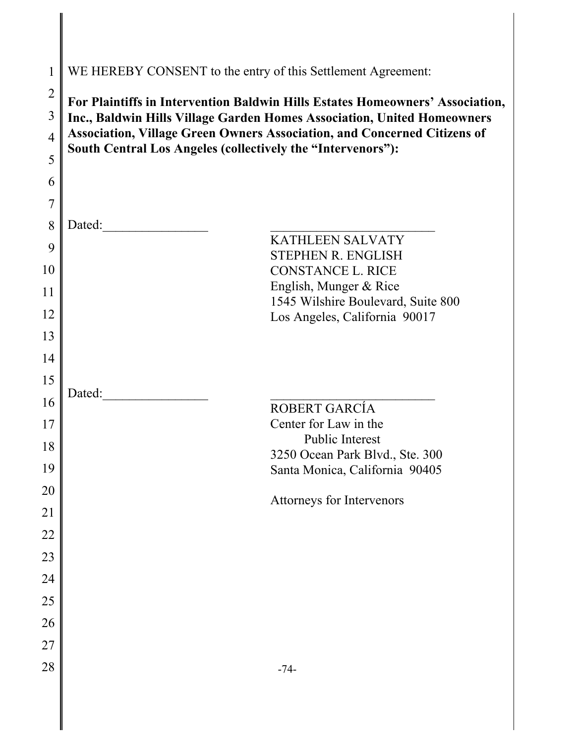WE HEREBY CONSENT to the entry of this Settlement Agreement:

**For Plaintiffs in Intervention Baldwin Hills Estates Homeowners' Association, Inc., Baldwin Hills Village Garden Homes Association, United Homeowners Association, Village Green Owners Association, and Concerned Citizens of South Central Los Angeles (collectively the "Intervenors"):**

Dated:________________

\_\_\_\_\_\_\_\_\_\_\_\_\_\_\_\_\_\_\_\_\_\_\_\_\_
KATHLEEN SALVATY
STEPHEN R. ENGLISH
CONSTANCE L. RICE
English, Munger & Rice
1545 Wilshire Boulevard, Suite 800
Los Angeles, California 90017

Dated:________________

\_\_\_\_\_\_\_\_\_\_\_\_\_\_\_\_\_\_\_\_\_\_\_\_\_
ROBERT GARCÍA
Center for Law in the
Public Interest
3250 Ocean Park Blvd., Ste. 300
Santa Monica, California 90405

Attorneys for Intervenors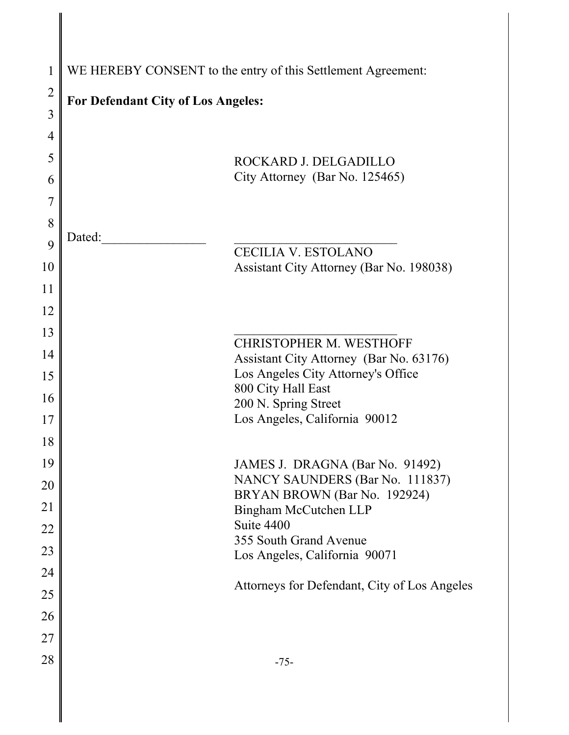WE HEREBY CONSENT to the entry of this Settlement Agreement:

**For Defendant City of Los Angeles:**

ROCKARD J. DELGADILLO
City Attorney (Bar No. 125465)

Dated:________________ ________________________
CECILIA V. ESTOLANO
Assistant City Attorney (Bar No. 198038)

________________________
CHRISTOPHER M. WESTHOFF
Assistant City Attorney (Bar No. 63176)
Los Angeles City Attorney's Office
800 City Hall East
200 N. Spring Street
Los Angeles, California 90012

JAMES J. DRAGNA (Bar No. 91492)
NANCY SAUNDERS (Bar No. 111837)
BRYAN BROWN (Bar No. 192924)
Bingham McCutchen LLP
Suite 4400
355 South Grand Avenue
Los Angeles, California 90071

Attorneys for Defendant, City of Los Angeles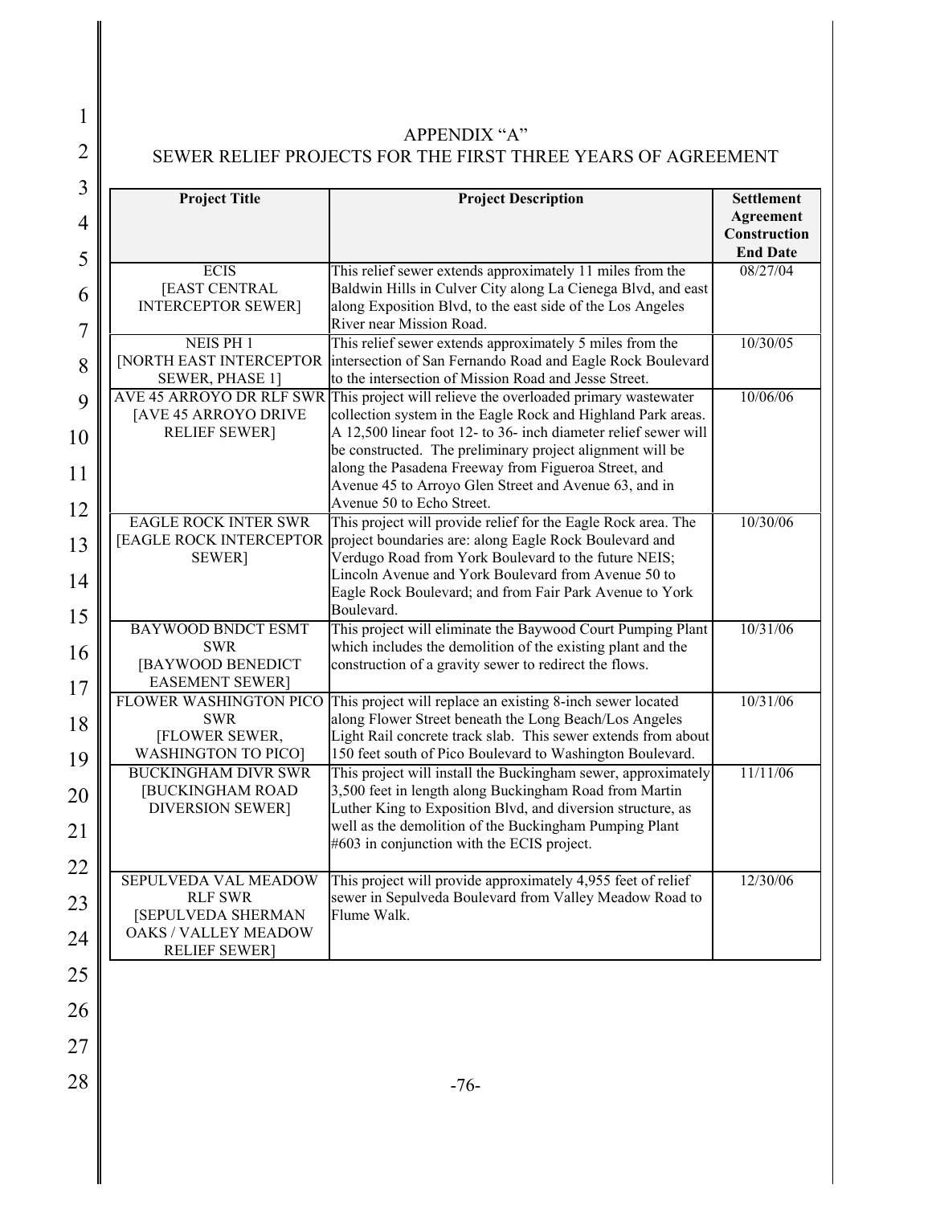# APPENDIX "A"

## SEWER RELIEF PROJECTS FOR THE FIRST THREE YEARS OF AGREEMENT

| Project Title | Project Description | Settlement Agreement Construction End Date |
|---|---|---|
| ECIS [EAST CENTRAL INTERCEPTOR SEWER] | This relief sewer extends approximately 11 miles from the Baldwin Hills in Culver City along La Cienega Blvd, and east along Exposition Blvd, to the east side of the Los Angeles River near Mission Road. | 08/27/04 |
| NEIS PH 1 [NORTH EAST INTERCEPTOR SEWER, PHASE 1] | This relief sewer extends approximately 5 miles from the intersection of San Fernando Road and Eagle Rock Boulevard to the intersection of Mission Road and Jesse Street. | 10/30/05 |
| AVE 45 ARROYO DR RLF SWR [AVE 45 ARROYO DRIVE RELIEF SEWER] | This project will relieve the overloaded primary wastewater collection system in the Eagle Rock and Highland Park areas. A 12,500 linear foot 12- to 36- inch diameter relief sewer will be constructed. The preliminary project alignment will be along the Pasadena Freeway from Figueroa Street, and Avenue 45 to Arroyo Glen Street and Avenue 63, and in Avenue 50 to Echo Street. | 10/06/06 |
| EAGLE ROCK INTER SWR [EAGLE ROCK INTERCEPTOR SEWER] | This project will provide relief for the Eagle Rock area. The project boundaries are: along Eagle Rock Boulevard and Verdugo Road from York Boulevard to the future NEIS; Lincoln Avenue and York Boulevard from Avenue 50 to Eagle Rock Boulevard; and from Fair Park Avenue to York Boulevard. | 10/30/06 |
| BAYWOOD BNDCT ESMT SWR [BAYWOOD BENEDICT EASEMENT SEWER] | This project will eliminate the Baywood Court Pumping Plant which includes the demolition of the existing plant and the construction of a gravity sewer to redirect the flows. | 10/31/06 |
| FLOWER WASHINGTON PICO SWR [FLOWER SEWER, WASHINGTON TO PICO] | This project will replace an existing 8-inch sewer located along Flower Street beneath the Long Beach/Los Angeles Light Rail concrete track slab. This sewer extends from about 150 feet south of Pico Boulevard to Washington Boulevard. | 10/31/06 |
| BUCKINGHAM DIVR SWR [BUCKINGHAM ROAD DIVERSION SEWER] | This project will install the Buckingham sewer, approximately 3,500 feet in length along Buckingham Road from Martin Luther King to Exposition Blvd, and diversion structure, as well as the demolition of the Buckingham Pumping Plant #603 in conjunction with the ECIS project. | 11/11/06 |
| SEPULVEDA VAL MEADOW RLF SWR [SEPULVEDA SHERMAN OAKS / VALLEY MEADOW RELIEF SEWER] | This project will provide approximately 4,955 feet of relief sewer in Sepulveda Boulevard from Valley Meadow Road to Flume Walk. | 12/30/06 |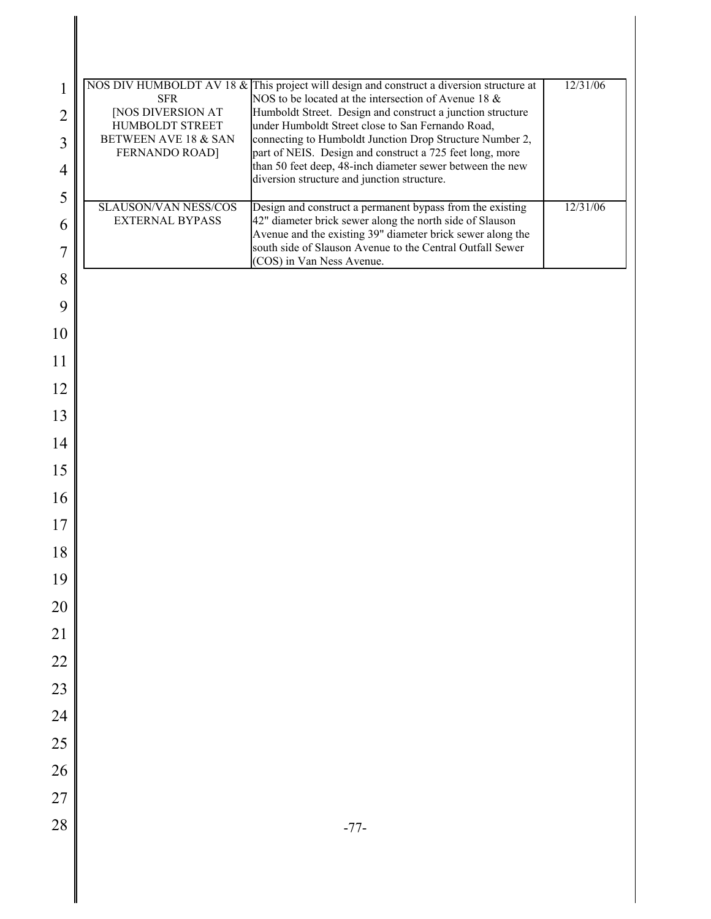| NOS DIV HUMBOLDT AV 18 & SFR [NOS DIVERSION AT HUMBOLDT STREET BETWEEN AVE 18 & SAN FERNANDO ROAD] | This project will design and construct a diversion structure at NOS to be located at the intersection of Avenue 18 & Humboldt Street. Design and construct a junction structure under Humboldt Street close to San Fernando Road, connecting to Humboldt Junction Drop Structure Number 2, part of NEIS. Design and construct a 725 feet long, more than 50 feet deep, 48-inch diameter sewer between the new diversion structure and junction structure. | 12/31/06 |
|---|---|---|
| SLAUSON/VAN NESS/COS EXTERNAL BYPASS | Design and construct a permanent bypass from the existing 42" diameter brick sewer along the north side of Slauson Avenue and the existing 39" diameter brick sewer along the south side of Slauson Avenue to the Central Outfall Sewer (COS) in Van Ness Avenue. | 12/31/06 |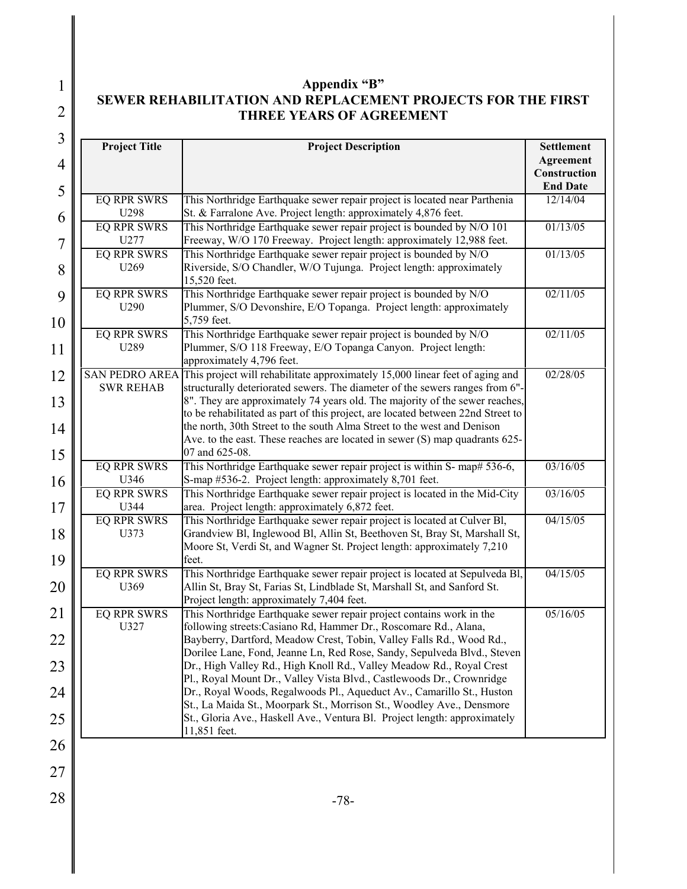## Appendix "B"
## SEWER REHABILITATION AND REPLACEMENT PROJECTS FOR THE FIRST THREE YEARS OF AGREEMENT

| Project Title | Project Description | Settlement Agreement Construction End Date |
|---|---|---|
| EQ RPR SWRS U298 | This Northridge Earthquake sewer repair project is located near Parthenia St. & Farralone Ave. Project length: approximately 4,876 feet. | 12/14/04 |
| EQ RPR SWRS U277 | This Northridge Earthquake sewer repair project is bounded by N/O 101 Freeway, W/O 170 Freeway. Project length: approximately 12,988 feet. | 01/13/05 |
| EQ RPR SWRS U269 | This Northridge Earthquake sewer repair project is bounded by N/O Riverside, S/O Chandler, W/O Tujunga. Project length: approximately 15,520 feet. | 01/13/05 |
| EQ RPR SWRS U290 | This Northridge Earthquake sewer repair project is bounded by N/O Plummer, S/O Devonshire, E/O Topanga. Project length: approximately 5,759 feet. | 02/11/05 |
| EQ RPR SWRS U289 | This Northridge Earthquake sewer repair project is bounded by N/O Plummer, S/O 118 Freeway, E/O Topanga Canyon. Project length: approximately 4,796 feet. | 02/11/05 |
| SAN PEDRO AREA SWR REHAB | This project will rehabilitate approximately 15,000 linear feet of aging and structurally deteriorated sewers. The diameter of the sewers ranges from 6"-8". They are approximately 74 years old. The majority of the sewer reaches, to be rehabilitated as part of this project, are located between 22nd Street to the north, 30th Street to the south Alma Street to the west and Denison Ave. to the east. These reaches are located in sewer (S) map quadrants 625-07 and 625-08. | 02/28/05 |
| EQ RPR SWRS U346 | This Northridge Earthquake sewer repair project is within S- map# 536-6, S-map #536-2. Project length: approximately 8,701 feet. | 03/16/05 |
| EQ RPR SWRS U344 | This Northridge Earthquake sewer repair project is located in the Mid-City area. Project length: approximately 6,872 feet. | 03/16/05 |
| EQ RPR SWRS U373 | This Northridge Earthquake sewer repair project is located at Culver Bl, Grandview Bl, Inglewood Bl, Allin St, Beethoven St, Bray St, Marshall St, Moore St, Verdi St, and Wagner St. Project length: approximately 7,210 feet. | 04/15/05 |
| EQ RPR SWRS U369 | This Northridge Earthquake sewer repair project is located at Sepulveda Bl, Allin St, Bray St, Farias St, Lindblade St, Marshall St, and Sanford St. Project length: approximately 7,404 feet. | 04/15/05 |
| EQ RPR SWRS U327 | This Northridge Earthquake sewer repair project contains work in the following streets:Casiano Rd, Hammer Dr., Roscomare Rd., Alana, Bayberry, Dartford, Meadow Crest, Tobin, Valley Falls Rd., Wood Rd., Dorilee Lane, Fond, Jeanne Ln, Red Rose, Sandy, Sepulveda Blvd., Steven Dr., High Valley Rd., High Knoll Rd., Valley Meadow Rd., Royal Crest Pl., Royal Mount Dr., Valley Vista Blvd., Castlewoods Dr., Crownridge Dr., Royal Woods, Regalwoods Pl., Aqueduct Av., Camarillo St., Huston St., La Maida St., Moorpark St., Morrison St., Woodley Ave., Densmore St., Gloria Ave., Haskell Ave., Ventura Bl. Project length: approximately 11,851 feet. | 05/16/05 |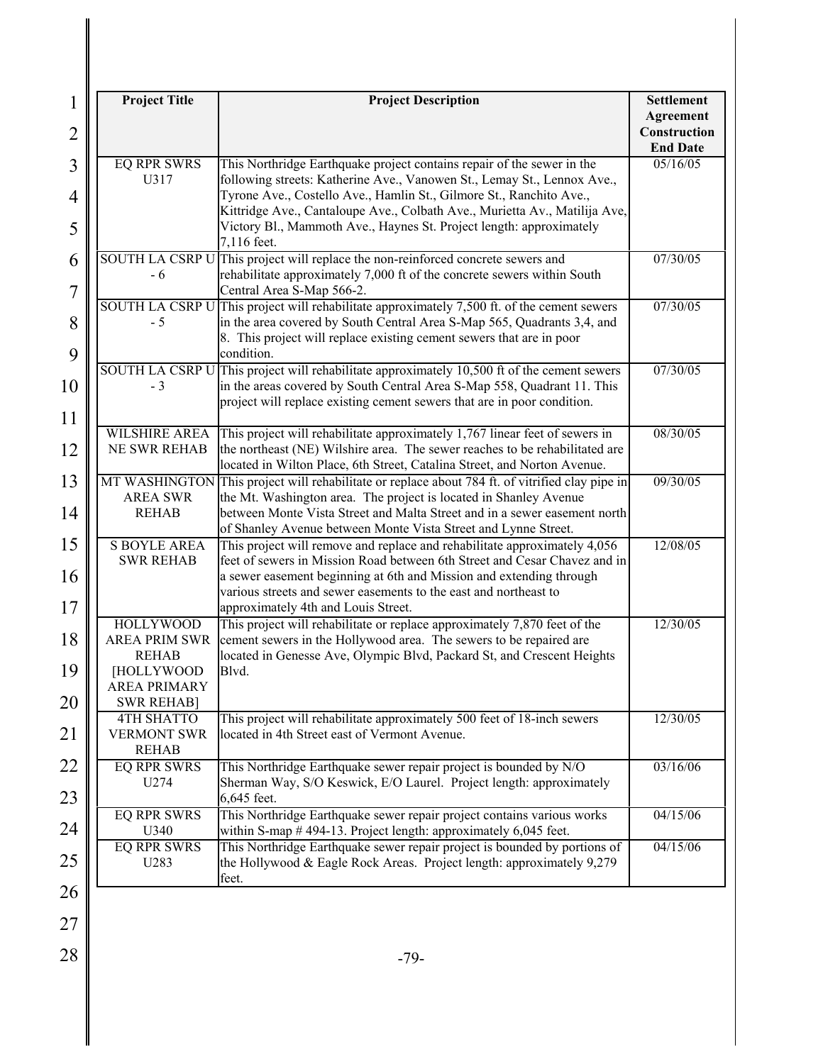| Project Title | Project Description | Settlement Agreement Construction End Date |
|---|---|---|
| EQ RPR SWRS U317 | This Northridge Earthquake project contains repair of the sewer in the following streets: Katherine Ave., Vanowen St., Lemay St., Lennox Ave., Tyrone Ave., Costello Ave., Hamlin St., Gilmore St., Ranchito Ave., Kittridge Ave., Cantaloupe Ave., Colbath Ave., Murietta Av., Matilija Ave, Victory Bl., Mammoth Ave., Haynes St. Project length: approximately 7,116 feet. | 05/16/05 |
| SOUTH LA CSRP U - 6 | This project will replace the non-reinforced concrete sewers and rehabilitate approximately 7,000 ft of the concrete sewers within South Central Area S-Map 566-2. | 07/30/05 |
| SOUTH LA CSRP U - 5 | This project will rehabilitate approximately 7,500 ft. of the cement sewers in the area covered by South Central Area S-Map 565, Quadrants 3,4, and 8. This project will replace existing cement sewers that are in poor condition. | 07/30/05 |
| SOUTH LA CSRP U - 3 | This project will rehabilitate approximately 10,500 ft of the cement sewers in the areas covered by South Central Area S-Map 558, Quadrant 11. This project will replace existing cement sewers that are in poor condition. | 07/30/05 |
| WILSHIRE AREA NE SWR REHAB | This project will rehabilitate approximately 1,767 linear feet of sewers in the northeast (NE) Wilshire area. The sewer reaches to be rehabilitated are located in Wilton Place, 6th Street, Catalina Street, and Norton Avenue. | 08/30/05 |
| MT WASHINGTON AREA SWR REHAB | This project will rehabilitate or replace about 784 ft. of vitrified clay pipe in the Mt. Washington area. The project is located in Shanley Avenue between Monte Vista Street and Malta Street and in a sewer easement north of Shanley Avenue between Monte Vista Street and Lynne Street. | 09/30/05 |
| S BOYLE AREA SWR REHAB | This project will remove and replace and rehabilitate approximately 4,056 feet of sewers in Mission Road between 6th Street and Cesar Chavez and in a sewer easement beginning at 6th and Mission and extending through various streets and sewer easements to the east and northeast to approximately 4th and Louis Street. | 12/08/05 |
| HOLLYWOOD AREA PRIM SWR REHAB [HOLLYWOOD AREA PRIMARY SWR REHAB] | This project will rehabilitate or replace approximately 7,870 feet of the cement sewers in the Hollywood area. The sewers to be repaired are located in Genesse Ave, Olympic Blvd, Packard St, and Crescent Heights Blvd. | 12/30/05 |
| 4TH SHATTO VERMONT SWR REHAB | This project will rehabilitate approximately 500 feet of 18-inch sewers located in 4th Street east of Vermont Avenue. | 12/30/05 |
| EQ RPR SWRS U274 | This Northridge Earthquake sewer repair project is bounded by N/O Sherman Way, S/O Keswick, E/O Laurel. Project length: approximately 6,645 feet. | 03/16/06 |
| EQ RPR SWRS U340 | This Northridge Earthquake sewer repair project contains various works within S-map # 494-13. Project length: approximately 6,045 feet. | 04/15/06 |
| EQ RPR SWRS U283 | This Northridge Earthquake sewer repair project is bounded by portions of the Hollywood & Eagle Rock Areas. Project length: approximately 9,279 feet. | 04/15/06 |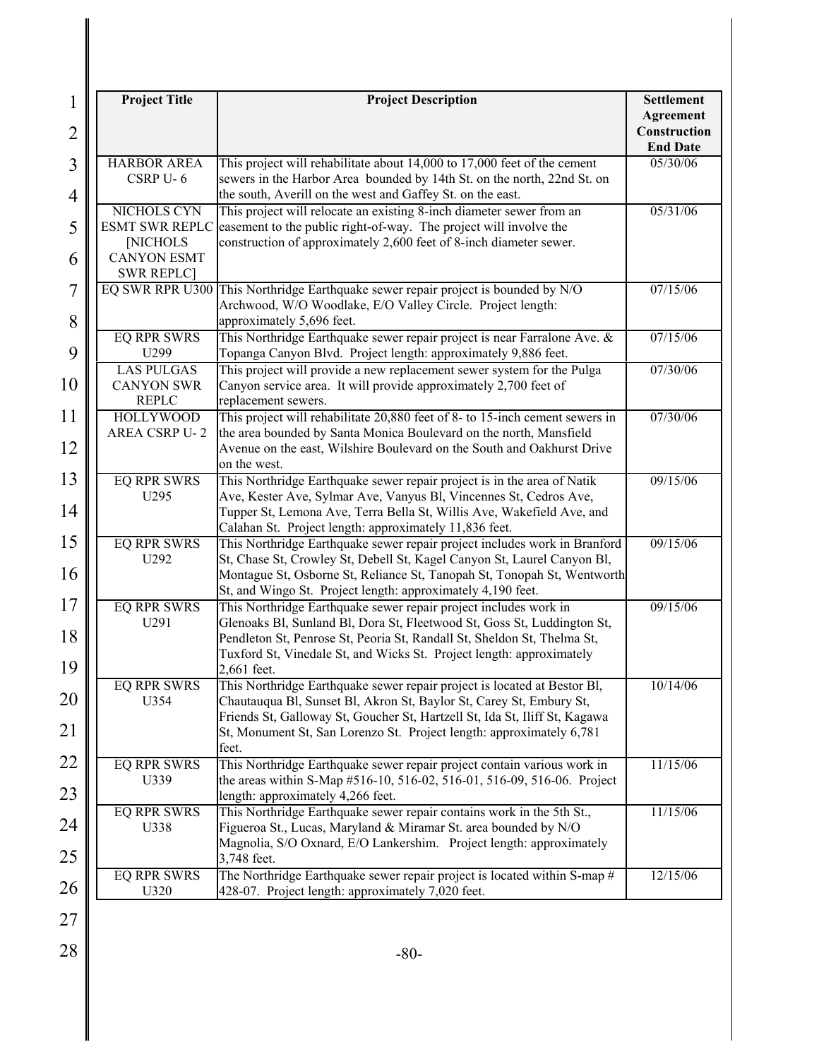| Project Title | Project Description | Settlement Agreement Construction End Date |
|---|---|---|
| HARBOR AREA CSRP U- 6 | This project will rehabilitate about 14,000 to 17,000 feet of the cement sewers in the Harbor Area bounded by 14th St. on the north, 22nd St. on the south, Averill on the west and Gaffey St. on the east. | 05/30/06 |
| NICHOLS CYN ESMT SWR REPLC [NICHOLS CANYON ESMT SWR REPLC] | This project will relocate an existing 8-inch diameter sewer from an easement to the public right-of-way. The project will involve the construction of approximately 2,600 feet of 8-inch diameter sewer. | 05/31/06 |
| EQ SWR RPR U300 | This Northridge Earthquake sewer repair project is bounded by N/O Archwood, W/O Woodlake, E/O Valley Circle. Project length: approximately 5,696 feet. | 07/15/06 |
| EQ RPR SWRS U299 | This Northridge Earthquake sewer repair project is near Farralone Ave. & Topanga Canyon Blvd. Project length: approximately 9,886 feet. | 07/15/06 |
| LAS PULGAS CANYON SWR REPLC | This project will provide a new replacement sewer system for the Pulga Canyon service area. It will provide approximately 2,700 feet of replacement sewers. | 07/30/06 |
| HOLLYWOOD AREA CSRP U- 2 | This project will rehabilitate 20,880 feet of 8- to 15-inch cement sewers in the area bounded by Santa Monica Boulevard on the north, Mansfield Avenue on the east, Wilshire Boulevard on the South and Oakhurst Drive on the west. | 07/30/06 |
| EQ RPR SWRS U295 | This Northridge Earthquake sewer repair project is in the area of Natik Ave, Kester Ave, Sylmar Ave, Vanyus Bl, Vincennes St, Cedros Ave, Tupper St, Lemona Ave, Terra Bella St, Willis Ave, Wakefield Ave, and Calahan St. Project length: approximately 11,836 feet. | 09/15/06 |
| EQ RPR SWRS U292 | This Northridge Earthquake sewer repair project includes work in Branford St, Chase St, Crowley St, Debell St, Kagel Canyon St, Laurel Canyon Bl, Montague St, Osborne St, Reliance St, Tanopah St, Tonopah St, Wentworth St, and Wingo St. Project length: approximately 4,190 feet. | 09/15/06 |
| EQ RPR SWRS U291 | This Northridge Earthquake sewer repair project includes work in Glenoaks Bl, Sunland Bl, Dora St, Fleetwood St, Goss St, Luddington St, Pendleton St, Penrose St, Peoria St, Randall St, Sheldon St, Thelma St, Tuxford St, Vinedale St, and Wicks St. Project length: approximately 2,661 feet. | 09/15/06 |
| EQ RPR SWRS U354 | This Northridge Earthquake sewer repair project is located at Bestor Bl, Chautauqua Bl, Sunset Bl, Akron St, Baylor St, Carey St, Embury St, Friends St, Galloway St, Goucher St, Hartzell St, Ida St, Iliff St, Kagawa St, Monument St, San Lorenzo St. Project length: approximately 6,781 feet. | 10/14/06 |
| EQ RPR SWRS U339 | This Northridge Earthquake sewer repair project contain various work in the areas within S-Map #516-10, 516-02, 516-01, 516-09, 516-06. Project length: approximately 4,266 feet. | 11/15/06 |
| EQ RPR SWRS U338 | This Northridge Earthquake sewer repair contains work in the 5th St., Figueroa St., Lucas, Maryland & Miramar St. area bounded by N/O Magnolia, S/O Oxnard, E/O Lankershim. Project length: approximately 3,748 feet. | 11/15/06 |
| EQ RPR SWRS U320 | The Northridge Earthquake sewer repair project is located within S-map # 428-07. Project length: approximately 7,020 feet. | 12/15/06 |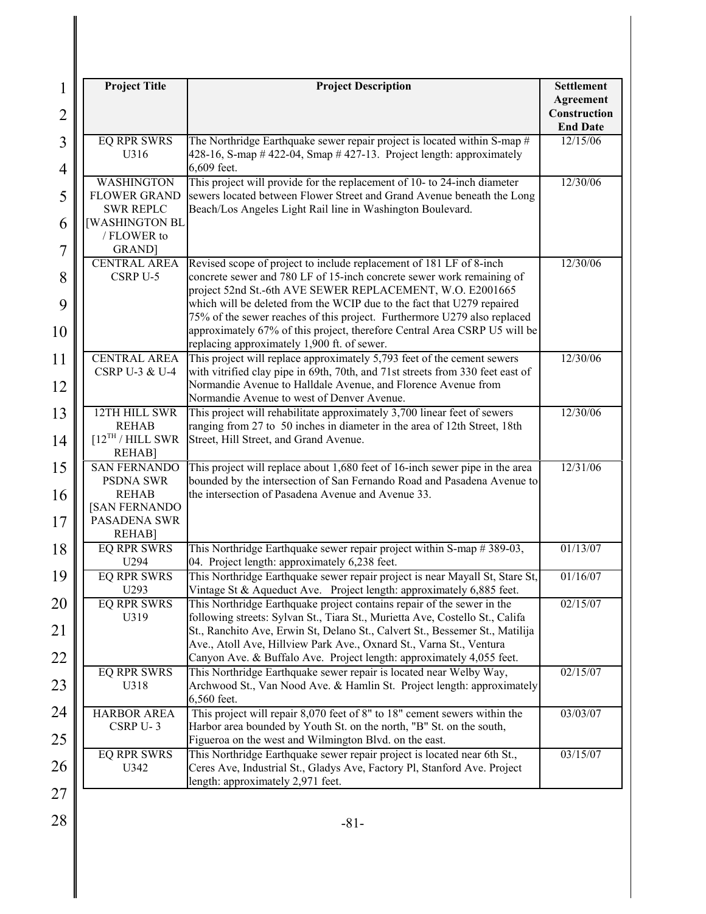| Project Title | Project Description | Settlement Agreement Construction End Date |
|---|---|---|
| EQ RPR SWRS U316 | The Northridge Earthquake sewer repair project is located within S-map # 428-16, S-map # 422-04, Smap # 427-13. Project length: approximately 6,609 feet. | 12/15/06 |
| WASHINGTON FLOWER GRAND SWR REPLC [WASHINGTON BL / FLOWER to GRAND] | This project will provide for the replacement of 10- to 24-inch diameter sewers located between Flower Street and Grand Avenue beneath the Long Beach/Los Angeles Light Rail line in Washington Boulevard. | 12/30/06 |
| CENTRAL AREA CSRP U-5 | Revised scope of project to include replacement of 181 LF of 8-inch concrete sewer and 780 LF of 15-inch concrete sewer work remaining of project 52nd St.-6th AVE SEWER REPLACEMENT, W.O. E2001665 which will be deleted from the WCIP due to the fact that U279 repaired 75% of the sewer reaches of this project. Furthermore U279 also replaced approximately 67% of this project, therefore Central Area CSRP U5 will be replacing approximately 1,900 ft. of sewer. | 12/30/06 |
| CENTRAL AREA CSRP U-3 & U-4 | This project will replace approximately 5,793 feet of the cement sewers with vitrified clay pipe in 69th, 70th, and 71st streets from 330 feet east of Normandie Avenue to Halldale Avenue, and Florence Avenue from Normandie Avenue to west of Denver Avenue. | 12/30/06 |
| 12TH HILL SWR REHAB [12TH / HILL SWR REHAB] | This project will rehabilitate approximately 3,700 linear feet of sewers ranging from 27 to 50 inches in diameter in the area of 12th Street, 18th Street, Hill Street, and Grand Avenue. | 12/30/06 |
| SAN FERNANDO PSDNA SWR REHAB [SAN FERNANDO PASADENA SWR REHAB] | This project will replace about 1,680 feet of 16-inch sewer pipe in the area bounded by the intersection of San Fernando Road and Pasadena Avenue to the intersection of Pasadena Avenue and Avenue 33. | 12/31/06 |
| EQ RPR SWRS U294 | This Northridge Earthquake sewer repair project within S-map # 389-03, 04. Project length: approximately 6,238 feet. | 01/13/07 |
| EQ RPR SWRS U293 | This Northridge Earthquake sewer repair project is near Mayall St, Stare St, Vintage St & Aqueduct Ave. Project length: approximately 6,885 feet. | 01/16/07 |
| EQ RPR SWRS U319 | This Northridge Earthquake project contains repair of the sewer in the following streets: Sylvan St., Tiara St., Murietta Ave, Costello St., Califa St., Ranchito Ave, Erwin St, Delano St., Calvert St., Bessemer St., Matilija Ave., Atoll Ave, Hillview Park Ave., Oxnard St., Varna St., Ventura Canyon Ave. & Buffalo Ave. Project length: approximately 4,055 feet. | 02/15/07 |
| EQ RPR SWRS U318 | This Northridge Earthquake sewer repair is located near Welby Way, Archwood St., Van Nood Ave. & Hamlin St. Project length: approximately 6,560 feet. | 02/15/07 |
| HARBOR AREA CSRP U- 3 | This project will repair 8,070 feet of 8" to 18" cement sewers within the Harbor area bounded by Youth St. on the north, "B" St. on the south, Figueroa on the west and Wilmington Blvd. on the east. | 03/03/07 |
| EQ RPR SWRS U342 | This Northridge Earthquake sewer repair project is located near 6th St., Ceres Ave, Industrial St., Gladys Ave, Factory Pl, Stanford Ave. Project length: approximately 2,971 feet. | 03/15/07 |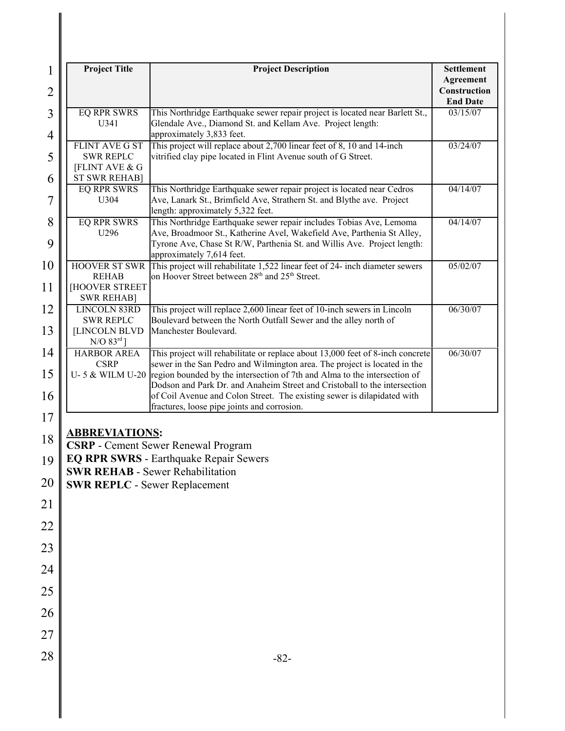| Project Title | Project Description | Settlement Agreement Construction End Date |
|---|---|---|
| EQ RPR SWRS U341 | This Northridge Earthquake sewer repair project is located near Barlett St., Glendale Ave., Diamond St. and Kellam Ave. Project length: approximately 3,833 feet. | 03/15/07 |
| FLINT AVE G ST SWR REPLC [FLINT AVE & G ST SWR REHAB] | This project will replace about 2,700 linear feet of 8, 10 and 14-inch vitrified clay pipe located in Flint Avenue south of G Street. | 03/24/07 |
| EQ RPR SWRS U304 | This Northridge Earthquake sewer repair project is located near Cedros Ave, Lanark St., Brimfield Ave, Strathern St. and Blythe ave. Project length: approximately 5,322 feet. | 04/14/07 |
| EQ RPR SWRS U296 | This Northridge Earthquake sewer repair includes Tobias Ave, Lemoma Ave, Broadmoor St., Katherine Avel, Wakefield Ave, Parthenia St Alley, Tyrone Ave, Chase St R/W, Parthenia St. and Willis Ave. Project length: approximately 7,614 feet. | 04/14/07 |
| HOOVER ST SWR REHAB [HOOVER STREET SWR REHAB] | This project will rehabilitate 1,522 linear feet of 24- inch diameter sewers on Hoover Street between 28th and 25th Street. | 05/02/07 |
| LINCOLN 83RD SWR REPLC [LINCOLN BLVD N/O 83rd ] | This project will replace 2,600 linear feet of 10-inch sewers in Lincoln Boulevard between the North Outfall Sewer and the alley north of Manchester Boulevard. | 06/30/07 |
| HARBOR AREA CSRP U- 5 & WILM U-20 | This project will rehabilitate or replace about 13,000 feet of 8-inch concrete sewer in the San Pedro and Wilmington area. The project is located in the region bounded by the intersection of 7th and Alma to the intersection of Dodson and Park Dr. and Anaheim Street and Cristoball to the intersection of Coil Avenue and Colon Street. The existing sewer is dilapidated with fractures, loose pipe joints and corrosion. | 06/30/07 |

**ABBREVIATIONS:**

**CSRP** - Cement Sewer Renewal Program
**EQ RPR SWRS** - Earthquake Repair Sewers
**SWR REHAB** - Sewer Rehabilitation
**SWR REPLC** - Sewer Replacement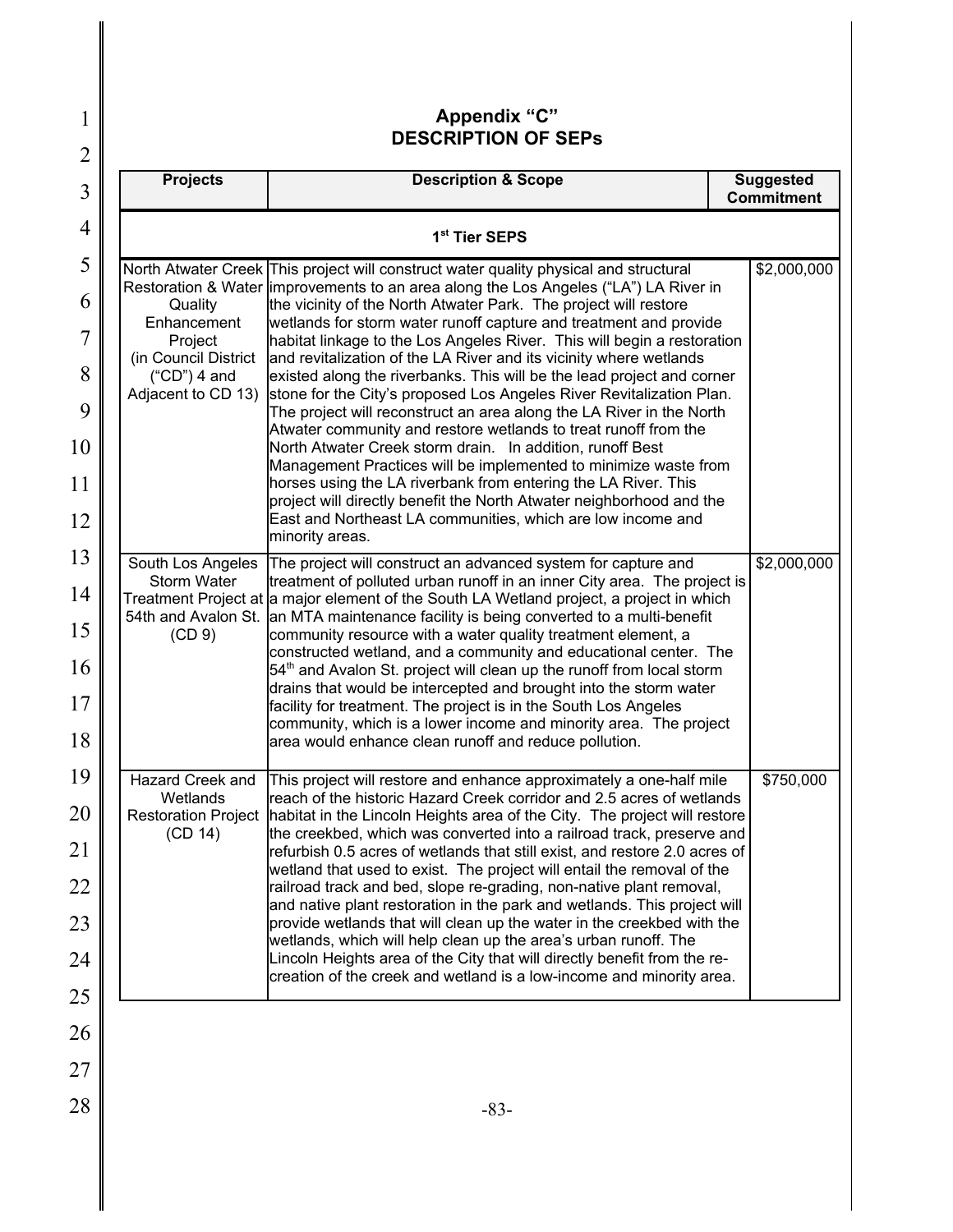# Appendix "C"
## DESCRIPTION OF SEPs

| Projects | Description & Scope | Suggested Commitment |
|---|---|---|
| **1st Tier SEPS** | | |
| North Atwater Creek Restoration & Water Quality Enhancement Project (in Council District ("CD") 4 and Adjacent to CD 13) | This project will construct water quality physical and structural improvements to an area along the Los Angeles ("LA") LA River in the vicinity of the North Atwater Park. The project will restore wetlands for storm water runoff capture and treatment and provide habitat linkage to the Los Angeles River. This will begin a restoration and revitalization of the LA River and its vicinity where wetlands existed along the riverbanks. This will be the lead project and corner stone for the City's proposed Los Angeles River Revitalization Plan. The project will reconstruct an area along the LA River in the North Atwater community and restore wetlands to treat runoff from the North Atwater Creek storm drain. In addition, runoff Best Management Practices will be implemented to minimize waste from horses using the LA riverbank from entering the LA River. This project will directly benefit the North Atwater neighborhood and the East and Northeast LA communities, which are low income and minority areas. | $2,000,000 |
| South Los Angeles Storm Water Treatment Project at 54th and Avalon St. (CD 9) | The project will construct an advanced system for capture and treatment of polluted urban runoff in an inner City area. The project is a major element of the South LA Wetland project, a project in which an MTA maintenance facility is being converted to a multi-benefit community resource with a water quality treatment element, a constructed wetland, and a community and educational center. The 54th and Avalon St. project will clean up the runoff from local storm drains that would be intercepted and brought into the storm water facility for treatment. The project is in the South Los Angeles community, which is a lower income and minority area. The project area would enhance clean runoff and reduce pollution. | $2,000,000 |
| Hazard Creek and Wetlands Restoration Project (CD 14) | This project will restore and enhance approximately a one-half mile reach of the historic Hazard Creek corridor and 2.5 acres of wetlands habitat in the Lincoln Heights area of the City. The project will restore the creekbed, which was converted into a railroad track, preserve and refurbish 0.5 acres of wetlands that still exist, and restore 2.0 acres of wetland that used to exist. The project will entail the removal of the railroad track and bed, slope re-grading, non-native plant removal, and native plant restoration in the park and wetlands. This project will provide wetlands that will clean up the water in the creekbed with the wetlands, which will help clean up the area's urban runoff. The Lincoln Heights area of the City that will directly benefit from the re-creation of the creek and wetland is a low-income and minority area. | $750,000 |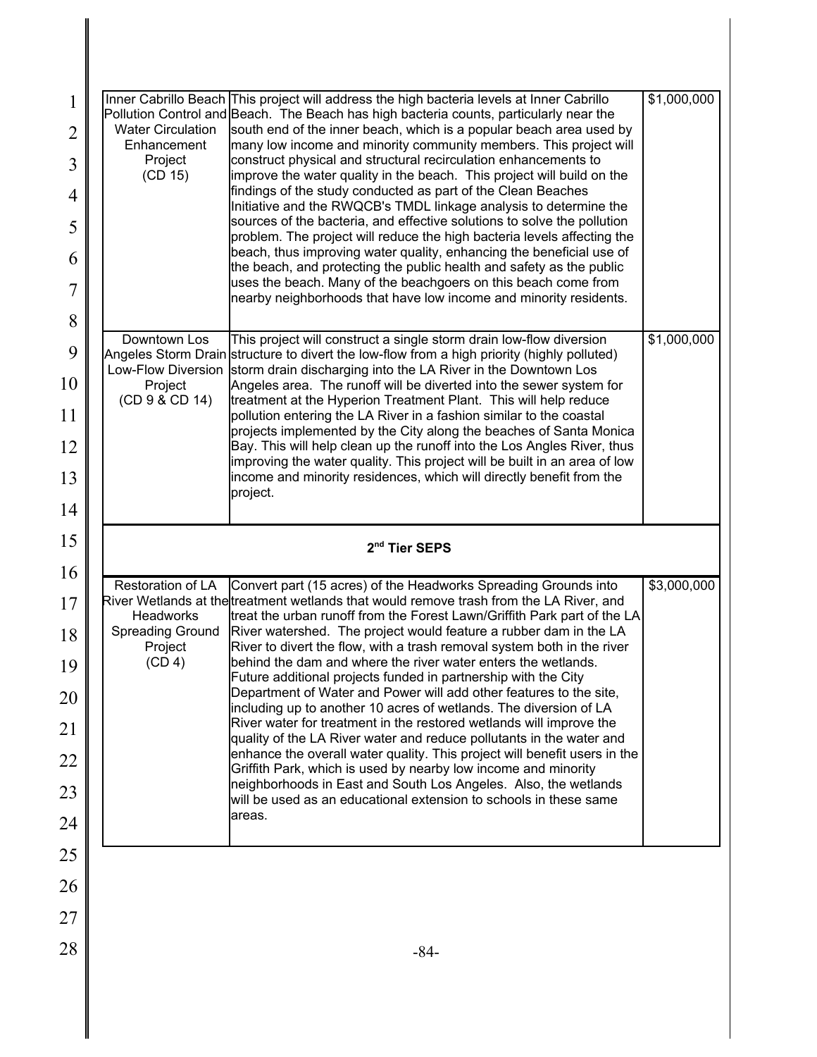| | | |
|---|---|---|
| Inner Cabrillo Beach Pollution Control and Water Circulation Enhancement Project (CD 15) | This project will address the high bacteria levels at Inner Cabrillo Beach. The Beach has high bacteria counts, particularly near the south end of the inner beach, which is a popular beach area used by many low income and minority community members. This project will construct physical and structural recirculation enhancements to improve the water quality in the beach. This project will build on the findings of the study conducted as part of the Clean Beaches Initiative and the RWQCB's TMDL linkage analysis to determine the sources of the bacteria, and effective solutions to solve the pollution problem. The project will reduce the high bacteria levels affecting the beach, thus improving water quality, enhancing the beneficial use of the beach, and protecting the public health and safety as the public uses the beach. Many of the beachgoers on this beach come from nearby neighborhoods that have low income and minority residents. | \$1,000,000 |
| Downtown Los Angeles Storm Drain Low-Flow Diversion Project (CD 9 & CD 14) | This project will construct a single storm drain low-flow diversion structure to divert the low-flow from a high priority (highly polluted) storm drain discharging into the LA River in the Downtown Los Angeles area. The runoff will be diverted into the sewer system for treatment at the Hyperion Treatment Plant. This will help reduce pollution entering the LA River in a fashion similar to the coastal projects implemented by the City along the beaches of Santa Monica Bay. This will help clean up the runoff into the Los Angles River, thus improving the water quality. This project will be built in an area of low income and minority residences, which will directly benefit from the project. | \$1,000,000 |
| **2nd Tier SEPS** | | |
| Restoration of LA River Wetlands at the Headworks Spreading Ground Project (CD 4) | Convert part (15 acres) of the Headworks Spreading Grounds into treatment wetlands that would remove trash from the LA River, and treat the urban runoff from the Forest Lawn/Griffith Park part of the LA River watershed. The project would feature a rubber dam in the LA River to divert the flow, with a trash removal system both in the river behind the dam and where the river water enters the wetlands. Future additional projects funded in partnership with the City Department of Water and Power will add other features to the site, including up to another 10 acres of wetlands. The diversion of LA River water for treatment in the restored wetlands will improve the quality of the LA River water and reduce pollutants in the water and enhance the overall water quality. This project will benefit users in the Griffith Park, which is used by nearby low income and minority neighborhoods in East and South Los Angeles. Also, the wetlands will be used as an educational extension to schools in these same areas. | \$3,000,000 |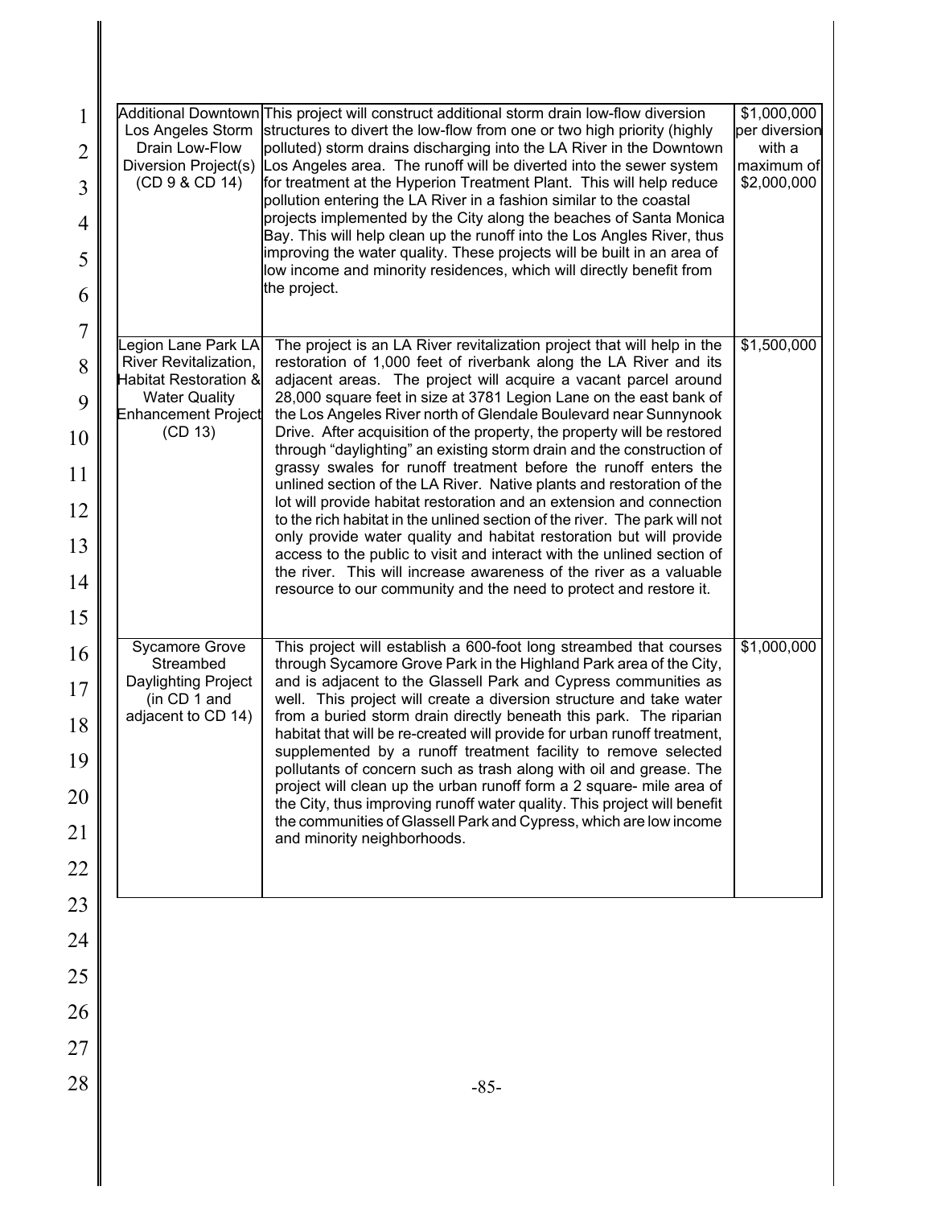| | | |
|---|---|---|
| Additional Downtown Los Angeles Storm Drain Low-Flow Diversion Project(s) (CD 9 & CD 14) | This project will construct additional storm drain low-flow diversion structures to divert the low-flow from one or two high priority (highly polluted) storm drains discharging into the LA River in the Downtown Los Angeles area. The runoff will be diverted into the sewer system for treatment at the Hyperion Treatment Plant. This will help reduce pollution entering the LA River in a fashion similar to the coastal projects implemented by the City along the beaches of Santa Monica Bay. This will help clean up the runoff into the Los Angles River, thus improving the water quality. These projects will be built in an area of low income and minority residences, which will directly benefit from the project. | $1,000,000 per diversion with a maximum of $2,000,000 |
| Legion Lane Park LA River Revitalization, Habitat Restoration & Water Quality Enhancement Project (CD 13) | The project is an LA River revitalization project that will help in the restoration of 1,000 feet of riverbank along the LA River and its adjacent areas. The project will acquire a vacant parcel around 28,000 square feet in size at 3781 Legion Lane on the east bank of the Los Angeles River north of Glendale Boulevard near Sunnynook Drive. After acquisition of the property, the property will be restored through "daylighting" an existing storm drain and the construction of grassy swales for runoff treatment before the runoff enters the unlined section of the LA River. Native plants and restoration of the lot will provide habitat restoration and an extension and connection to the rich habitat in the unlined section of the river. The park will not only provide water quality and habitat restoration but will provide access to the public to visit and interact with the unlined section of the river. This will increase awareness of the river as a valuable resource to our community and the need to protect and restore it. | $1,500,000 |
| Sycamore Grove Streambed Daylighting Project (in CD 1 and adjacent to CD 14) | This project will establish a 600-foot long streambed that courses through Sycamore Grove Park in the Highland Park area of the City, and is adjacent to the Glassell Park and Cypress communities as well. This project will create a diversion structure and take water from a buried storm drain directly beneath this park. The riparian habitat that will be re-created will provide for urban runoff treatment, supplemented by a runoff treatment facility to remove selected pollutants of concern such as trash along with oil and grease. The project will clean up the urban runoff form a 2 square- mile area of the City, thus improving runoff water quality. This project will benefit the communities of Glassell Park and Cypress, which are low income and minority neighborhoods. | $1,000,000 |